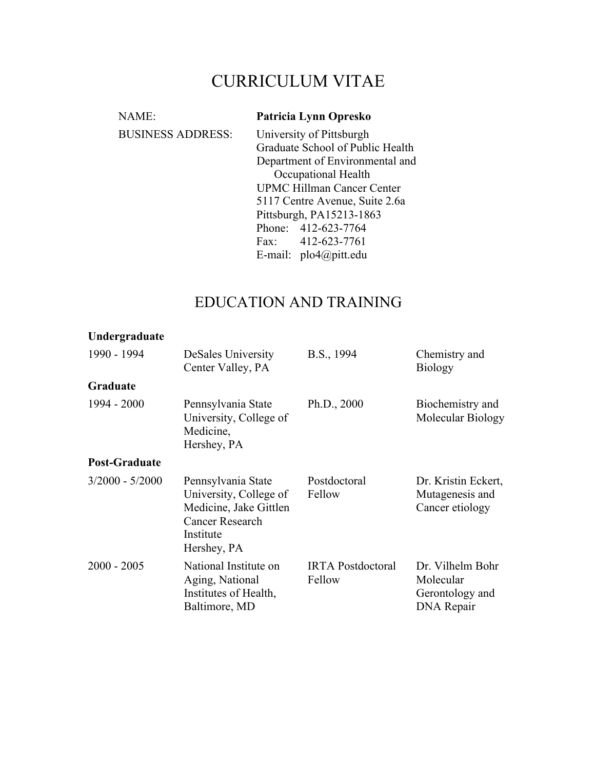# CURRICULUM VITAE

| | |
|---|---|
| NAME: | **Patricia Lynn Opresko** |
| BUSINESS ADDRESS: | University of Pittsburgh<br>Graduate School of Public Health<br>Department of Environmental and Occupational Health<br>UPMC Hillman Cancer Center<br>5117 Centre Avenue, Suite 2.6a<br>Pittsburgh, PA15213-1863<br>Phone: 412-623-7764<br>Fax: 412-623-7761<br>E-mail: plo4@pitt.edu |

## EDUCATION AND TRAINING

**Undergraduate**

| | | | |
|---|---|---|---|
| 1990 - 1994 | DeSales University<br>Center Valley, PA | B.S., 1994 | Chemistry and Biology |

**Graduate**

| | | | |
|---|---|---|---|
| 1994 - 2000 | Pennsylvania State University, College of Medicine,<br>Hershey, PA | Ph.D., 2000 | Biochemistry and Molecular Biology |

**Post-Graduate**

| | | | |
|---|---|---|---|
| 3/2000 - 5/2000 | Pennsylvania State University, College of Medicine, Jake Gittlen Cancer Research Institute<br>Hershey, PA | Postdoctoral Fellow | Dr. Kristin Eckert, Mutagenesis and Cancer etiology |
| 2000 - 2005 | National Institute on Aging, National Institutes of Health,<br>Baltimore, MD | IRTA Postdoctoral Fellow | Dr. Vilhelm Bohr Molecular Gerontology and DNA Repair |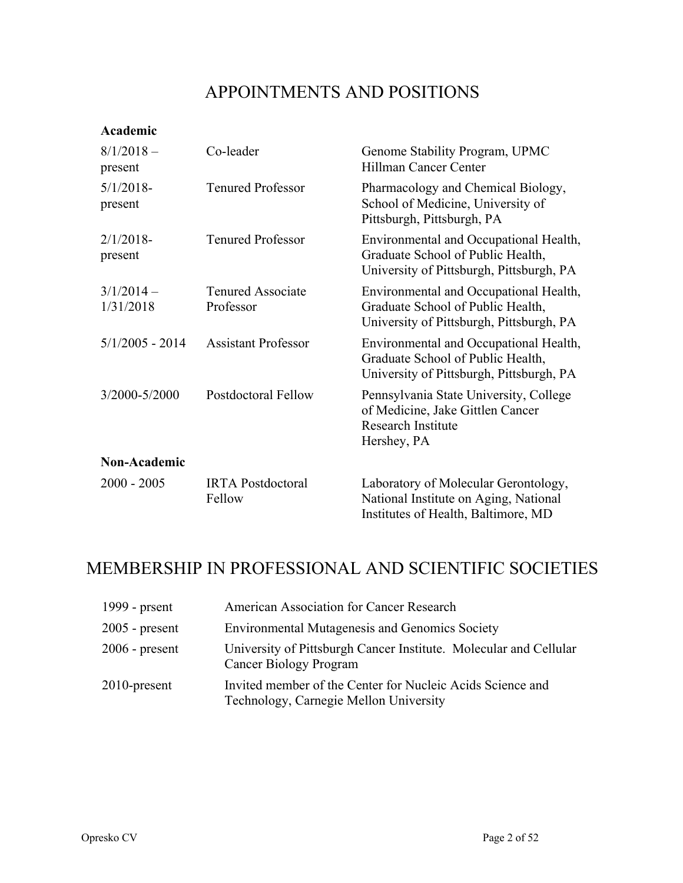# APPOINTMENTS AND POSITIONS

**Academic**

| | | |
|---|---|---|
| 8/1/2018 – present | Co-leader | Genome Stability Program, UPMC Hillman Cancer Center |
| 5/1/2018-present | Tenured Professor | Pharmacology and Chemical Biology, School of Medicine, University of Pittsburgh, Pittsburgh, PA |
| 2/1/2018-present | Tenured Professor | Environmental and Occupational Health, Graduate School of Public Health, University of Pittsburgh, Pittsburgh, PA |
| 3/1/2014 – 1/31/2018 | Tenured Associate Professor | Environmental and Occupational Health, Graduate School of Public Health, University of Pittsburgh, Pittsburgh, PA |
| 5/1/2005 - 2014 | Assistant Professor | Environmental and Occupational Health, Graduate School of Public Health, University of Pittsburgh, Pittsburgh, PA |
| 3/2000-5/2000 | Postdoctoral Fellow | Pennsylvania State University, College of Medicine, Jake Gittlen Cancer Research Institute Hershey, PA |

**Non-Academic**

| | | |
|---|---|---|
| 2000 - 2005 | IRTA Postdoctoral Fellow | Laboratory of Molecular Gerontology, National Institute on Aging, National Institutes of Health, Baltimore, MD |

# MEMBERSHIP IN PROFESSIONAL AND SCIENTIFIC SOCIETIES

| | |
|---|---|
| 1999 - prsent | American Association for Cancer Research |
| 2005 - present | Environmental Mutagenesis and Genomics Society |
| 2006 - present | University of Pittsburgh Cancer Institute. Molecular and Cellular Cancer Biology Program |
| 2010-present | Invited member of the Center for Nucleic Acids Science and Technology, Carnegie Mellon University |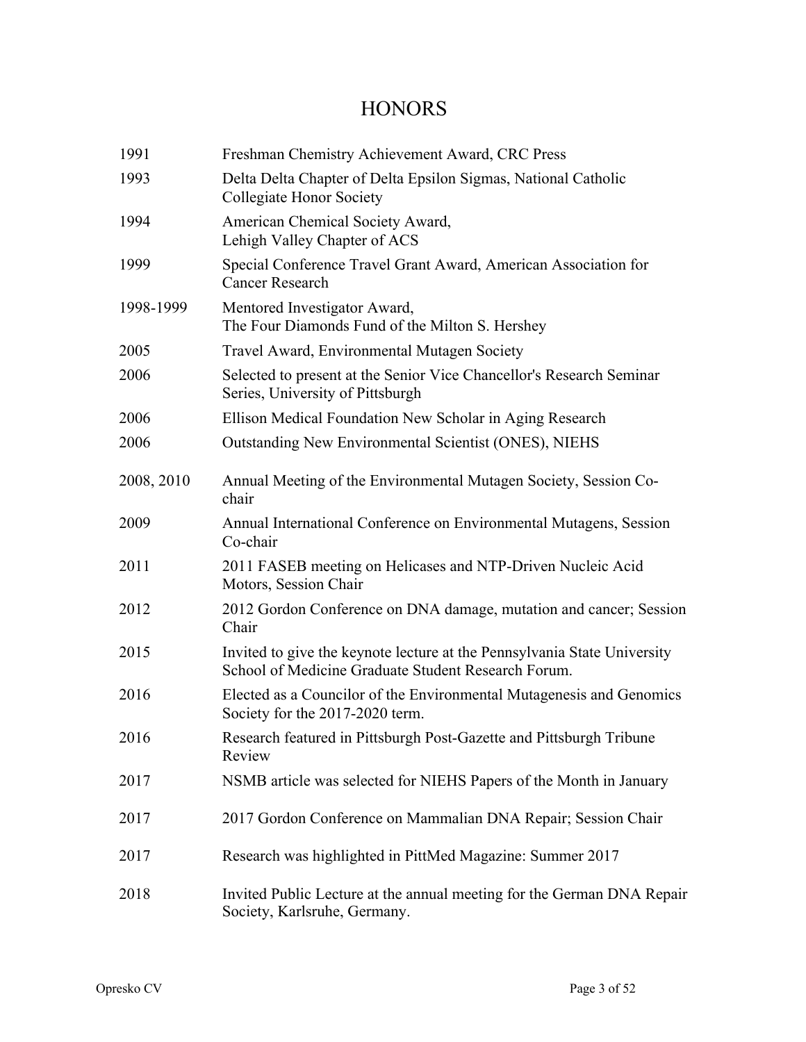# HONORS

| | |
|---|---|
| 1991 | Freshman Chemistry Achievement Award, CRC Press |
| 1993 | Delta Delta Chapter of Delta Epsilon Sigmas, National Catholic Collegiate Honor Society |
| 1994 | American Chemical Society Award, Lehigh Valley Chapter of ACS |
| 1999 | Special Conference Travel Grant Award, American Association for Cancer Research |
| 1998-1999 | Mentored Investigator Award, The Four Diamonds Fund of the Milton S. Hershey |
| 2005 | Travel Award, Environmental Mutagen Society |
| 2006 | Selected to present at the Senior Vice Chancellor's Research Seminar Series, University of Pittsburgh |
| 2006 | Ellison Medical Foundation New Scholar in Aging Research |
| 2006 | Outstanding New Environmental Scientist (ONES), NIEHS |
| 2008, 2010 | Annual Meeting of the Environmental Mutagen Society, Session Co-chair |
| 2009 | Annual International Conference on Environmental Mutagens, Session Co-chair |
| 2011 | 2011 FASEB meeting on Helicases and NTP-Driven Nucleic Acid Motors, Session Chair |
| 2012 | 2012 Gordon Conference on DNA damage, mutation and cancer; Session Chair |
| 2015 | Invited to give the keynote lecture at the Pennsylvania State University School of Medicine Graduate Student Research Forum. |
| 2016 | Elected as a Councilor of the Environmental Mutagenesis and Genomics Society for the 2017-2020 term. |
| 2016 | Research featured in Pittsburgh Post-Gazette and Pittsburgh Tribune Review |
| 2017 | NSMB article was selected for NIEHS Papers of the Month in January |
| 2017 | 2017 Gordon Conference on Mammalian DNA Repair; Session Chair |
| 2017 | Research was highlighted in PittMed Magazine: Summer 2017 |
| 2018 | Invited Public Lecture at the annual meeting for the German DNA Repair Society, Karlsruhe, Germany. |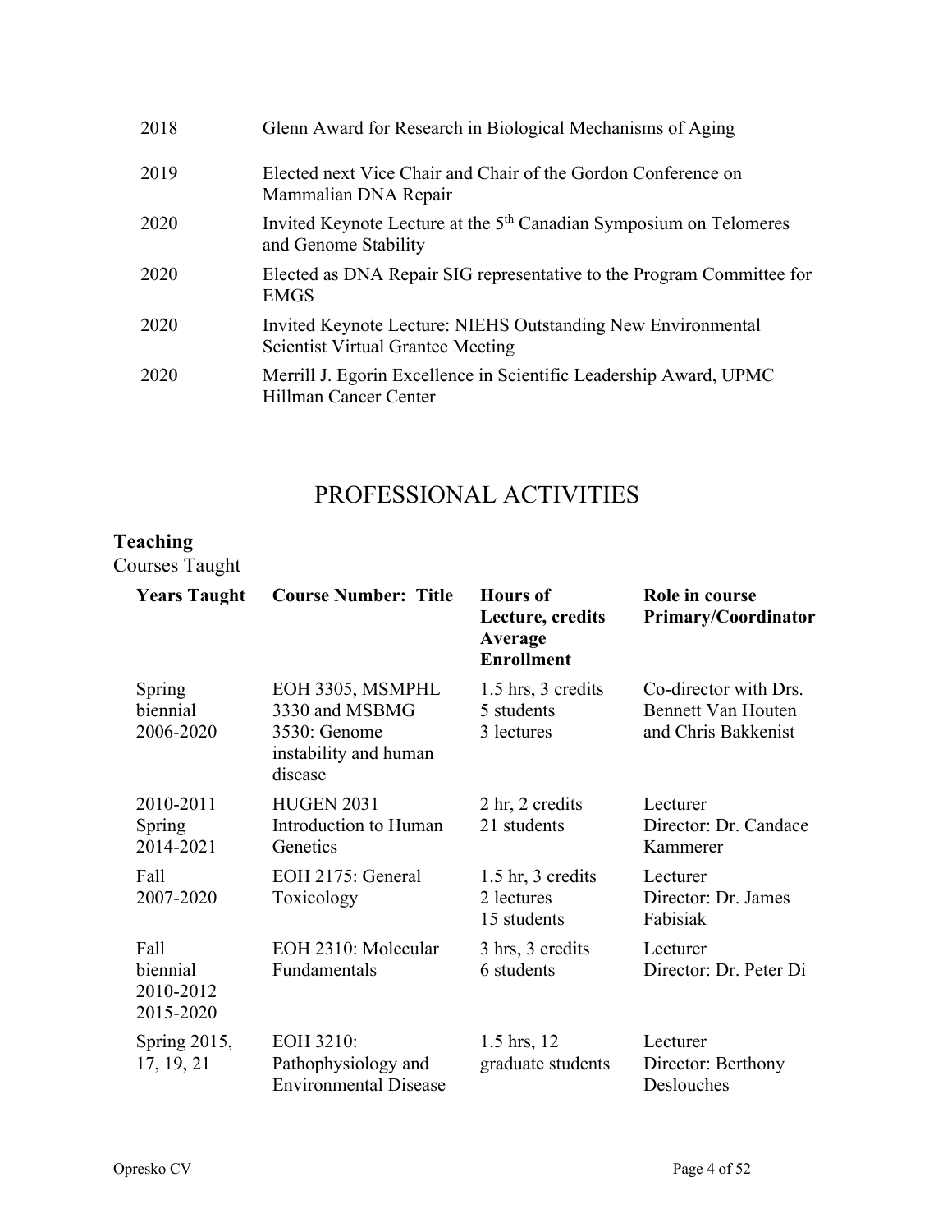| | |
|---|---|
| 2018 | Glenn Award for Research in Biological Mechanisms of Aging |
| 2019 | Elected next Vice Chair and Chair of the Gordon Conference on Mammalian DNA Repair |
| 2020 | Invited Keynote Lecture at the 5th Canadian Symposium on Telomeres and Genome Stability |
| 2020 | Elected as DNA Repair SIG representative to the Program Committee for EMGS |
| 2020 | Invited Keynote Lecture: NIEHS Outstanding New Environmental Scientist Virtual Grantee Meeting |
| 2020 | Merrill J. Egorin Excellence in Scientific Leadership Award, UPMC Hillman Cancer Center |

# PROFESSIONAL ACTIVITIES

## Teaching

Courses Taught

| Years Taught | Course Number: Title | Hours of Lecture, credits Average Enrollment | Role in course Primary/Coordinator |
|---|---|---|---|
| Spring biennial 2006-2020 | EOH 3305, MSMPHL 3330 and MSBMG 3530: Genome instability and human disease | 1.5 hrs, 3 credits 5 students 3 lectures | Co-director with Drs. Bennett Van Houten and Chris Bakkenist |
| 2010-2011 Spring 2014-2021 | HUGEN 2031 Introduction to Human Genetics | 2 hr, 2 credits 21 students | Lecturer Director: Dr. Candace Kammerer |
| Fall 2007-2020 | EOH 2175: General Toxicology | 1.5 hr, 3 credits 2 lectures 15 students | Lecturer Director: Dr. James Fabisiak |
| Fall biennial 2010-2012 2015-2020 | EOH 2310: Molecular Fundamentals | 3 hrs, 3 credits 6 students | Lecturer Director: Dr. Peter Di |
| Spring 2015, 17, 19, 21 | EOH 3210: Pathophysiology and Environmental Disease | 1.5 hrs, 12 graduate students | Lecturer Director: Berthony Deslouches |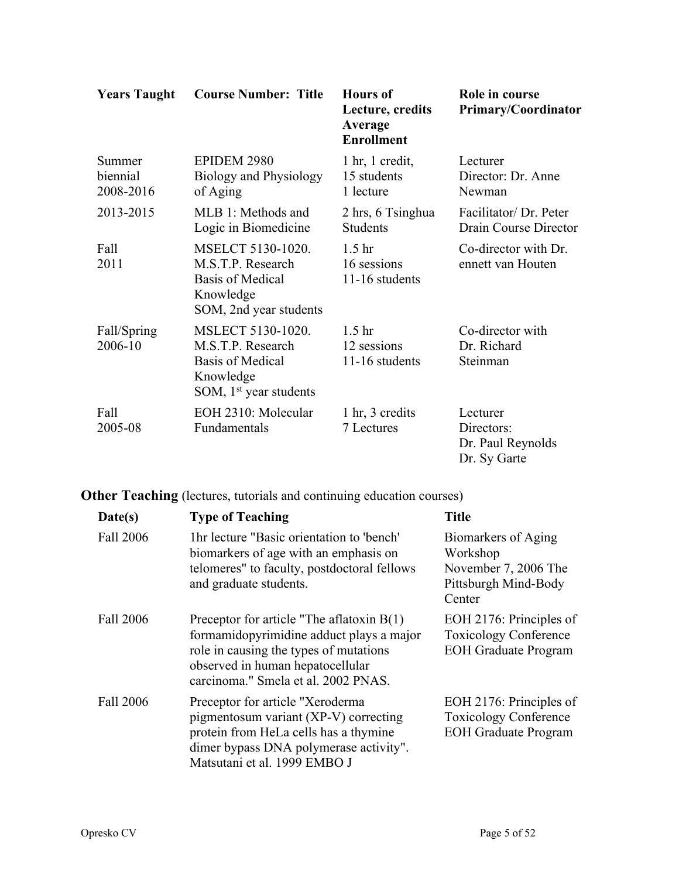| Years Taught | Course Number: Title | Hours of Lecture, credits Average Enrollment | Role in course Primary/Coordinator |
|---|---|---|---|
| Summer biennial 2008-2016 | EPIDEM 2980 Biology and Physiology of Aging | 1 hr, 1 credit, 15 students 1 lecture | Lecturer Director: Dr. Anne Newman |
| 2013-2015 | MLB 1: Methods and Logic in Biomedicine | 2 hrs, 6 Tsinghua Students | Facilitator/ Dr. Peter Drain Course Director |
| Fall 2011 | MSELCT 5130-1020. M.S.T.P. Research Basis of Medical Knowledge SOM, 2nd year students | 1.5 hr 16 sessions 11-16 students | Co-director with Dr. ennett van Houten |
| Fall/Spring 2006-10 | MSLECT 5130-1020. M.S.T.P. Research Basis of Medical Knowledge SOM, 1st year students | 1.5 hr 12 sessions 11-16 students | Co-director with Dr. Richard Steinman |
| Fall 2005-08 | EOH 2310: Molecular Fundamentals | 1 hr, 3 credits 7 Lectures | Lecturer Directors: Dr. Paul Reynolds Dr. Sy Garte |

**Other Teaching** (lectures, tutorials and continuing education courses)

| Date(s) | Type of Teaching | Title |
|---|---|---|
| Fall 2006 | 1hr lecture "Basic orientation to 'bench' biomarkers of age with an emphasis on telomeres" to faculty, postdoctoral fellows and graduate students. | Biomarkers of Aging Workshop November 7, 2006 The Pittsburgh Mind-Body Center |
| Fall 2006 | Preceptor for article "The aflatoxin B(1) formamidopyrimidine adduct plays a major role in causing the types of mutations observed in human hepatocellular carcinoma." Smela et al. 2002 PNAS. | EOH 2176: Principles of Toxicology Conference EOH Graduate Program |
| Fall 2006 | Preceptor for article "Xeroderma pigmentosum variant (XP-V) correcting protein from HeLa cells has a thymine dimer bypass DNA polymerase activity". Matsutani et al. 1999 EMBO J | EOH 2176: Principles of Toxicology Conference EOH Graduate Program |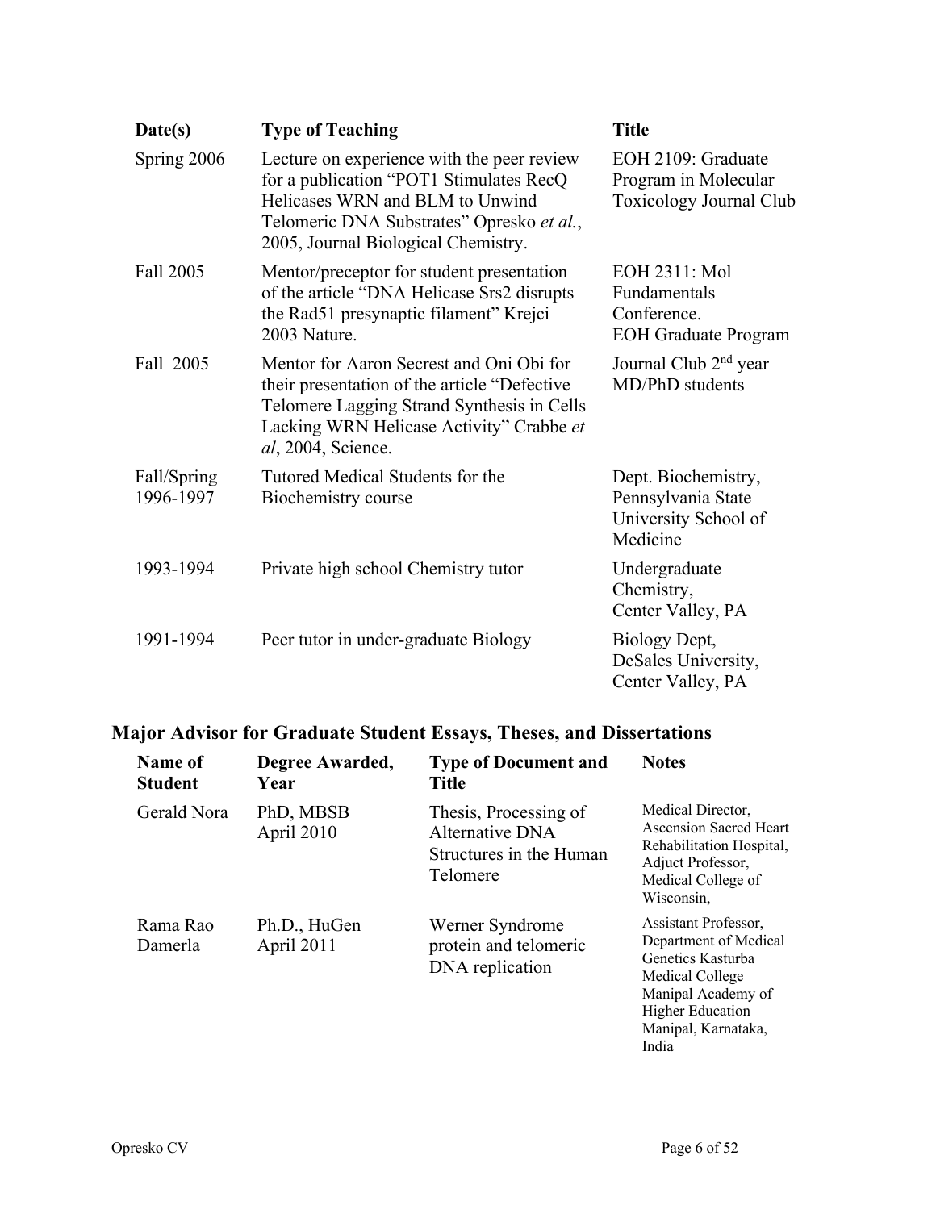| Date(s) | Type of Teaching | Title |
|---|---|---|
| Spring 2006 | Lecture on experience with the peer review for a publication “POT1 Stimulates RecQ Helicases WRN and BLM to Unwind Telomeric DNA Substrates” Opresko *et al.*, 2005, Journal Biological Chemistry. | EOH 2109: Graduate Program in Molecular Toxicology Journal Club |
| Fall 2005 | Mentor/preceptor for student presentation of the article “DNA Helicase Srs2 disrupts the Rad51 presynaptic filament” Krejci 2003 Nature. | EOH 2311: Mol Fundamentals Conference. EOH Graduate Program |
| Fall 2005 | Mentor for Aaron Secrest and Oni Obi for their presentation of the article “Defective Telomere Lagging Strand Synthesis in Cells Lacking WRN Helicase Activity” Crabbe *et al*, 2004, Science. | Journal Club 2nd year MD/PhD students |
| Fall/Spring 1996-1997 | Tutored Medical Students for the Biochemistry course | Dept. Biochemistry, Pennsylvania State University School of Medicine |
| 1993-1994 | Private high school Chemistry tutor | Undergraduate Chemistry, Center Valley, PA |
| 1991-1994 | Peer tutor in under-graduate Biology | Biology Dept, DeSales University, Center Valley, PA |

## Major Advisor for Graduate Student Essays, Theses, and Dissertations

| Name of Student | Degree Awarded, Year | Type of Document and Title | Notes |
|---|---|---|---|
| Gerald Nora | PhD, MBSB April 2010 | Thesis, Processing of Alternative DNA Structures in the Human Telomere | Medical Director, Ascension Sacred Heart Rehabilitation Hospital, Adjuct Professor, Medical College of Wisconsin, |
| Rama Rao Damerla | Ph.D., HuGen April 2011 | Werner Syndrome protein and telomeric DNA replication | Assistant Professor, Department of Medical Genetics Kasturba Medical College Manipal Academy of Higher Education Manipal, Karnataka, India |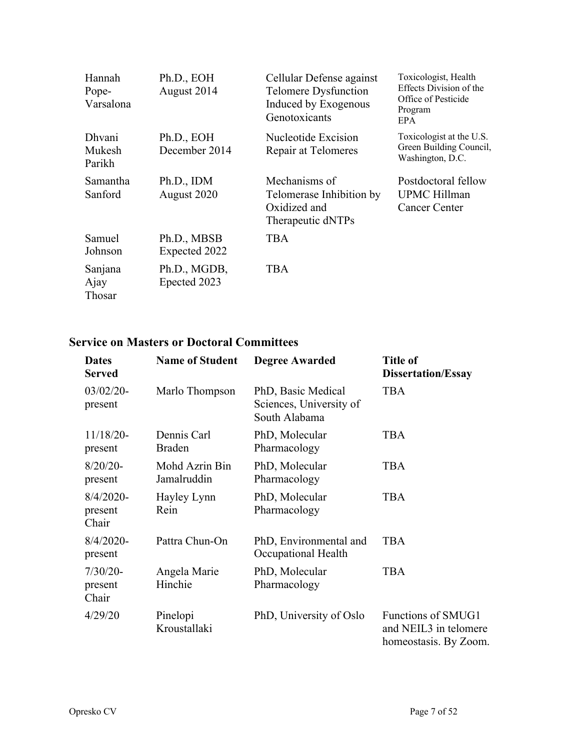| | | | |
|---|---|---|---|
| Hannah Pope-Varsalona | Ph.D., EOH August 2014 | Cellular Defense against Telomere Dysfunction Induced by Exogenous Genotoxicants | Toxicologist, Health Effects Division of the Office of Pesticide Program EPA |
| Dhvani Mukesh Parikh | Ph.D., EOH December 2014 | Nucleotide Excision Repair at Telomeres | Toxicologist at the U.S. Green Building Council, Washington, D.C. |
| Samantha Sanford | Ph.D., IDM August 2020 | Mechanisms of Telomerase Inhibition by Oxidized and Therapeutic dNTPs | Postdoctoral fellow UPMC Hillman Cancer Center |
| Samuel Johnson | Ph.D., MBSB Expected 2022 | TBA | |
| Sanjana Ajay Thosar | Ph.D., MGDB, Epected 2023 | TBA | |

## Service on Masters or Doctoral Committees

| Dates Served | Name of Student | Degree Awarded | Title of Dissertation/Essay |
|---|---|---|---|
| 03/02/20-present | Marlo Thompson | PhD, Basic Medical Sciences, University of South Alabama | TBA |
| 11/18/20-present | Dennis Carl Braden | PhD, Molecular Pharmacology | TBA |
| 8/20/20-present | Mohd Azrin Bin Jamalruddin | PhD, Molecular Pharmacology | TBA |
| 8/4/2020-present Chair | Hayley Lynn Rein | PhD, Molecular Pharmacology | TBA |
| 8/4/2020-present | Pattra Chun-On | PhD, Environmental and Occupational Health | TBA |
| 7/30/20-present Chair | Angela Marie Hinchie | PhD, Molecular Pharmacology | TBA |
| 4/29/20 | Pinelopi Kroustallaki | PhD, University of Oslo | Functions of SMUG1 and NEIL3 in telomere homeostasis. By Zoom. |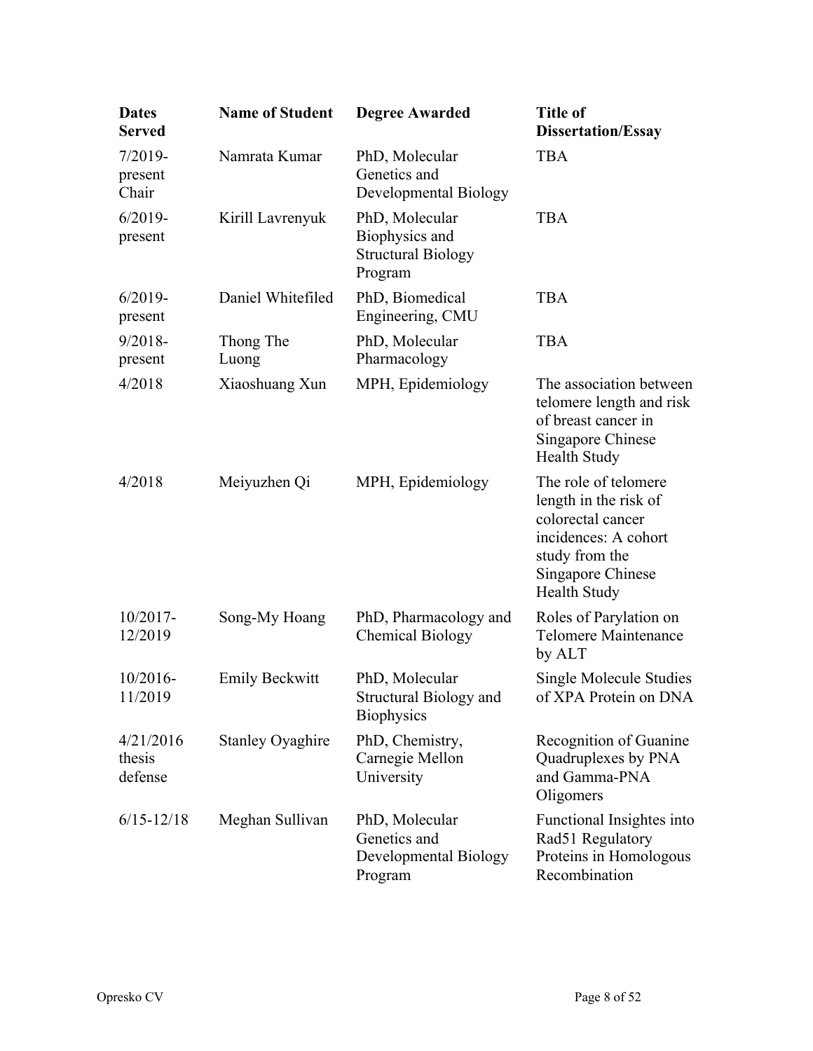| Dates Served | Name of Student | Degree Awarded | Title of Dissertation/Essay |
|---|---|---|---|
| 7/2019-present Chair | Namrata Kumar | PhD, Molecular Genetics and Developmental Biology | TBA |
| 6/2019-present | Kirill Lavrenyuk | PhD, Molecular Biophysics and Structural Biology Program | TBA |
| 6/2019-present | Daniel Whitefiled | PhD, Biomedical Engineering, CMU | TBA |
| 9/2018-present | Thong The Luong | PhD, Molecular Pharmacology | TBA |
| 4/2018 | Xiaoshuang Xun | MPH, Epidemiology | The association between telomere length and risk of breast cancer in Singapore Chinese Health Study |
| 4/2018 | Meiyuzhen Qi | MPH, Epidemiology | The role of telomere length in the risk of colorectal cancer incidences: A cohort study from the Singapore Chinese Health Study |
| 10/2017-12/2019 | Song-My Hoang | PhD, Pharmacology and Chemical Biology | Roles of Parylation on Telomere Maintenance by ALT |
| 10/2016-11/2019 | Emily Beckwitt | PhD, Molecular Structural Biology and Biophysics | Single Molecule Studies of XPA Protein on DNA |
| 4/21/2016 thesis defense | Stanley Oyaghire | PhD, Chemistry, Carnegie Mellon University | Recognition of Guanine Quadruplexes by PNA and Gamma-PNA Oligomers |
| 6/15-12/18 | Meghan Sullivan | PhD, Molecular Genetics and Developmental Biology Program | Functional Insightes into Rad51 Regulatory Proteins in Homologous Recombination |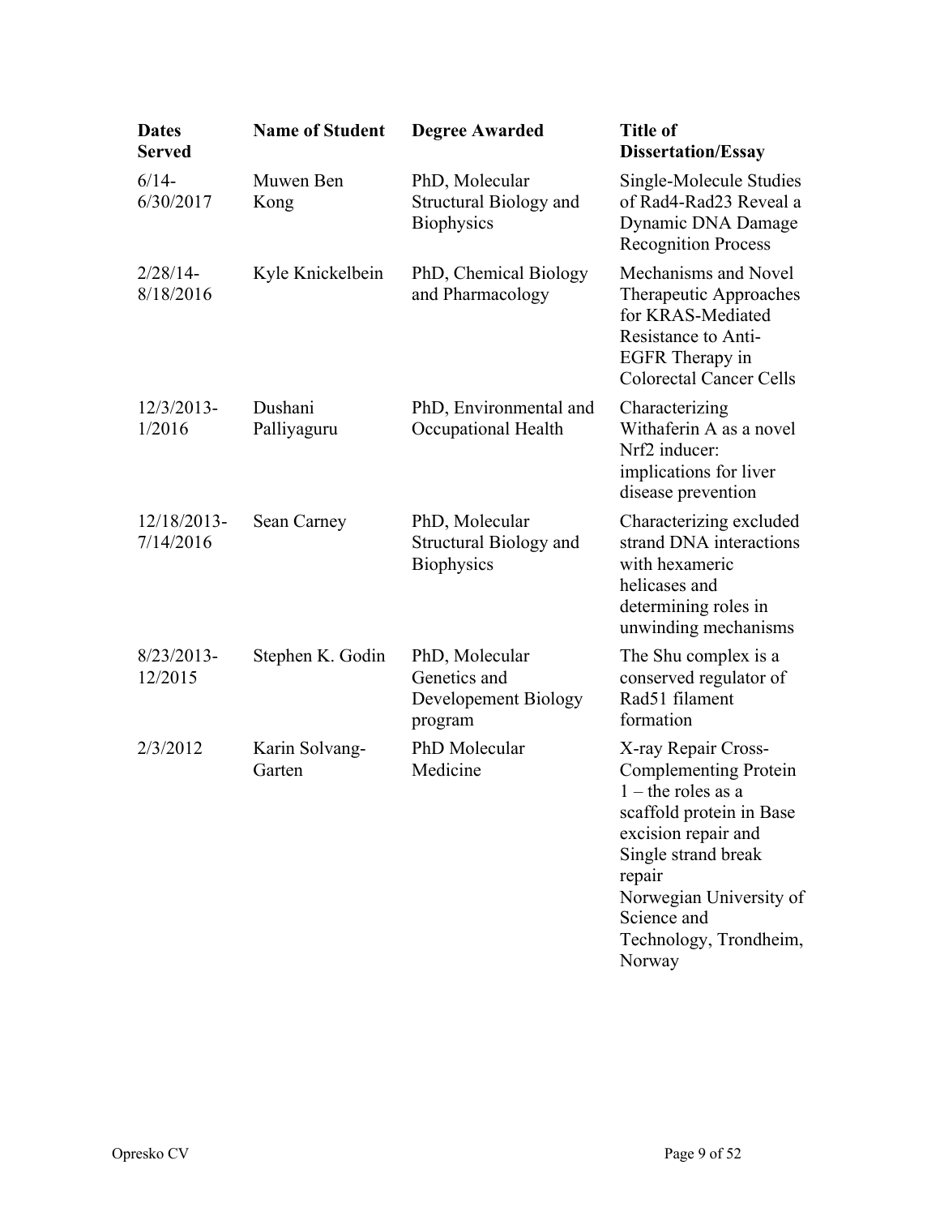| Dates Served | Name of Student | Degree Awarded | Title of Dissertation/Essay |
| --- | --- | --- | --- |
| 6/14-6/30/2017 | Muwen Ben Kong | PhD, Molecular Structural Biology and Biophysics | Single-Molecule Studies of Rad4-Rad23 Reveal a Dynamic DNA Damage Recognition Process |
| 2/28/14-8/18/2016 | Kyle Knickelbein | PhD, Chemical Biology and Pharmacology | Mechanisms and Novel Therapeutic Approaches for KRAS-Mediated Resistance to Anti-EGFR Therapy in Colorectal Cancer Cells |
| 12/3/2013-1/2016 | Dushani Palliyaguru | PhD, Environmental and Occupational Health | Characterizing Withaferin A as a novel Nrf2 inducer: implications for liver disease prevention |
| 12/18/2013-7/14/2016 | Sean Carney | PhD, Molecular Structural Biology and Biophysics | Characterizing excluded strand DNA interactions with hexameric helicases and determining roles in unwinding mechanisms |
| 8/23/2013-12/2015 | Stephen K. Godin | PhD, Molecular Genetics and Developement Biology program | The Shu complex is a conserved regulator of Rad51 filament formation |
| 2/3/2012 | Karin Solvang-Garten | PhD Molecular Medicine | X-ray Repair Cross-Complementing Protein 1 – the roles as a scaffold protein in Base excision repair and Single strand break repair Norwegian University of Science and Technology, Trondheim, Norway |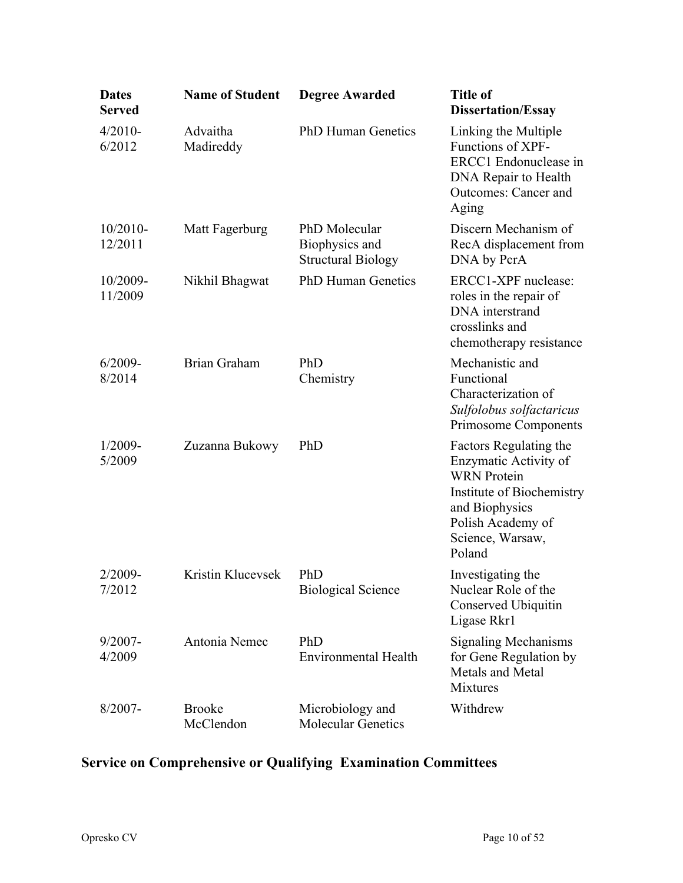| Dates Served | Name of Student | Degree Awarded | Title of Dissertation/Essay |
|---|---|---|---|
| 4/2010-6/2012 | Advaitha Madireddy | PhD Human Genetics | Linking the Multiple Functions of XPF-ERCC1 Endonuclease in DNA Repair to Health Outcomes: Cancer and Aging |
| 10/2010-12/2011 | Matt Fagerburg | PhD Molecular Biophysics and Structural Biology | Discern Mechanism of RecA displacement from DNA by PcrA |
| 10/2009-11/2009 | Nikhil Bhagwat | PhD Human Genetics | ERCC1-XPF nuclease: roles in the repair of DNA interstrand crosslinks and chemotherapy resistance |
| 6/2009-8/2014 | Brian Graham | PhD Chemistry | Mechanistic and Functional Characterization of *Sulfolobus solfactaricus* Primosome Components |
| 1/2009-5/2009 | Zuzanna Bukowy | PhD | Factors Regulating the Enzymatic Activity of WRN Protein Institute of Biochemistry and Biophysics Polish Academy of Science, Warsaw, Poland |
| 2/2009-7/2012 | Kristin Klucevsek | PhD Biological Science | Investigating the Nuclear Role of the Conserved Ubiquitin Ligase Rkr1 |
| 9/2007-4/2009 | Antonia Nemec | PhD Environmental Health | Signaling Mechanisms for Gene Regulation by Metals and Metal Mixtures |
| 8/2007- | Brooke McClendon | Microbiology and Molecular Genetics | Withdrew |

## Service on Comprehensive or Qualifying Examination Committees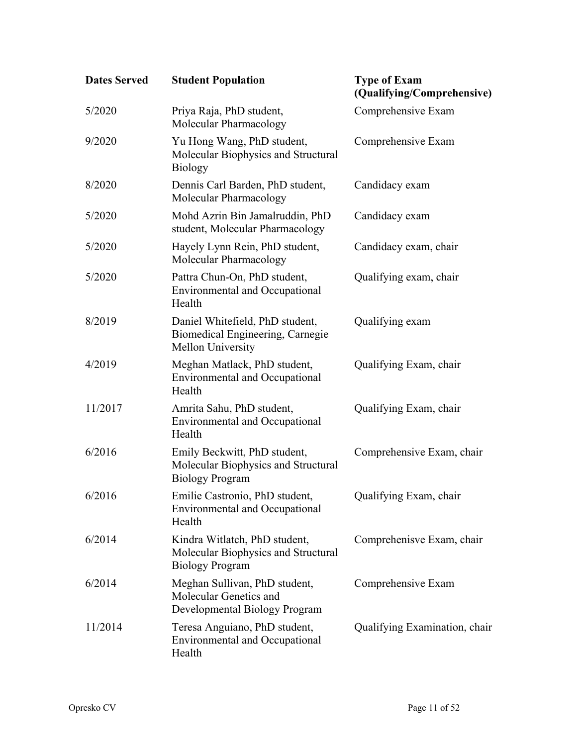| Dates Served | Student Population | Type of Exam (Qualifying/Comprehensive) |
|---|---|---|
| 5/2020 | Priya Raja, PhD student, Molecular Pharmacology | Comprehensive Exam |
| 9/2020 | Yu Hong Wang, PhD student, Molecular Biophysics and Structural Biology | Comprehensive Exam |
| 8/2020 | Dennis Carl Barden, PhD student, Molecular Pharmacology | Candidacy exam |
| 5/2020 | Mohd Azrin Bin Jamalruddin, PhD student, Molecular Pharmacology | Candidacy exam |
| 5/2020 | Hayely Lynn Rein, PhD student, Molecular Pharmacology | Candidacy exam, chair |
| 5/2020 | Pattra Chun-On, PhD student, Environmental and Occupational Health | Qualifying exam, chair |
| 8/2019 | Daniel Whitefield, PhD student, Biomedical Engineering, Carnegie Mellon University | Qualifying exam |
| 4/2019 | Meghan Matlack, PhD student, Environmental and Occupational Health | Qualifying Exam, chair |
| 11/2017 | Amrita Sahu, PhD student, Environmental and Occupational Health | Qualifying Exam, chair |
| 6/2016 | Emily Beckwitt, PhD student, Molecular Biophysics and Structural Biology Program | Comprehensive Exam, chair |
| 6/2016 | Emilie Castronio, PhD student, Environmental and Occupational Health | Qualifying Exam, chair |
| 6/2014 | Kindra Witlatch, PhD student, Molecular Biophysics and Structural Biology Program | Comprehenisve Exam, chair |
| 6/2014 | Meghan Sullivan, PhD student, Molecular Genetics and Developmental Biology Program | Comprehensive Exam |
| 11/2014 | Teresa Anguiano, PhD student, Environmental and Occupational Health | Qualifying Examination, chair |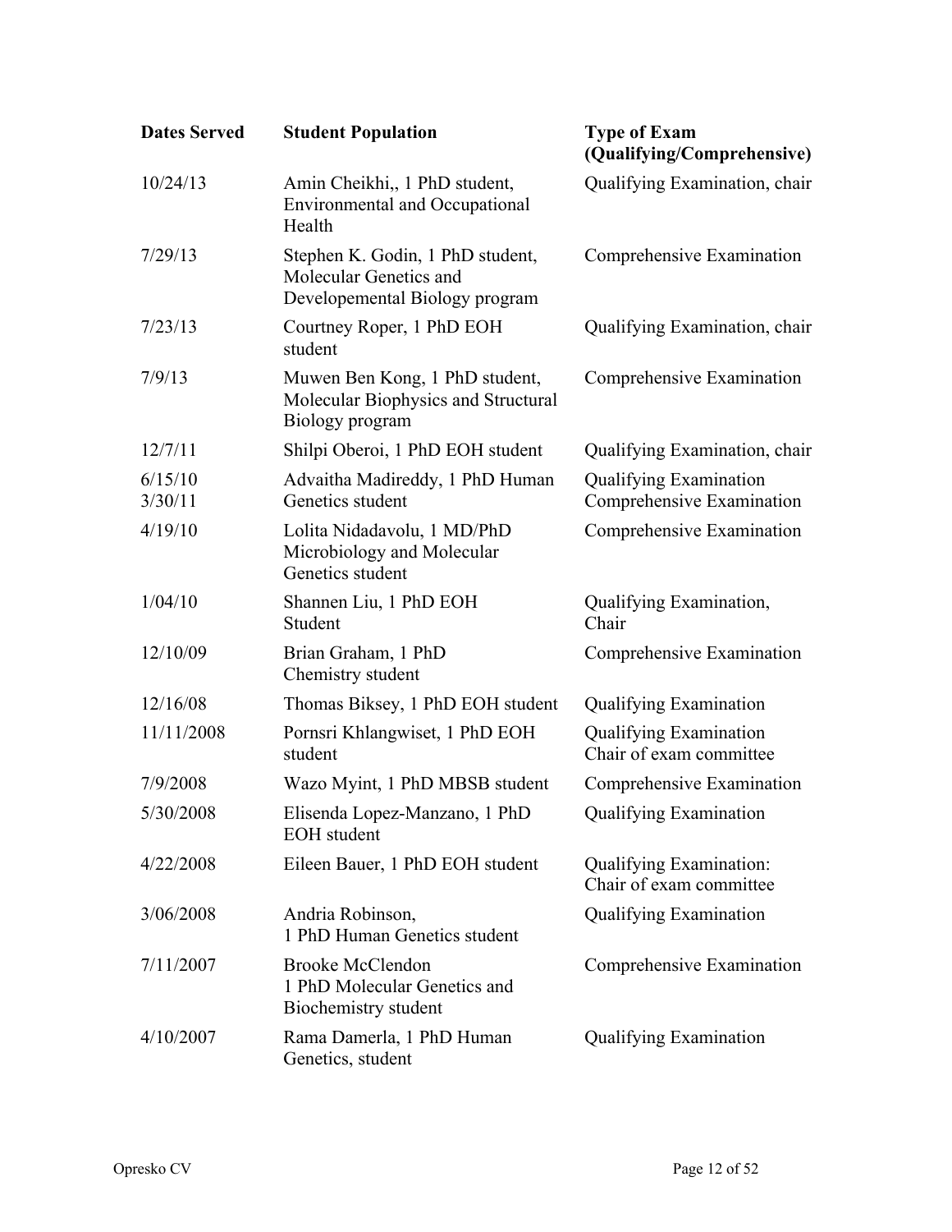| Dates Served | Student Population | Type of Exam (Qualifying/Comprehensive) |
|---|---|---|
| 10/24/13 | Amin Cheikhi,, 1 PhD student, Environmental and Occupational Health | Qualifying Examination, chair |
| 7/29/13 | Stephen K. Godin, 1 PhD student, Molecular Genetics and Developemental Biology program | Comprehensive Examination |
| 7/23/13 | Courtney Roper, 1 PhD EOH student | Qualifying Examination, chair |
| 7/9/13 | Muwen Ben Kong, 1 PhD student, Molecular Biophysics and Structural Biology program | Comprehensive Examination |
| 12/7/11 | Shilpi Oberoi, 1 PhD EOH student | Qualifying Examination, chair |
| 6/15/10<br>3/30/11 | Advaitha Madireddy, 1 PhD Human Genetics student | Qualifying Examination<br>Comprehensive Examination |
| 4/19/10 | Lolita Nidadavolu, 1 MD/PhD Microbiology and Molecular Genetics student | Comprehensive Examination |
| 1/04/10 | Shannen Liu, 1 PhD EOH Student | Qualifying Examination, Chair |
| 12/10/09 | Brian Graham, 1 PhD Chemistry student | Comprehensive Examination |
| 12/16/08 | Thomas Biksey, 1 PhD EOH student | Qualifying Examination |
| 11/11/2008 | Pornsri Khlangwiset, 1 PhD EOH student | Qualifying Examination<br>Chair of exam committee |
| 7/9/2008 | Wazo Myint, 1 PhD MBSB student | Comprehensive Examination |
| 5/30/2008 | Elisenda Lopez-Manzano, 1 PhD EOH student | Qualifying Examination |
| 4/22/2008 | Eileen Bauer, 1 PhD EOH student | Qualifying Examination:<br>Chair of exam committee |
| 3/06/2008 | Andria Robinson,<br>1 PhD Human Genetics student | Qualifying Examination |
| 7/11/2007 | Brooke McClendon<br>1 PhD Molecular Genetics and Biochemistry student | Comprehensive Examination |
| 4/10/2007 | Rama Damerla, 1 PhD Human Genetics, student | Qualifying Examination |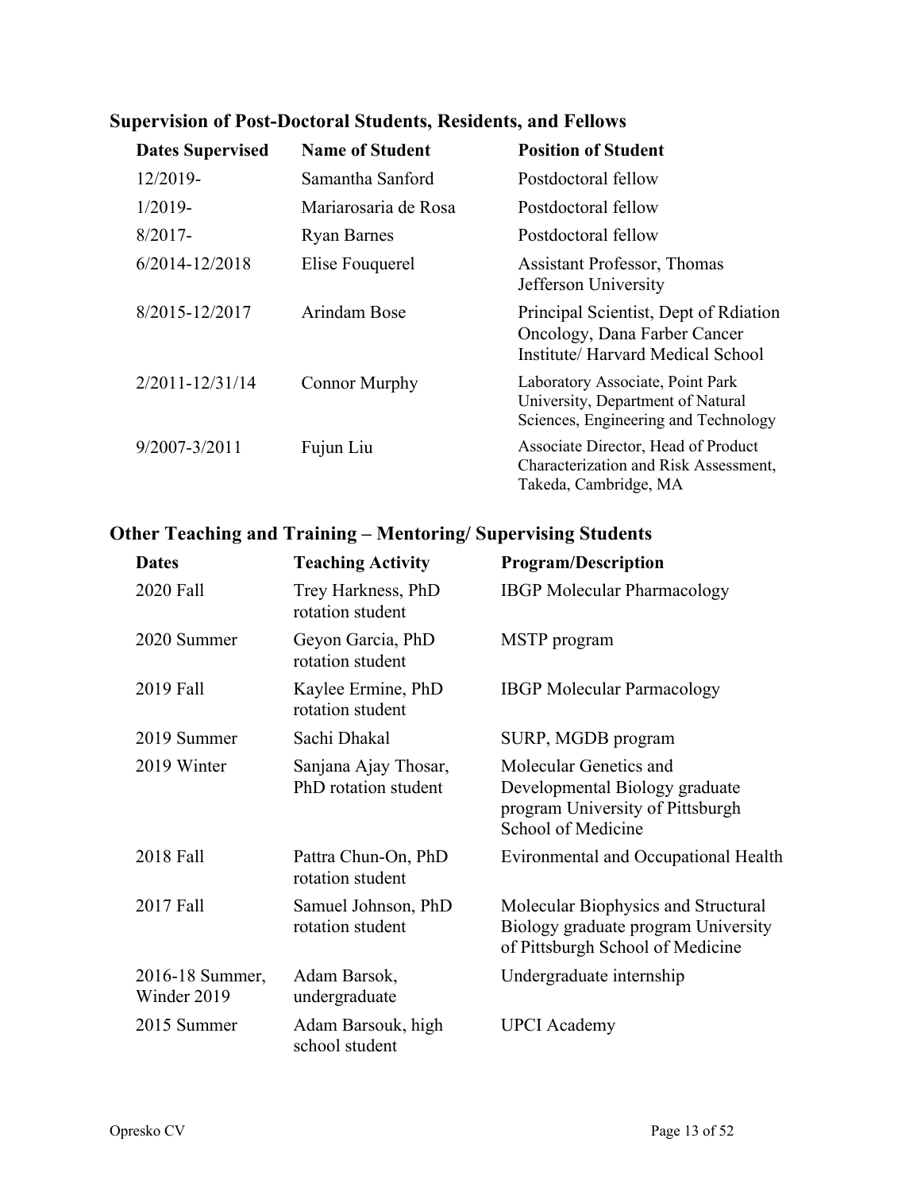## Supervision of Post-Doctoral Students, Residents, and Fellows

| Dates Supervised | Name of Student | Position of Student |
|---|---|---|
| 12/2019- | Samantha Sanford | Postdoctoral fellow |
| 1/2019- | Mariarosaria de Rosa | Postdoctoral fellow |
| 8/2017- | Ryan Barnes | Postdoctoral fellow |
| 6/2014-12/2018 | Elise Fouquerel | Assistant Professor, Thomas Jefferson University |
| 8/2015-12/2017 | Arindam Bose | Principal Scientist, Dept of Rdiation Oncology, Dana Farber Cancer Institute/ Harvard Medical School |
| 2/2011-12/31/14 | Connor Murphy | Laboratory Associate, Point Park University, Department of Natural Sciences, Engineering and Technology |
| 9/2007-3/2011 | Fujun Liu | Associate Director, Head of Product Characterization and Risk Assessment, Takeda, Cambridge, MA |

## Other Teaching and Training – Mentoring/ Supervising Students

| Dates | Teaching Activity | Program/Description |
|---|---|---|
| 2020 Fall | Trey Harkness, PhD rotation student | IBGP Molecular Pharmacology |
| 2020 Summer | Geyon Garcia, PhD rotation student | MSTP program |
| 2019 Fall | Kaylee Ermine, PhD rotation student | IBGP Molecular Parmacology |
| 2019 Summer | Sachi Dhakal | SURP, MGDB program |
| 2019 Winter | Sanjana Ajay Thosar, PhD rotation student | Molecular Genetics and Developmental Biology graduate program University of Pittsburgh School of Medicine |
| 2018 Fall | Pattra Chun-On, PhD rotation student | Evironmental and Occupational Health |
| 2017 Fall | Samuel Johnson, PhD rotation student | Molecular Biophysics and Structural Biology graduate program University of Pittsburgh School of Medicine |
| 2016-18 Summer, Winder 2019 | Adam Barsok, undergraduate | Undergraduate internship |
| 2015 Summer | Adam Barsouk, high school student | UPCI Academy |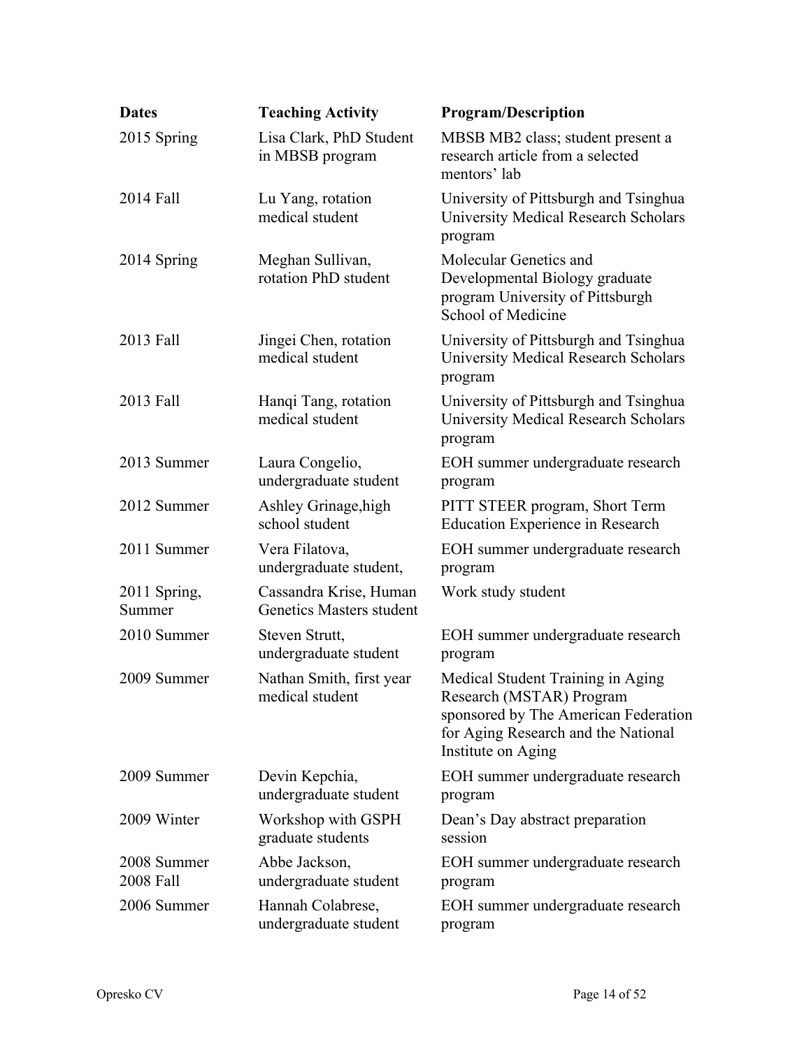| Dates | Teaching Activity | Program/Description |
|---|---|---|
| 2015 Spring | Lisa Clark, PhD Student in MBSB program | MBSB MB2 class; student present a research article from a selected mentors' lab |
| 2014 Fall | Lu Yang, rotation medical student | University of Pittsburgh and Tsinghua University Medical Research Scholars program |
| 2014 Spring | Meghan Sullivan, rotation PhD student | Molecular Genetics and Developmental Biology graduate program University of Pittsburgh School of Medicine |
| 2013 Fall | Jingei Chen, rotation medical student | University of Pittsburgh and Tsinghua University Medical Research Scholars program |
| 2013 Fall | Hanqi Tang, rotation medical student | University of Pittsburgh and Tsinghua University Medical Research Scholars program |
| 2013 Summer | Laura Congelio, undergraduate student | EOH summer undergraduate research program |
| 2012 Summer | Ashley Grinage,high school student | PITT STEER program, Short Term Education Experience in Research |
| 2011 Summer | Vera Filatova, undergraduate student, | EOH summer undergraduate research program |
| 2011 Spring, Summer | Cassandra Krise, Human Genetics Masters student | Work study student |
| 2010 Summer | Steven Strutt, undergraduate student | EOH summer undergraduate research program |
| 2009 Summer | Nathan Smith, first year medical student | Medical Student Training in Aging Research (MSTAR) Program sponsored by The American Federation for Aging Research and the National Institute on Aging |
| 2009 Summer | Devin Kepchia, undergraduate student | EOH summer undergraduate research program |
| 2009 Winter | Workshop with GSPH graduate students | Dean's Day abstract preparation session |
| 2008 Summer 2008 Fall | Abbe Jackson, undergraduate student | EOH summer undergraduate research program |
| 2006 Summer | Hannah Colabrese, undergraduate student | EOH summer undergraduate research program |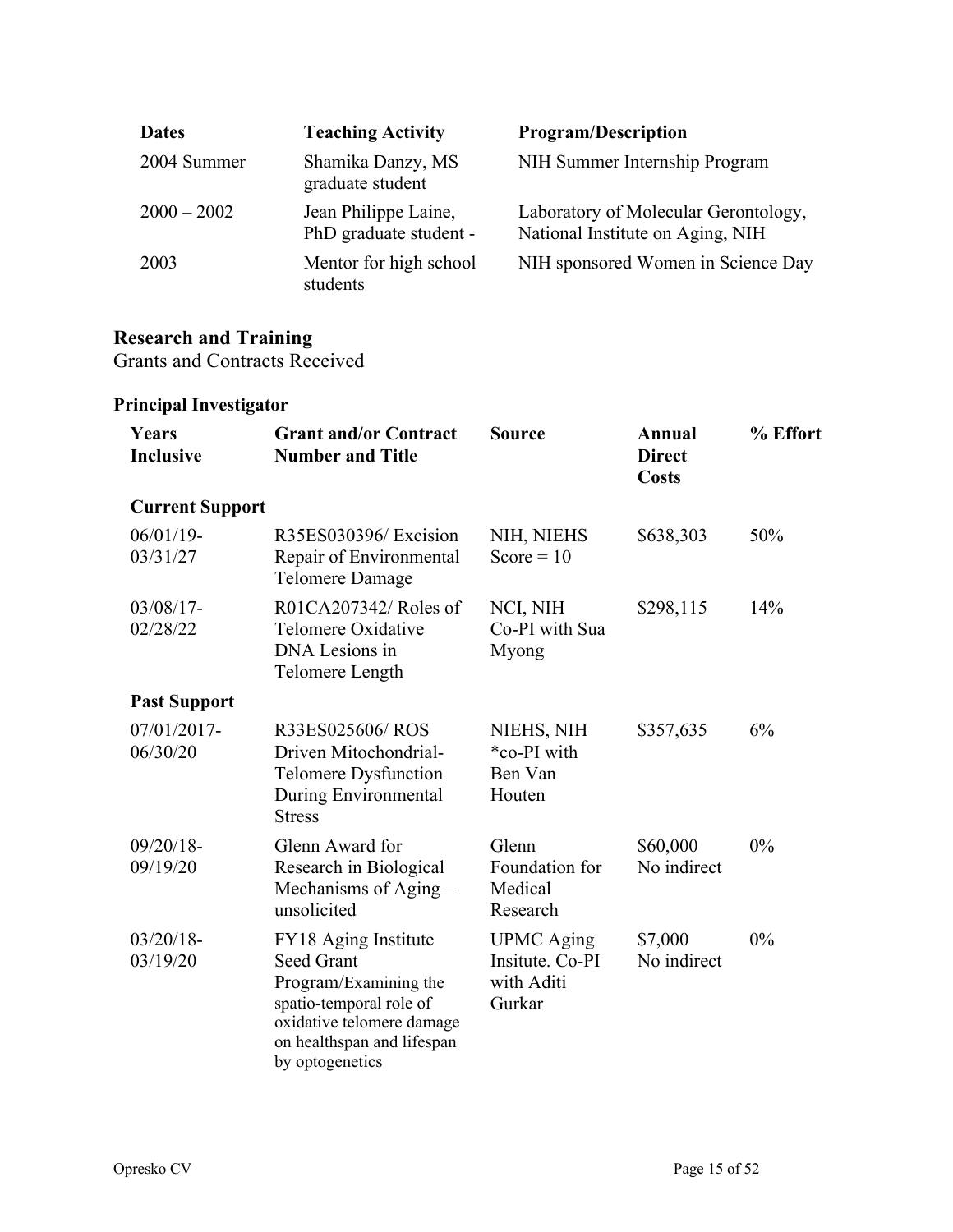| Dates | Teaching Activity | Program/Description |
|---|---|---|
| 2004 Summer | Shamika Danzy, MS graduate student | NIH Summer Internship Program |
| 2000 – 2002 | Jean Philippe Laine, PhD graduate student - | Laboratory of Molecular Gerontology, National Institute on Aging, NIH |
| 2003 | Mentor for high school students | NIH sponsored Women in Science Day |

## Research and Training

Grants and Contracts Received

### Principal Investigator

| Years Inclusive | Grant and/or Contract Number and Title | Source | Annual Direct Costs | % Effort |
|---|---|---|---|---|
| **Current Support** | | | | |
| 06/01/19-03/31/27 | R35ES030396/ Excision Repair of Environmental Telomere Damage | NIH, NIEHS Score = 10 | $638,303 | 50% |
| 03/08/17-02/28/22 | R01CA207342/ Roles of Telomere Oxidative DNA Lesions in Telomere Length | NCI, NIH Co-PI with Sua Myong | $298,115 | 14% |
| **Past Support** | | | | |
| 07/01/2017-06/30/20 | R33ES025606/ ROS Driven Mitochondrial-Telomere Dysfunction During Environmental Stress | NIEHS, NIH *co-PI with Ben Van Houten | $357,635 | 6% |
| 09/20/18-09/19/20 | Glenn Award for Research in Biological Mechanisms of Aging – unsolicited | Glenn Foundation for Medical Research | $60,000 No indirect | 0% |
| 03/20/18-03/19/20 | FY18 Aging Institute Seed Grant Program/Examining the spatio-temporal role of oxidative telomere damage on healthspan and lifespan by optogenetics | UPMC Aging Insitute. Co-PI with Aditi Gurkar | $7,000 No indirect | 0% |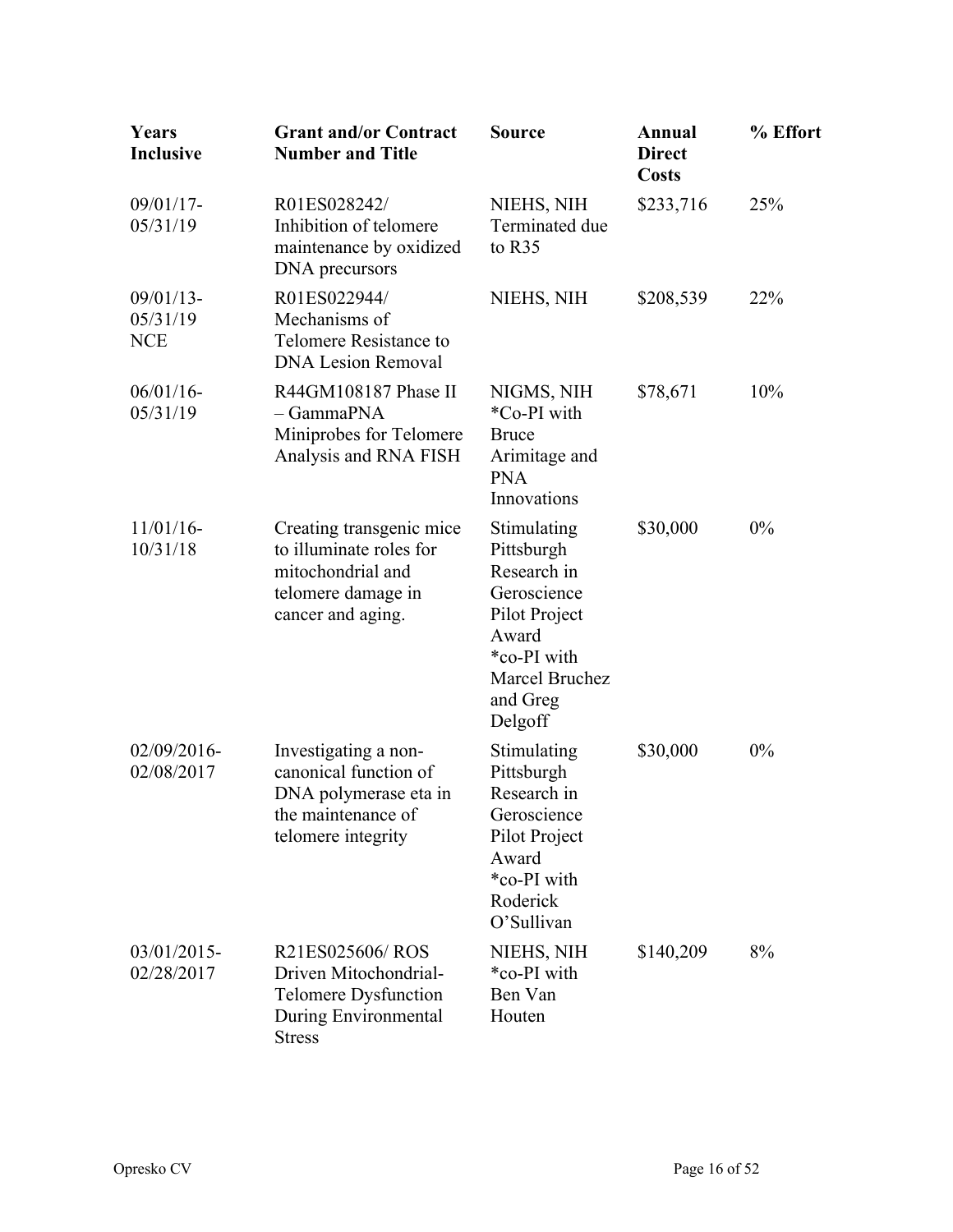| Years Inclusive | Grant and/or Contract Number and Title | Source | Annual Direct Costs | % Effort |
|---|---|---|---|---|
| 09/01/17-05/31/19 | R01ES028242/ Inhibition of telomere maintenance by oxidized DNA precursors | NIEHS, NIH Terminated due to R35 | $233,716 | 25% |
| 09/01/13-05/31/19 NCE | R01ES022944/ Mechanisms of Telomere Resistance to DNA Lesion Removal | NIEHS, NIH | $208,539 | 22% |
| 06/01/16-05/31/19 | R44GM108187 Phase II – GammaPNA Miniprobes for Telomere Analysis and RNA FISH | NIGMS, NIH *Co-PI with Bruce Arimitage and PNA Innovations | $78,671 | 10% |
| 11/01/16-10/31/18 | Creating transgenic mice to illuminate roles for mitochondrial and telomere damage in cancer and aging. | Stimulating Pittsburgh Research in Geroscience Pilot Project Award *co-PI with Marcel Bruchez and Greg Delgoff | $30,000 | 0% |
| 02/09/2016-02/08/2017 | Investigating a non-canonical function of DNA polymerase eta in the maintenance of telomere integrity | Stimulating Pittsburgh Research in Geroscience Pilot Project Award *co-PI with Roderick O'Sullivan | $30,000 | 0% |
| 03/01/2015-02/28/2017 | R21ES025606/ ROS Driven Mitochondrial-Telomere Dysfunction During Environmental Stress | NIEHS, NIH *co-PI with Ben Van Houten | $140,209 | 8% |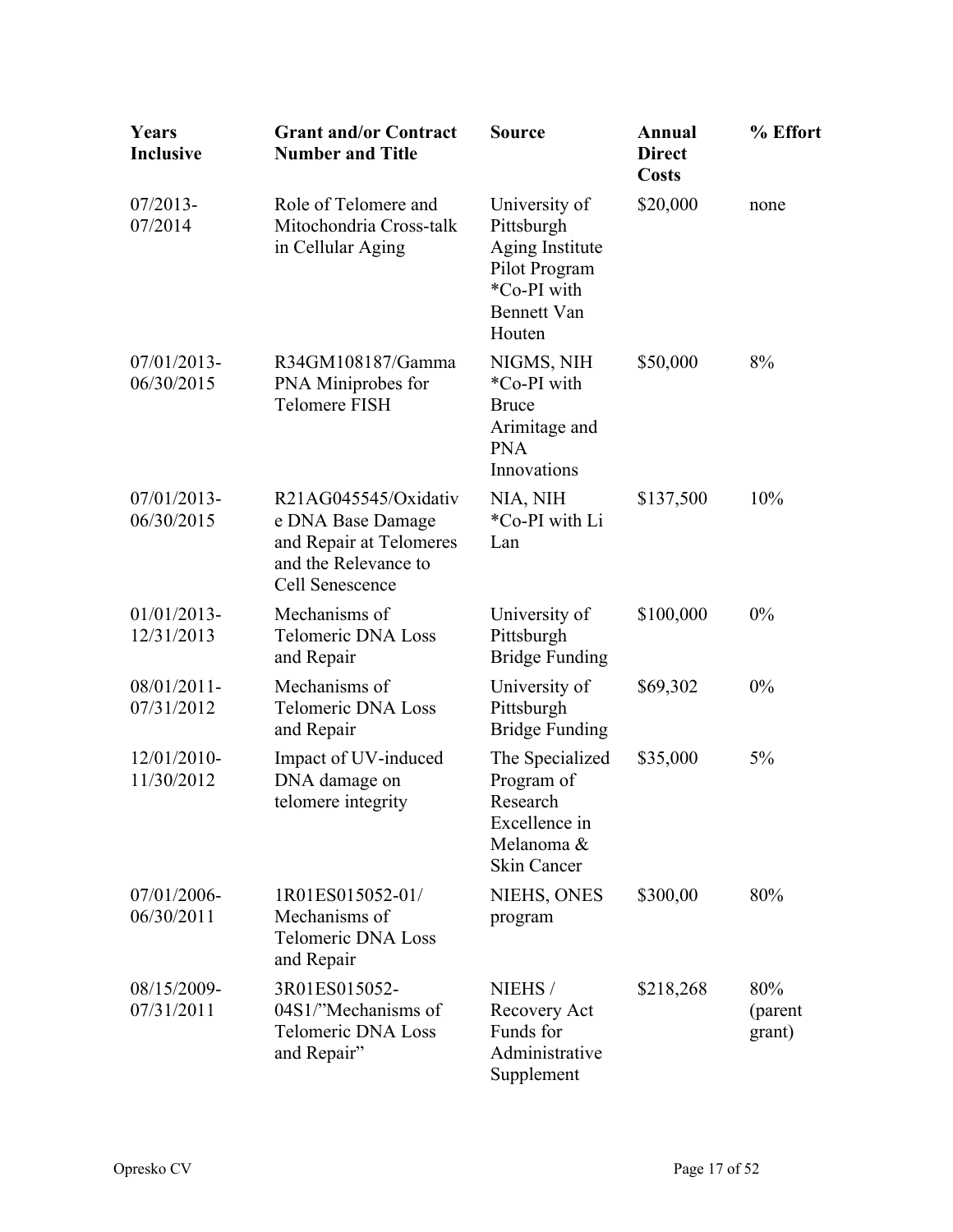| Years Inclusive | Grant and/or Contract Number and Title | Source | Annual Direct Costs | % Effort |
|---|---|---|---|---|
| 07/2013-07/2014 | Role of Telomere and Mitochondria Cross-talk in Cellular Aging | University of Pittsburgh Aging Institute Pilot Program *Co-PI with Bennett Van Houten | $20,000 | none |
| 07/01/2013-06/30/2015 | R34GM108187/Gamma PNA Miniprobes for Telomere FISH | NIGMS, NIH *Co-PI with Bruce Arimitage and PNA Innovations | $50,000 | 8% |
| 07/01/2013-06/30/2015 | R21AG045545/Oxidative DNA Base Damage and Repair at Telomeres and the Relevance to Cell Senescence | NIA, NIH *Co-PI with Li Lan | $137,500 | 10% |
| 01/01/2013-12/31/2013 | Mechanisms of Telomeric DNA Loss and Repair | University of Pittsburgh Bridge Funding | $100,000 | 0% |
| 08/01/2011-07/31/2012 | Mechanisms of Telomeric DNA Loss and Repair | University of Pittsburgh Bridge Funding | $69,302 | 0% |
| 12/01/2010-11/30/2012 | Impact of UV-induced DNA damage on telomere integrity | The Specialized Program of Research Excellence in Melanoma & Skin Cancer | $35,000 | 5% |
| 07/01/2006-06/30/2011 | 1R01ES015052-01/ Mechanisms of Telomeric DNA Loss and Repair | NIEHS, ONES program | $300,00 | 80% |
| 08/15/2009-07/31/2011 | 3R01ES015052-04S1/"Mechanisms of Telomeric DNA Loss and Repair" | NIEHS / Recovery Act Funds for Administrative Supplement | $218,268 | 80% (parent grant) |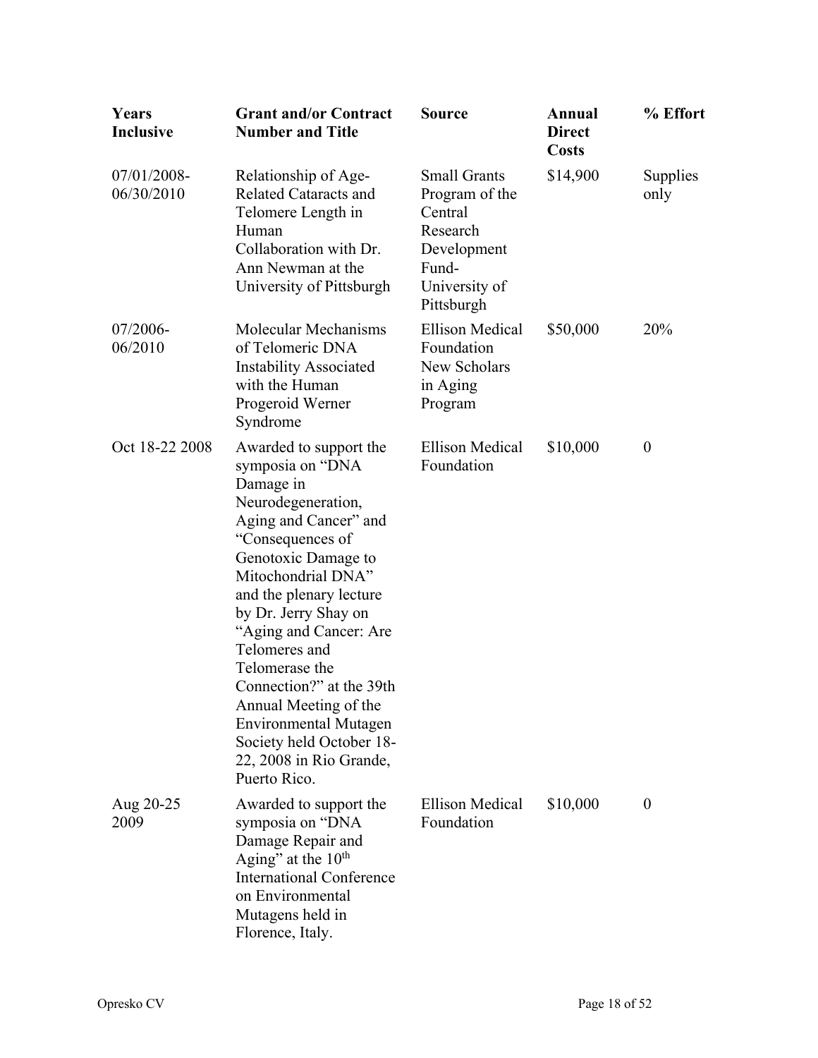| Years Inclusive | Grant and/or Contract Number and Title | Source | Annual Direct Costs | % Effort |
|---|---|---|---|---|
| 07/01/2008-06/30/2010 | Relationship of Age-Related Cataracts and Telomere Length in Human Collaboration with Dr. Ann Newman at the University of Pittsburgh | Small Grants Program of the Central Research Development Fund-University of Pittsburgh | $14,900 | Supplies only |
| 07/2006-06/2010 | Molecular Mechanisms of Telomeric DNA Instability Associated with the Human Progeroid Werner Syndrome | Ellison Medical Foundation New Scholars in Aging Program | $50,000 | 20% |
| Oct 18-22 2008 | Awarded to support the symposia on “DNA Damage in Neurodegeneration, Aging and Cancer” and “Consequences of Genotoxic Damage to Mitochondrial DNA” and the plenary lecture by Dr. Jerry Shay on “Aging and Cancer: Are Telomeres and Telomerase the Connection?” at the 39th Annual Meeting of the Environmental Mutagen Society held October 18-22, 2008 in Rio Grande, Puerto Rico. | Ellison Medical Foundation | $10,000 | 0 |
| Aug 20-25 2009 | Awarded to support the symposia on “DNA Damage Repair and Aging” at the 10th International Conference on Environmental Mutagens held in Florence, Italy. | Ellison Medical Foundation | $10,000 | 0 |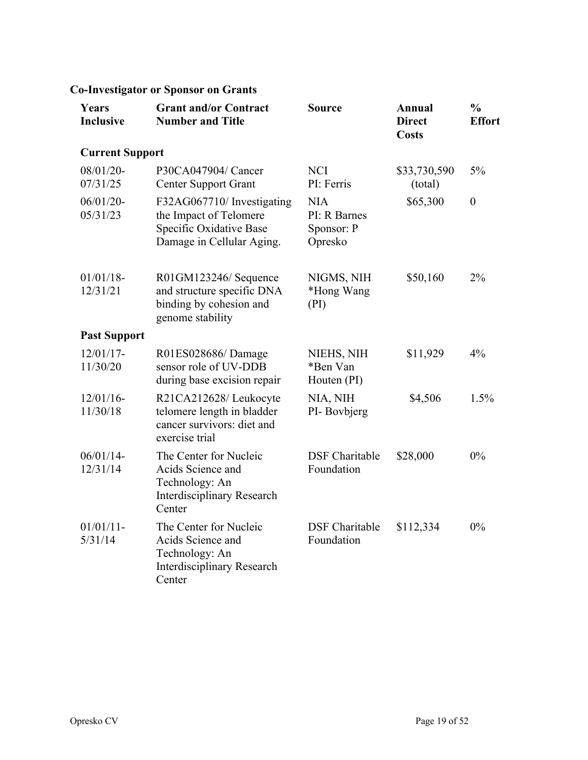**Co-Investigator or Sponsor on Grants**

| Years Inclusive | Grant and/or Contract Number and Title | Source | Annual Direct Costs | % Effort |
|---|---|---|---|---|
| **Current Support** | | | | |
| 08/01/20-07/31/25 | P30CA047904/ Cancer Center Support Grant | NCI PI: Ferris | $33,730,590 (total) | 5% |
| 06/01/20-05/31/23 | F32AG067710/ Investigating the Impact of Telomere Specific Oxidative Base Damage in Cellular Aging. | NIA PI: R Barnes Sponsor: P Opresko | $65,300 | 0 |
| 01/01/18-12/31/21 | R01GM123246/ Sequence and structure specific DNA binding by cohesion and genome stability | NIGMS, NIH *Hong Wang (PI) | $50,160 | 2% |
| **Past Support** | | | | |
| 12/01/17-11/30/20 | R01ES028686/ Damage sensor role of UV-DDB during base excision repair | NIEHS, NIH *Ben Van Houten (PI) | $11,929 | 4% |
| 12/01/16-11/30/18 | R21CA212628/ Leukocyte telomere length in bladder cancer survivors: diet and exercise trial | NIA, NIH PI- Bovbjerg | $4,506 | 1.5% |
| 06/01/14-12/31/14 | The Center for Nucleic Acids Science and Technology: An Interdisciplinary Research Center | DSF Charitable Foundation | $28,000 | 0% |
| 01/01/11-5/31/14 | The Center for Nucleic Acids Science and Technology: An Interdisciplinary Research Center | DSF Charitable Foundation | $112,334 | 0% |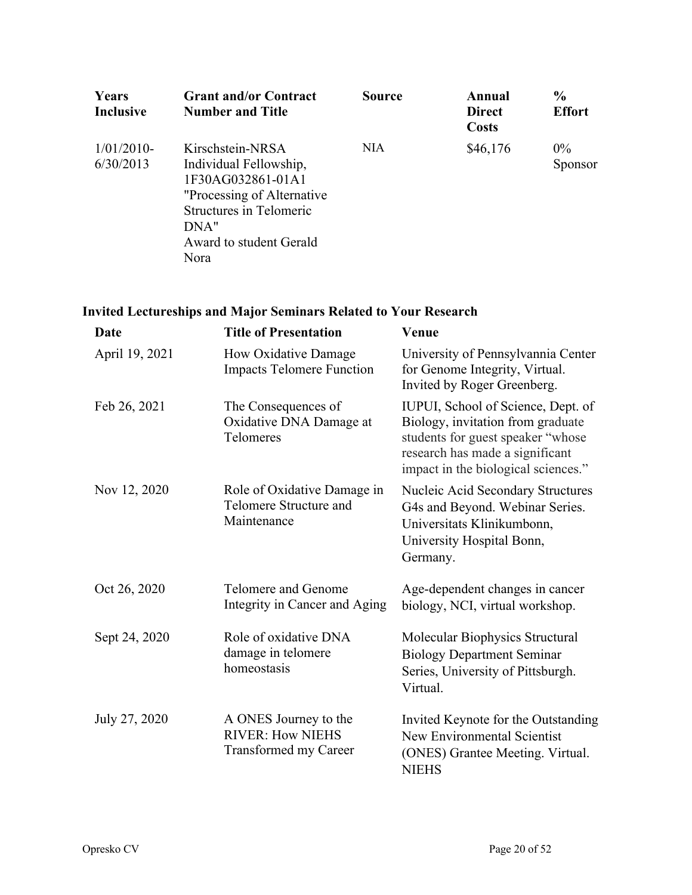| Years Inclusive | Grant and/or Contract Number and Title | Source | Annual Direct Costs | % Effort |
|---|---|---|---|---|
| 1/01/2010-6/30/2013 | Kirschstein-NRSA Individual Fellowship, 1F30AG032861-01A1 "Processing of Alternative Structures in Telomeric DNA" Award to student Gerald Nora | NIA | $46,176 | 0% Sponsor |

## Invited Lectureships and Major Seminars Related to Your Research

| Date | Title of Presentation | Venue |
|---|---|---|
| April 19, 2021 | How Oxidative Damage Impacts Telomere Function | University of Pennsylvannia Center for Genome Integrity, Virtual. Invited by Roger Greenberg. |
| Feb 26, 2021 | The Consequences of Oxidative DNA Damage at Telomeres | IUPUI, School of Science, Dept. of Biology, invitation from graduate students for guest speaker "whose research has made a significant impact in the biological sciences." |
| Nov 12, 2020 | Role of Oxidative Damage in Telomere Structure and Maintenance | Nucleic Acid Secondary Structures G4s and Beyond. Webinar Series. Universitats Klinikumbonn, University Hospital Bonn, Germany. |
| Oct 26, 2020 | Telomere and Genome Integrity in Cancer and Aging | Age-dependent changes in cancer biology, NCI, virtual workshop. |
| Sept 24, 2020 | Role of oxidative DNA damage in telomere homeostasis | Molecular Biophysics Structural Biology Department Seminar Series, University of Pittsburgh. Virtual. |
| July 27, 2020 | A ONES Journey to the RIVER: How NIEHS Transformed my Career | Invited Keynote for the Outstanding New Environmental Scientist (ONES) Grantee Meeting. Virtual. NIEHS |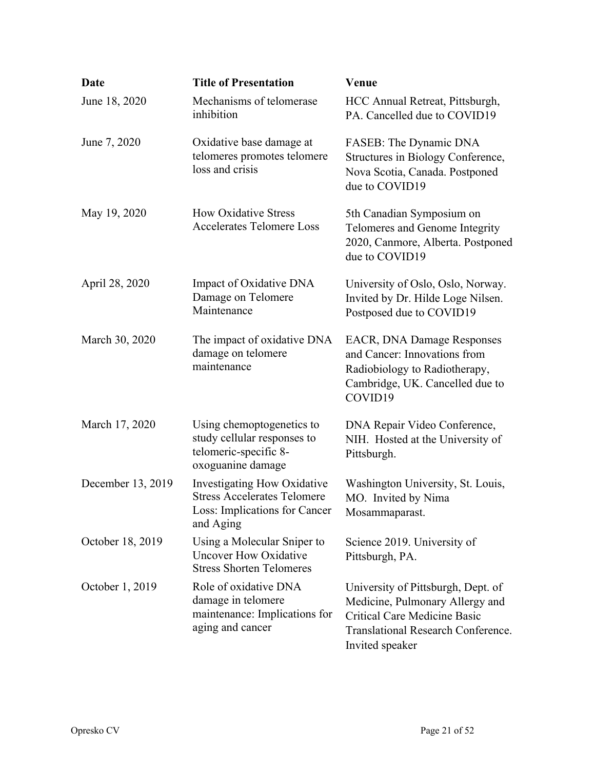| Date | Title of Presentation | Venue |
|---|---|---|
| June 18, 2020 | Mechanisms of telomerase inhibition | HCC Annual Retreat, Pittsburgh, PA. Cancelled due to COVID19 |
| June 7, 2020 | Oxidative base damage at telomeres promotes telomere loss and crisis | FASEB: The Dynamic DNA Structures in Biology Conference, Nova Scotia, Canada. Postponed due to COVID19 |
| May 19, 2020 | How Oxidative Stress Accelerates Telomere Loss | 5th Canadian Symposium on Telomeres and Genome Integrity 2020, Canmore, Alberta. Postponed due to COVID19 |
| April 28, 2020 | Impact of Oxidative DNA Damage on Telomere Maintenance | University of Oslo, Oslo, Norway. Invited by Dr. Hilde Loge Nilsen. Postposed due to COVID19 |
| March 30, 2020 | The impact of oxidative DNA damage on telomere maintenance | EACR, DNA Damage Responses and Cancer: Innovations from Radiobiology to Radiotherapy, Cambridge, UK. Cancelled due to COVID19 |
| March 17, 2020 | Using chemoptogenetics to study cellular responses to telomeric-specific 8-oxoguanine damage | DNA Repair Video Conference, NIH. Hosted at the University of Pittsburgh. |
| December 13, 2019 | Investigating How Oxidative Stress Accelerates Telomere Loss: Implications for Cancer and Aging | Washington University, St. Louis, MO. Invited by Nima Mosammaparast. |
| October 18, 2019 | Using a Molecular Sniper to Uncover How Oxidative Stress Shorten Telomeres | Science 2019. University of Pittsburgh, PA. |
| October 1, 2019 | Role of oxidative DNA damage in telomere maintenance: Implications for aging and cancer | University of Pittsburgh, Dept. of Medicine, Pulmonary Allergy and Critical Care Medicine Basic Translational Research Conference. Invited speaker |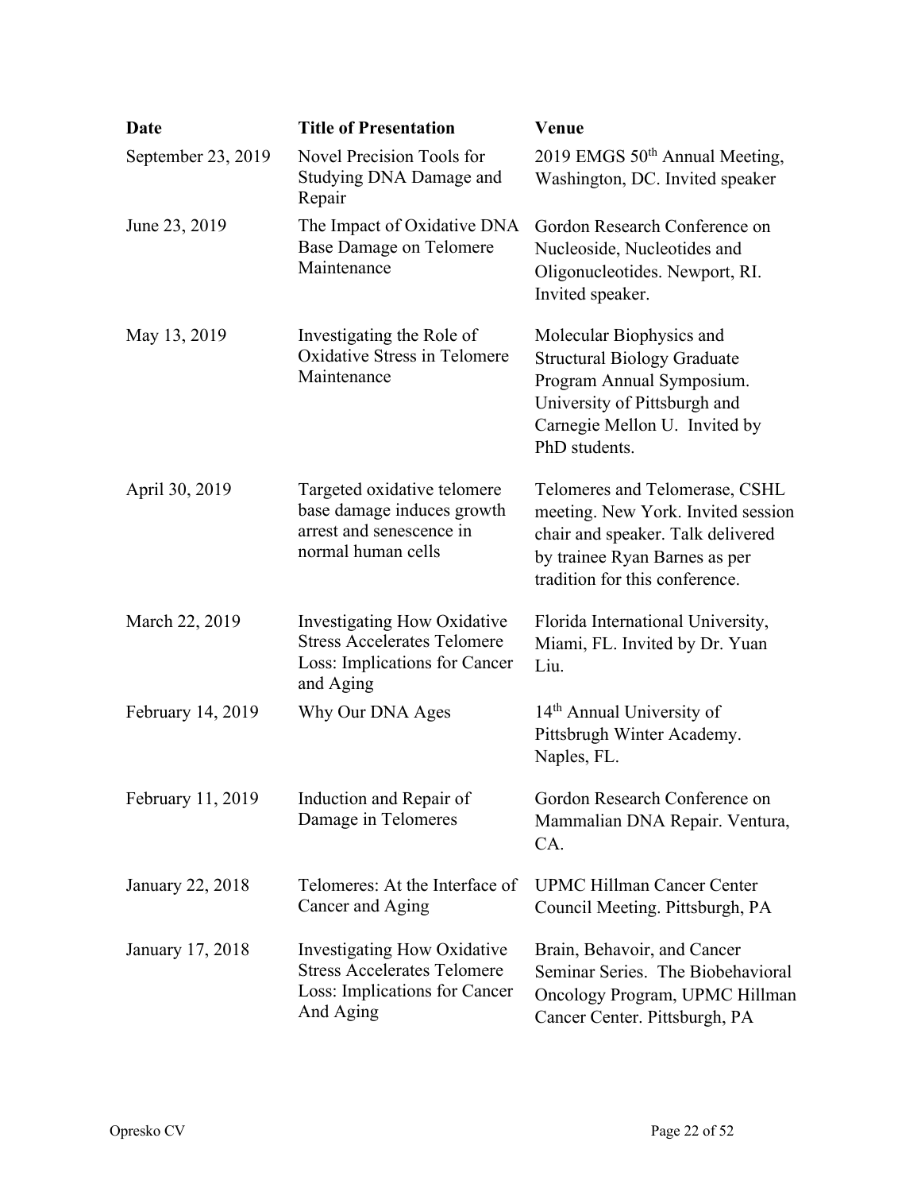| Date | Title of Presentation | Venue |
|---|---|---|
| September 23, 2019 | Novel Precision Tools for Studying DNA Damage and Repair | 2019 EMGS 50th Annual Meeting, Washington, DC. Invited speaker |
| June 23, 2019 | The Impact of Oxidative DNA Base Damage on Telomere Maintenance | Gordon Research Conference on Nucleoside, Nucleotides and Oligonucleotides. Newport, RI. Invited speaker. |
| May 13, 2019 | Investigating the Role of Oxidative Stress in Telomere Maintenance | Molecular Biophysics and Structural Biology Graduate Program Annual Symposium. University of Pittsburgh and Carnegie Mellon U. Invited by PhD students. |
| April 30, 2019 | Targeted oxidative telomere base damage induces growth arrest and senescence in normal human cells | Telomeres and Telomerase, CSHL meeting. New York. Invited session chair and speaker. Talk delivered by trainee Ryan Barnes as per tradition for this conference. |
| March 22, 2019 | Investigating How Oxidative Stress Accelerates Telomere Loss: Implications for Cancer and Aging | Florida International University, Miami, FL. Invited by Dr. Yuan Liu. |
| February 14, 2019 | Why Our DNA Ages | 14th Annual University of Pittsbrugh Winter Academy. Naples, FL. |
| February 11, 2019 | Induction and Repair of Damage in Telomeres | Gordon Research Conference on Mammalian DNA Repair. Ventura, CA. |
| January 22, 2018 | Telomeres: At the Interface of Cancer and Aging | UPMC Hillman Cancer Center Council Meeting. Pittsburgh, PA |
| January 17, 2018 | Investigating How Oxidative Stress Accelerates Telomere Loss: Implications for Cancer And Aging | Brain, Behavoir, and Cancer Seminar Series. The Biobehavioral Oncology Program, UPMC Hillman Cancer Center. Pittsburgh, PA |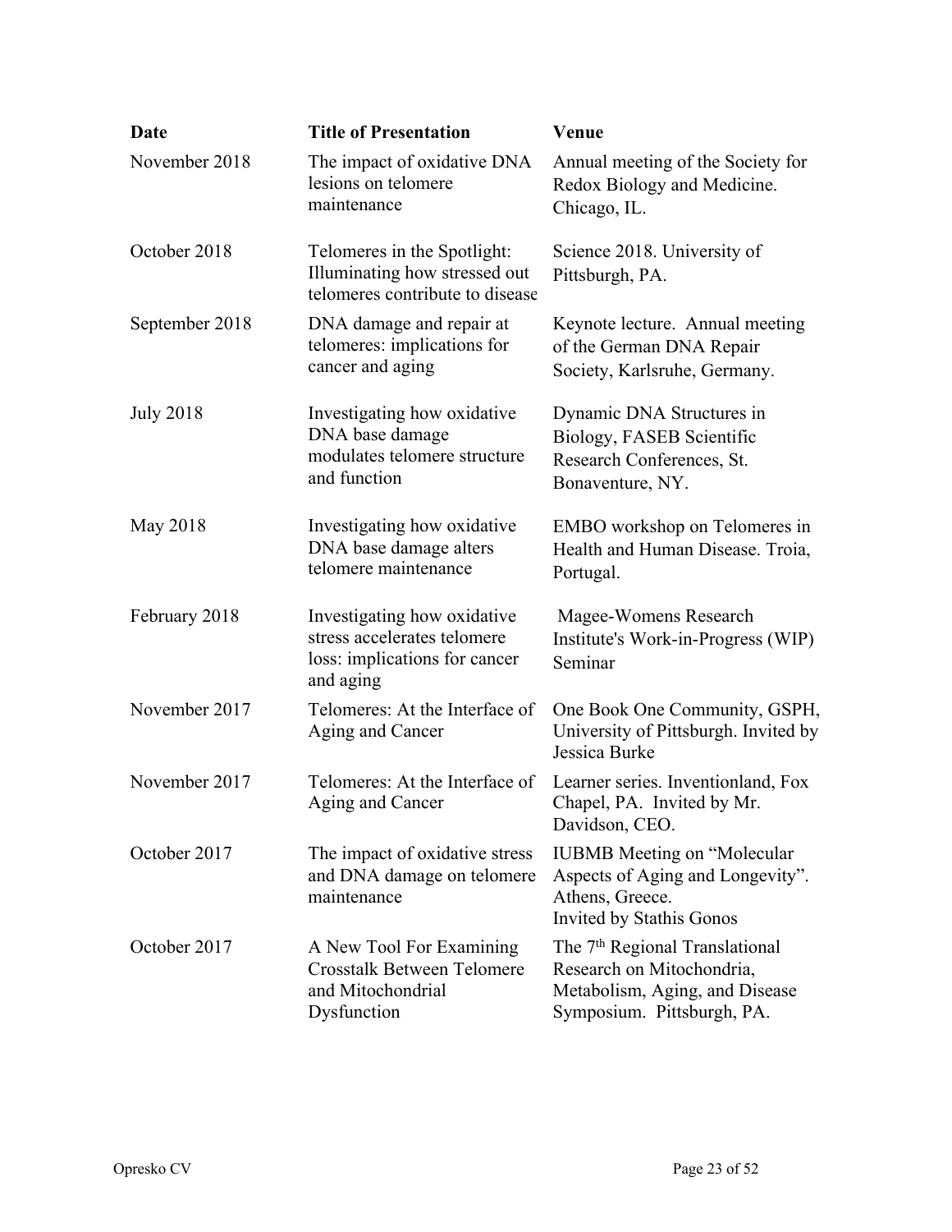| Date | Title of Presentation | Venue |
|---|---|---|
| November 2018 | The impact of oxidative DNA lesions on telomere maintenance | Annual meeting of the Society for Redox Biology and Medicine. Chicago, IL. |
| October 2018 | Telomeres in the Spotlight: Illuminating how stressed out telomeres contribute to disease | Science 2018. University of Pittsburgh, PA. |
| September 2018 | DNA damage and repair at telomeres: implications for cancer and aging | Keynote lecture. Annual meeting of the German DNA Repair Society, Karlsruhe, Germany. |
| July 2018 | Investigating how oxidative DNA base damage modulates telomere structure and function | Dynamic DNA Structures in Biology, FASEB Scientific Research Conferences, St. Bonaventure, NY. |
| May 2018 | Investigating how oxidative DNA base damage alters telomere maintenance | EMBO workshop on Telomeres in Health and Human Disease. Troia, Portugal. |
| February 2018 | Investigating how oxidative stress accelerates telomere loss: implications for cancer and aging | Magee-Womens Research Institute's Work-in-Progress (WIP) Seminar |
| November 2017 | Telomeres: At the Interface of Aging and Cancer | One Book One Community, GSPH, University of Pittsburgh. Invited by Jessica Burke |
| November 2017 | Telomeres: At the Interface of Aging and Cancer | Learner series. Inventionland, Fox Chapel, PA. Invited by Mr. Davidson, CEO. |
| October 2017 | The impact of oxidative stress and DNA damage on telomere maintenance | IUBMB Meeting on "Molecular Aspects of Aging and Longevity". Athens, Greece. Invited by Stathis Gonos |
| October 2017 | A New Tool For Examining Crosstalk Between Telomere and Mitochondrial Dysfunction | The 7th Regional Translational Research on Mitochondria, Metabolism, Aging, and Disease Symposium. Pittsburgh, PA. |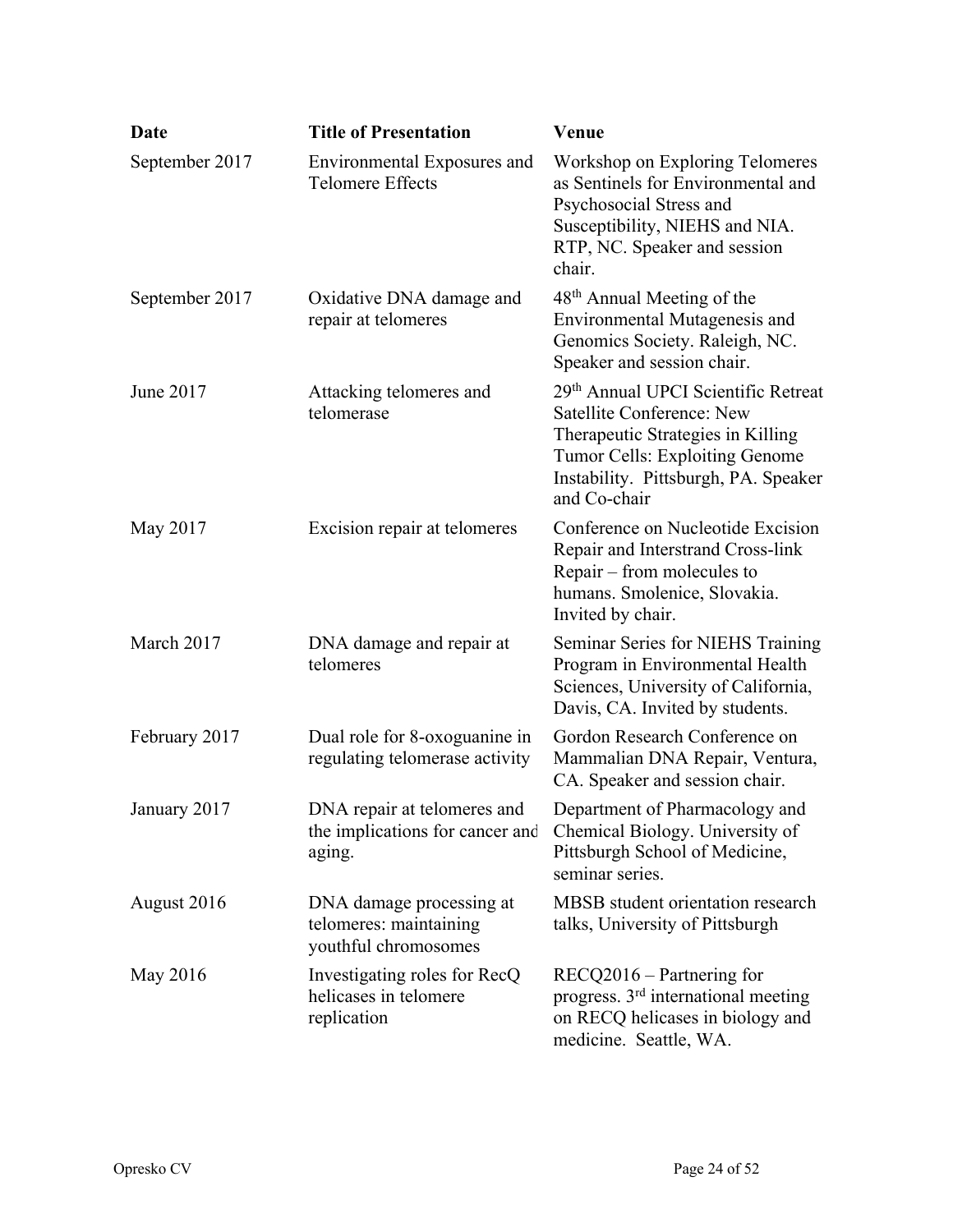| Date | Title of Presentation | Venue |
| --- | --- | --- |
| September 2017 | Environmental Exposures and Telomere Effects | Workshop on Exploring Telomeres as Sentinels for Environmental and Psychosocial Stress and Susceptibility, NIEHS and NIA. RTP, NC. Speaker and session chair. |
| September 2017 | Oxidative DNA damage and repair at telomeres | 48th Annual Meeting of the Environmental Mutagenesis and Genomics Society. Raleigh, NC. Speaker and session chair. |
| June 2017 | Attacking telomeres and telomerase | 29th Annual UPCI Scientific Retreat Satellite Conference: New Therapeutic Strategies in Killing Tumor Cells: Exploiting Genome Instability. Pittsburgh, PA. Speaker and Co-chair |
| May 2017 | Excision repair at telomeres | Conference on Nucleotide Excision Repair and Interstrand Cross-link Repair – from molecules to humans. Smolenice, Slovakia. Invited by chair. |
| March 2017 | DNA damage and repair at telomeres | Seminar Series for NIEHS Training Program in Environmental Health Sciences, University of California, Davis, CA. Invited by students. |
| February 2017 | Dual role for 8-oxoguanine in regulating telomerase activity | Gordon Research Conference on Mammalian DNA Repair, Ventura, CA. Speaker and session chair. |
| January 2017 | DNA repair at telomeres and the implications for cancer and aging. | Department of Pharmacology and Chemical Biology. University of Pittsburgh School of Medicine, seminar series. |
| August 2016 | DNA damage processing at telomeres: maintaining youthful chromosomes | MBSB student orientation research talks, University of Pittsburgh |
| May 2016 | Investigating roles for RecQ helicases in telomere replication | RECQ2016 – Partnering for progress. 3rd international meeting on RECQ helicases in biology and medicine. Seattle, WA. |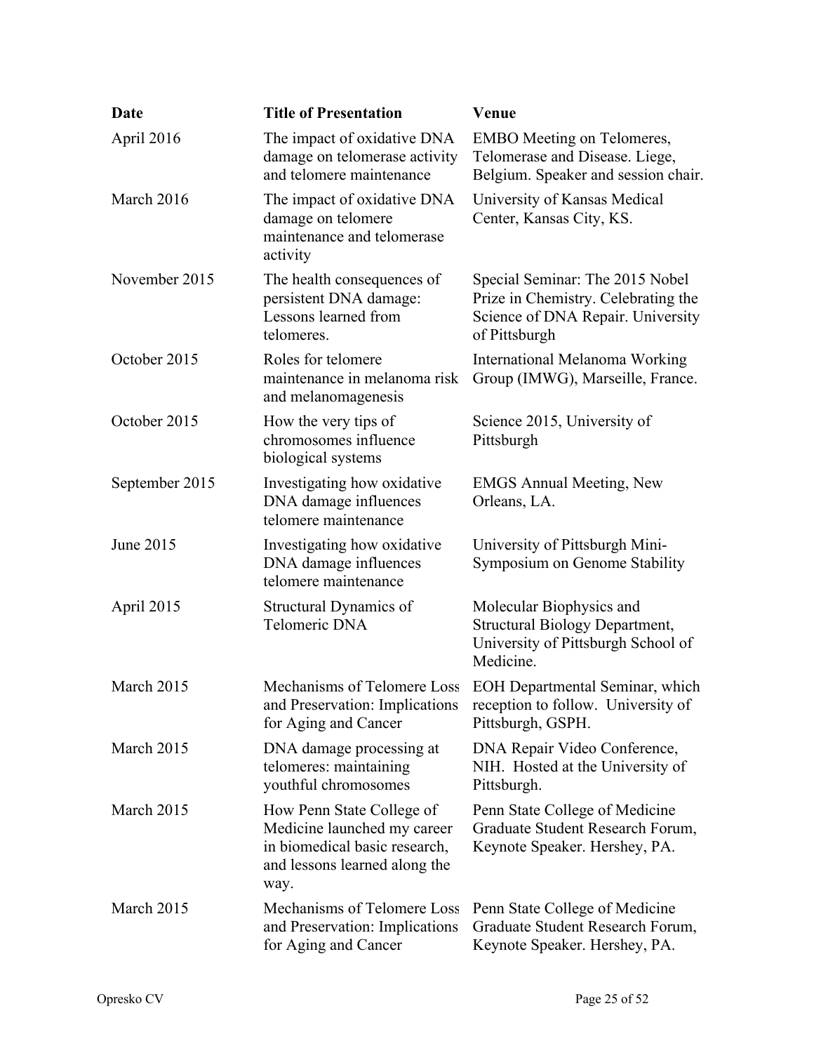| Date | Title of Presentation | Venue |
|---|---|---|
| April 2016 | The impact of oxidative DNA damage on telomerase activity and telomere maintenance | EMBO Meeting on Telomeres, Telomerase and Disease. Liege, Belgium. Speaker and session chair. |
| March 2016 | The impact of oxidative DNA damage on telomere maintenance and telomerase activity | University of Kansas Medical Center, Kansas City, KS. |
| November 2015 | The health consequences of persistent DNA damage: Lessons learned from telomeres. | Special Seminar: The 2015 Nobel Prize in Chemistry. Celebrating the Science of DNA Repair. University of Pittsburgh |
| October 2015 | Roles for telomere maintenance in melanoma risk and melanomagenesis | International Melanoma Working Group (IMWG), Marseille, France. |
| October 2015 | How the very tips of chromosomes influence biological systems | Science 2015, University of Pittsburgh |
| September 2015 | Investigating how oxidative DNA damage influences telomere maintenance | EMGS Annual Meeting, New Orleans, LA. |
| June 2015 | Investigating how oxidative DNA damage influences telomere maintenance | University of Pittsburgh Mini-Symposium on Genome Stability |
| April 2015 | Structural Dynamics of Telomeric DNA | Molecular Biophysics and Structural Biology Department, University of Pittsburgh School of Medicine. |
| March 2015 | Mechanisms of Telomere Loss and Preservation: Implications for Aging and Cancer | EOH Departmental Seminar, which reception to follow. University of Pittsburgh, GSPH. |
| March 2015 | DNA damage processing at telomeres: maintaining youthful chromosomes | DNA Repair Video Conference, NIH. Hosted at the University of Pittsburgh. |
| March 2015 | How Penn State College of Medicine launched my career in biomedical basic research, and lessons learned along the way. | Penn State College of Medicine Graduate Student Research Forum, Keynote Speaker. Hershey, PA. |
| March 2015 | Mechanisms of Telomere Loss and Preservation: Implications for Aging and Cancer | Penn State College of Medicine Graduate Student Research Forum, Keynote Speaker. Hershey, PA. |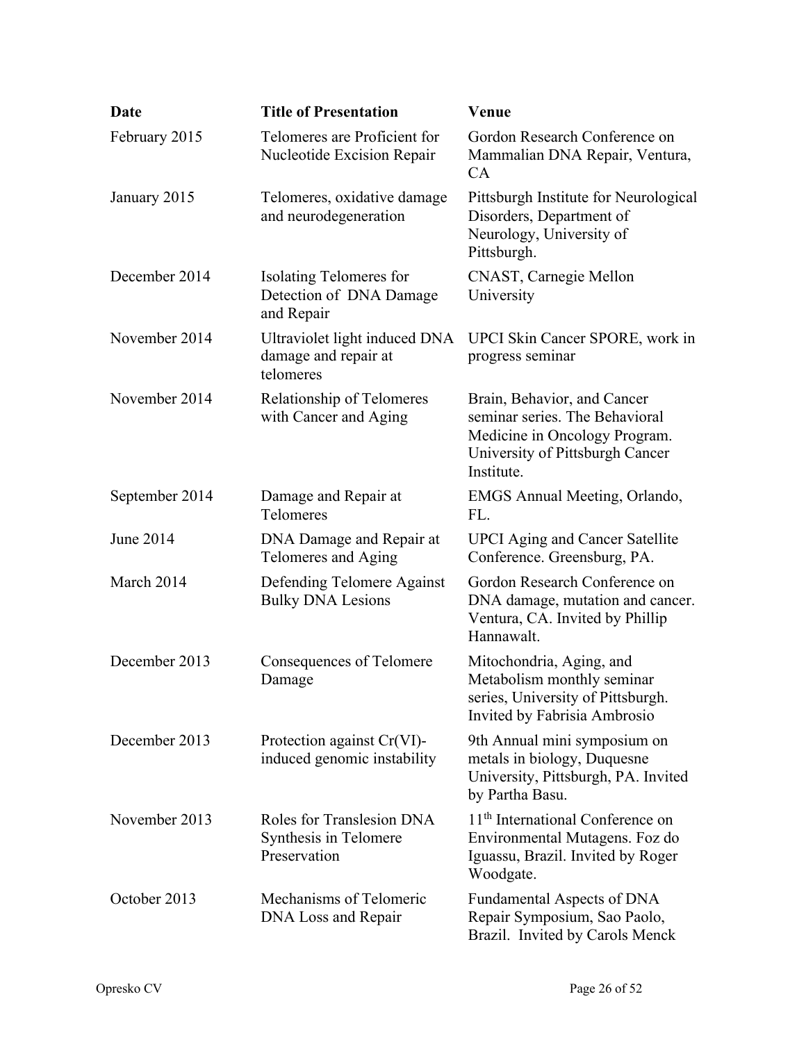| Date | Title of Presentation | Venue |
|---|---|---|
| February 2015 | Telomeres are Proficient for Nucleotide Excision Repair | Gordon Research Conference on Mammalian DNA Repair, Ventura, CA |
| January 2015 | Telomeres, oxidative damage and neurodegeneration | Pittsburgh Institute for Neurological Disorders, Department of Neurology, University of Pittsburgh. |
| December 2014 | Isolating Telomeres for Detection of DNA Damage and Repair | CNAST, Carnegie Mellon University |
| November 2014 | Ultraviolet light induced DNA damage and repair at telomeres | UPCI Skin Cancer SPORE, work in progress seminar |
| November 2014 | Relationship of Telomeres with Cancer and Aging | Brain, Behavior, and Cancer seminar series. The Behavioral Medicine in Oncology Program. University of Pittsburgh Cancer Institute. |
| September 2014 | Damage and Repair at Telomeres | EMGS Annual Meeting, Orlando, FL. |
| June 2014 | DNA Damage and Repair at Telomeres and Aging | UPCI Aging and Cancer Satellite Conference. Greensburg, PA. |
| March 2014 | Defending Telomere Against Bulky DNA Lesions | Gordon Research Conference on DNA damage, mutation and cancer. Ventura, CA. Invited by Phillip Hannawalt. |
| December 2013 | Consequences of Telomere Damage | Mitochondria, Aging, and Metabolism monthly seminar series, University of Pittsburgh. Invited by Fabrisia Ambrosio |
| December 2013 | Protection against Cr(VI)-induced genomic instability | 9th Annual mini symposium on metals in biology, Duquesne University, Pittsburgh, PA. Invited by Partha Basu. |
| November 2013 | Roles for Translesion DNA Synthesis in Telomere Preservation | 11th International Conference on Environmental Mutagens. Foz do Iguassu, Brazil. Invited by Roger Woodgate. |
| October 2013 | Mechanisms of Telomeric DNA Loss and Repair | Fundamental Aspects of DNA Repair Symposium, Sao Paolo, Brazil. Invited by Carols Menck |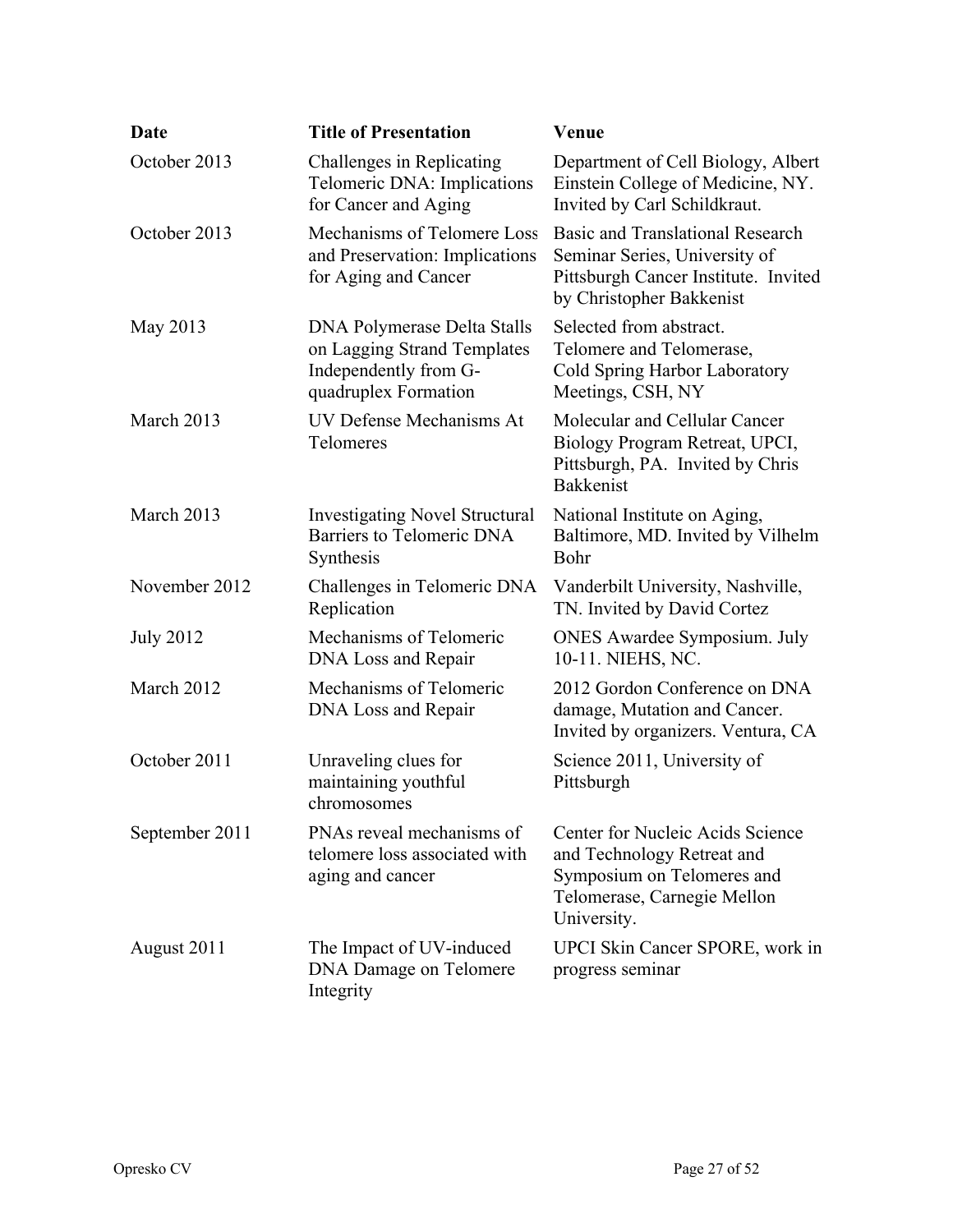| Date | Title of Presentation | Venue |
|---|---|---|
| October 2013 | Challenges in Replicating Telomeric DNA: Implications for Cancer and Aging | Department of Cell Biology, Albert Einstein College of Medicine, NY. Invited by Carl Schildkraut. |
| October 2013 | Mechanisms of Telomere Loss and Preservation: Implications for Aging and Cancer | Basic and Translational Research Seminar Series, University of Pittsburgh Cancer Institute. Invited by Christopher Bakkenist |
| May 2013 | DNA Polymerase Delta Stalls on Lagging Strand Templates Independently from G-quadruplex Formation | Selected from abstract. Telomere and Telomerase, Cold Spring Harbor Laboratory Meetings, CSH, NY |
| March 2013 | UV Defense Mechanisms At Telomeres | Molecular and Cellular Cancer Biology Program Retreat, UPCI, Pittsburgh, PA. Invited by Chris Bakkenist |
| March 2013 | Investigating Novel Structural Barriers to Telomeric DNA Synthesis | National Institute on Aging, Baltimore, MD. Invited by Vilhelm Bohr |
| November 2012 | Challenges in Telomeric DNA Replication | Vanderbilt University, Nashville, TN. Invited by David Cortez |
| July 2012 | Mechanisms of Telomeric DNA Loss and Repair | ONES Awardee Symposium. July 10-11. NIEHS, NC. |
| March 2012 | Mechanisms of Telomeric DNA Loss and Repair | 2012 Gordon Conference on DNA damage, Mutation and Cancer. Invited by organizers. Ventura, CA |
| October 2011 | Unraveling clues for maintaining youthful chromosomes | Science 2011, University of Pittsburgh |
| September 2011 | PNAs reveal mechanisms of telomere loss associated with aging and cancer | Center for Nucleic Acids Science and Technology Retreat and Symposium on Telomeres and Telomerase, Carnegie Mellon University. |
| August 2011 | The Impact of UV-induced DNA Damage on Telomere Integrity | UPCI Skin Cancer SPORE, work in progress seminar |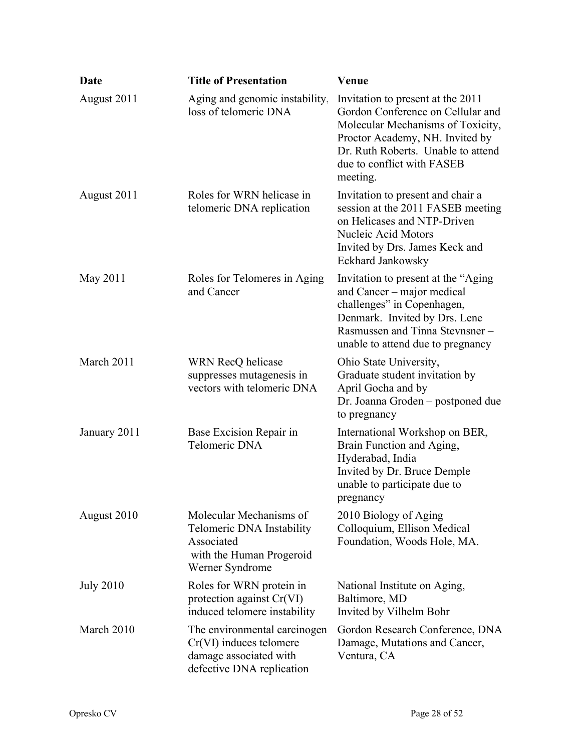| Date | Title of Presentation | Venue |
|---|---|---|
| August 2011 | Aging and genomic instability. loss of telomeric DNA | Invitation to present at the 2011 Gordon Conference on Cellular and Molecular Mechanisms of Toxicity, Proctor Academy, NH. Invited by Dr. Ruth Roberts. Unable to attend due to conflict with FASEB meeting. |
| August 2011 | Roles for WRN helicase in telomeric DNA replication | Invitation to present and chair a session at the 2011 FASEB meeting on Helicases and NTP-Driven Nucleic Acid Motors Invited by Drs. James Keck and Eckhard Jankowsky |
| May 2011 | Roles for Telomeres in Aging and Cancer | Invitation to present at the "Aging and Cancer – major medical challenges" in Copenhagen, Denmark. Invited by Drs. Lene Rasmussen and Tinna Stevnsner – unable to attend due to pregnancy |
| March 2011 | WRN RecQ helicase suppresses mutagenesis in vectors with telomeric DNA | Ohio State University, Graduate student invitation by April Gocha and by Dr. Joanna Groden – postponed due to pregnancy |
| January 2011 | Base Excision Repair in Telomeric DNA | International Workshop on BER, Brain Function and Aging, Hyderabad, India Invited by Dr. Bruce Demple – unable to participate due to pregnancy |
| August 2010 | Molecular Mechanisms of Telomeric DNA Instability Associated with the Human Progeroid Werner Syndrome | 2010 Biology of Aging Colloquium, Ellison Medical Foundation, Woods Hole, MA. |
| July 2010 | Roles for WRN protein in protection against Cr(VI) induced telomere instability | National Institute on Aging, Baltimore, MD Invited by Vilhelm Bohr |
| March 2010 | The environmental carcinogen Cr(VI) induces telomere damage associated with defective DNA replication | Gordon Research Conference, DNA Damage, Mutations and Cancer, Ventura, CA |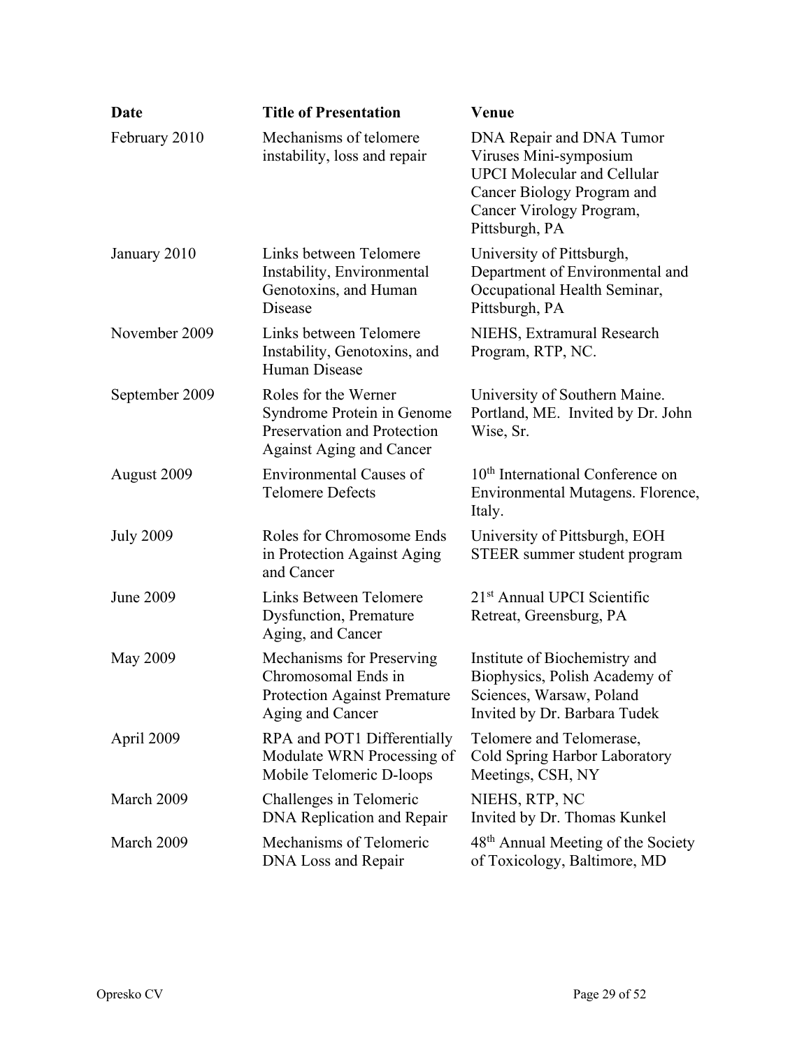| Date | Title of Presentation | Venue |
| --- | --- | --- |
| February 2010 | Mechanisms of telomere instability, loss and repair | DNA Repair and DNA Tumor Viruses Mini-symposium UPCI Molecular and Cellular Cancer Biology Program and Cancer Virology Program, Pittsburgh, PA |
| January 2010 | Links between Telomere Instability, Environmental Genotoxins, and Human Disease | University of Pittsburgh, Department of Environmental and Occupational Health Seminar, Pittsburgh, PA |
| November 2009 | Links between Telomere Instability, Genotoxins, and Human Disease | NIEHS, Extramural Research Program, RTP, NC. |
| September 2009 | Roles for the Werner Syndrome Protein in Genome Preservation and Protection Against Aging and Cancer | University of Southern Maine. Portland, ME. Invited by Dr. John Wise, Sr. |
| August 2009 | Environmental Causes of Telomere Defects | 10th International Conference on Environmental Mutagens. Florence, Italy. |
| July 2009 | Roles for Chromosome Ends in Protection Against Aging and Cancer | University of Pittsburgh, EOH STEER summer student program |
| June 2009 | Links Between Telomere Dysfunction, Premature Aging, and Cancer | 21st Annual UPCI Scientific Retreat, Greensburg, PA |
| May 2009 | Mechanisms for Preserving Chromosomal Ends in Protection Against Premature Aging and Cancer | Institute of Biochemistry and Biophysics, Polish Academy of Sciences, Warsaw, Poland Invited by Dr. Barbara Tudek |
| April 2009 | RPA and POT1 Differentially Modulate WRN Processing of Mobile Telomeric D-loops | Telomere and Telomerase, Cold Spring Harbor Laboratory Meetings, CSH, NY |
| March 2009 | Challenges in Telomeric DNA Replication and Repair | NIEHS, RTP, NC Invited by Dr. Thomas Kunkel |
| March 2009 | Mechanisms of Telomeric DNA Loss and Repair | 48th Annual Meeting of the Society of Toxicology, Baltimore, MD |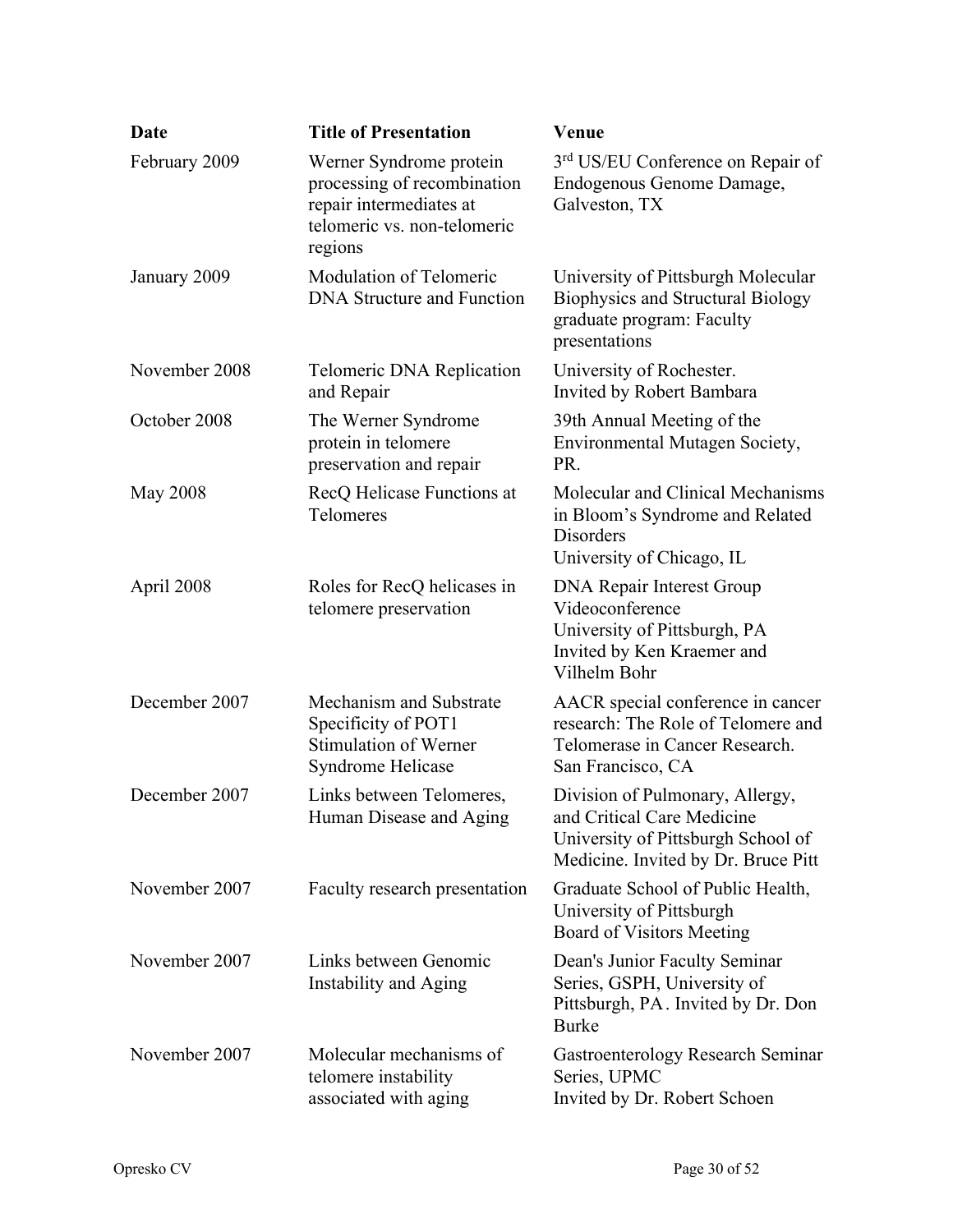| Date | Title of Presentation | Venue |
|---|---|---|
| February 2009 | Werner Syndrome protein processing of recombination repair intermediates at telomeric vs. non-telomeric regions | 3rd US/EU Conference on Repair of Endogenous Genome Damage, Galveston, TX |
| January 2009 | Modulation of Telomeric DNA Structure and Function | University of Pittsburgh Molecular Biophysics and Structural Biology graduate program: Faculty presentations |
| November 2008 | Telomeric DNA Replication and Repair | University of Rochester. Invited by Robert Bambara |
| October 2008 | The Werner Syndrome protein in telomere preservation and repair | 39th Annual Meeting of the Environmental Mutagen Society, PR. |
| May 2008 | RecQ Helicase Functions at Telomeres | Molecular and Clinical Mechanisms in Bloom's Syndrome and Related Disorders University of Chicago, IL |
| April 2008 | Roles for RecQ helicases in telomere preservation | DNA Repair Interest Group Videoconference University of Pittsburgh, PA Invited by Ken Kraemer and Vilhelm Bohr |
| December 2007 | Mechanism and Substrate Specificity of POT1 Stimulation of Werner Syndrome Helicase | AACR special conference in cancer research: The Role of Telomere and Telomerase in Cancer Research. San Francisco, CA |
| December 2007 | Links between Telomeres, Human Disease and Aging | Division of Pulmonary, Allergy, and Critical Care Medicine University of Pittsburgh School of Medicine. Invited by Dr. Bruce Pitt |
| November 2007 | Faculty research presentation | Graduate School of Public Health, University of Pittsburgh Board of Visitors Meeting |
| November 2007 | Links between Genomic Instability and Aging | Dean's Junior Faculty Seminar Series, GSPH, University of Pittsburgh, PA . Invited by Dr. Don Burke |
| November 2007 | Molecular mechanisms of telomere instability associated with aging | Gastroenterology Research Seminar Series, UPMC Invited by Dr. Robert Schoen |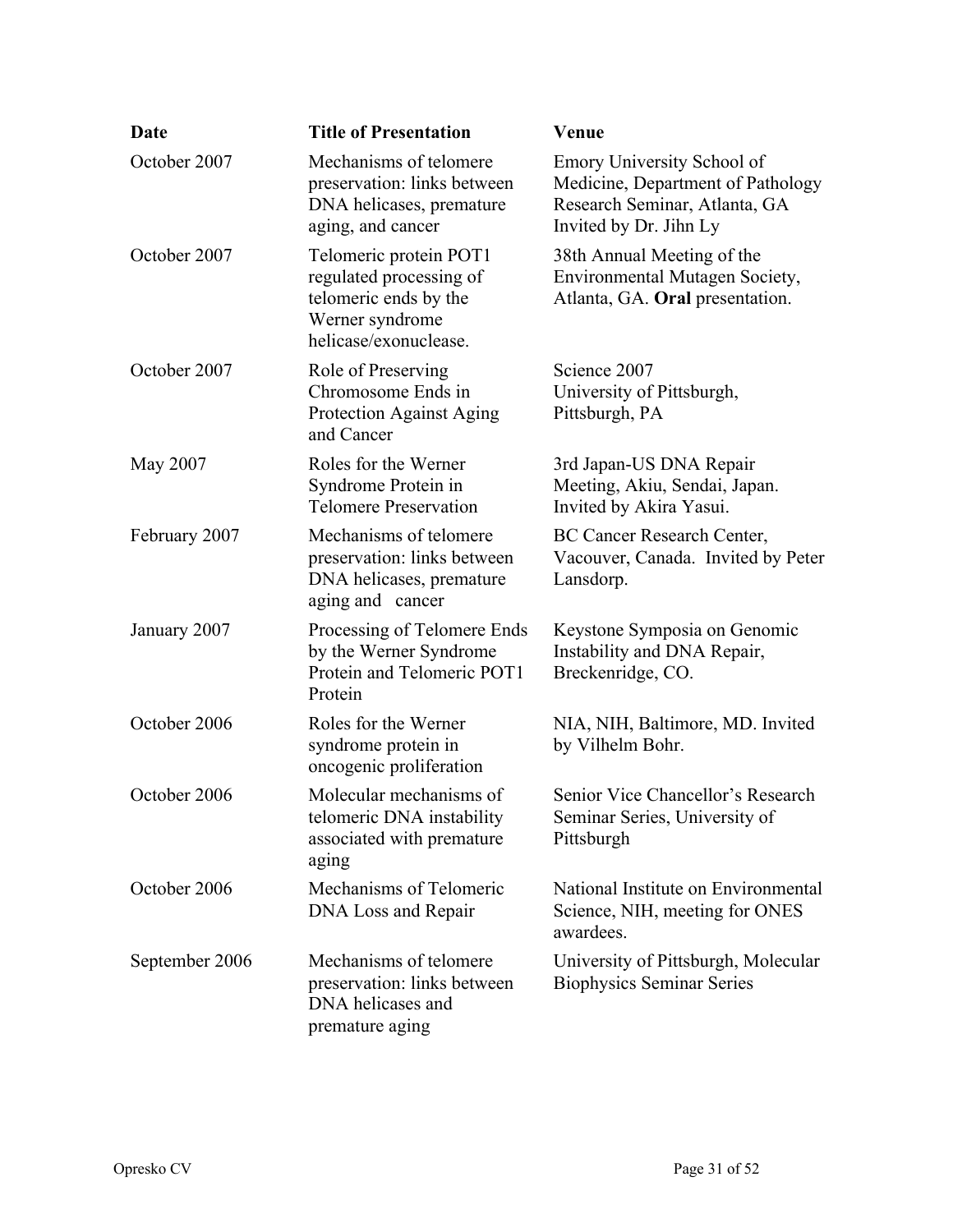| Date | Title of Presentation | Venue |
|---|---|---|
| October 2007 | Mechanisms of telomere preservation: links between DNA helicases, premature aging, and cancer | Emory University School of Medicine, Department of Pathology Research Seminar, Atlanta, GA Invited by Dr. Jihn Ly |
| October 2007 | Telomeric protein POT1 regulated processing of telomeric ends by the Werner syndrome helicase/exonuclease. | 38th Annual Meeting of the Environmental Mutagen Society, Atlanta, GA. **Oral** presentation. |
| October 2007 | Role of Preserving Chromosome Ends in Protection Against Aging and Cancer | Science 2007 University of Pittsburgh, Pittsburgh, PA |
| May 2007 | Roles for the Werner Syndrome Protein in Telomere Preservation | 3rd Japan-US DNA Repair Meeting, Akiu, Sendai, Japan. Invited by Akira Yasui. |
| February 2007 | Mechanisms of telomere preservation: links between DNA helicases, premature aging and cancer | BC Cancer Research Center, Vacouver, Canada. Invited by Peter Lansdorp. |
| January 2007 | Processing of Telomere Ends by the Werner Syndrome Protein and Telomeric POT1 Protein | Keystone Symposia on Genomic Instability and DNA Repair, Breckenridge, CO. |
| October 2006 | Roles for the Werner syndrome protein in oncogenic proliferation | NIA, NIH, Baltimore, MD. Invited by Vilhelm Bohr. |
| October 2006 | Molecular mechanisms of telomeric DNA instability associated with premature aging | Senior Vice Chancellor's Research Seminar Series, University of Pittsburgh |
| October 2006 | Mechanisms of Telomeric DNA Loss and Repair | National Institute on Environmental Science, NIH, meeting for ONES awardees. |
| September 2006 | Mechanisms of telomere preservation: links between DNA helicases and premature aging | University of Pittsburgh, Molecular Biophysics Seminar Series |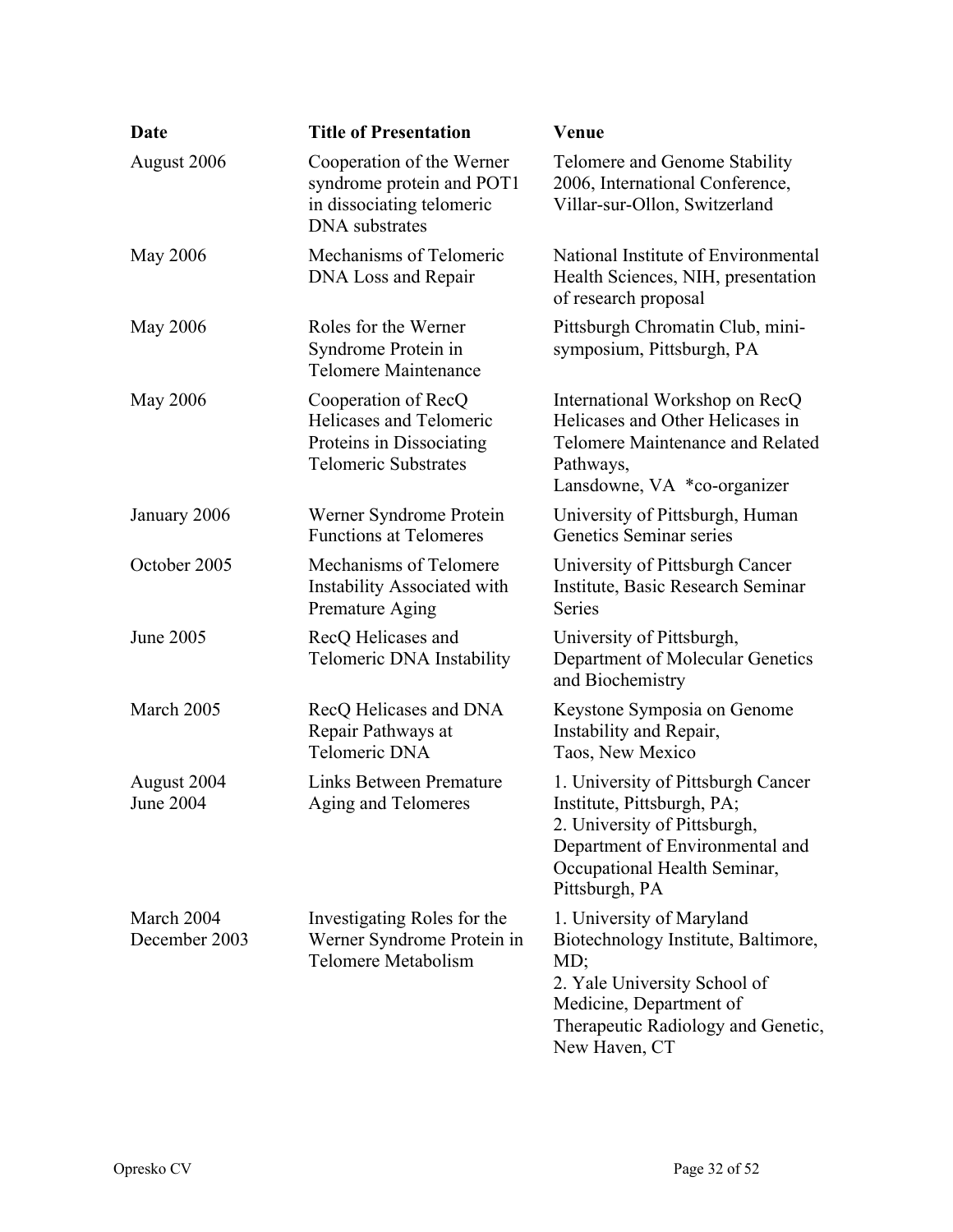| Date | Title of Presentation | Venue |
| --- | --- | --- |
| August 2006 | Cooperation of the Werner syndrome protein and POT1 in dissociating telomeric DNA substrates | Telomere and Genome Stability 2006, International Conference, Villar-sur-Ollon, Switzerland |
| May 2006 | Mechanisms of Telomeric DNA Loss and Repair | National Institute of Environmental Health Sciences, NIH, presentation of research proposal |
| May 2006 | Roles for the Werner Syndrome Protein in Telomere Maintenance | Pittsburgh Chromatin Club, mini-symposium, Pittsburgh, PA |
| May 2006 | Cooperation of RecQ Helicases and Telomeric Proteins in Dissociating Telomeric Substrates | International Workshop on RecQ Helicases and Other Helicases in Telomere Maintenance and Related Pathways, Lansdowne, VA *co-organizer |
| January 2006 | Werner Syndrome Protein Functions at Telomeres | University of Pittsburgh, Human Genetics Seminar series |
| October 2005 | Mechanisms of Telomere Instability Associated with Premature Aging | University of Pittsburgh Cancer Institute, Basic Research Seminar Series |
| June 2005 | RecQ Helicases and Telomeric DNA Instability | University of Pittsburgh, Department of Molecular Genetics and Biochemistry |
| March 2005 | RecQ Helicases and DNA Repair Pathways at Telomeric DNA | Keystone Symposia on Genome Instability and Repair, Taos, New Mexico |
| August 2004<br>June 2004 | Links Between Premature Aging and Telomeres | 1. University of Pittsburgh Cancer Institute, Pittsburgh, PA;<br>2. University of Pittsburgh, Department of Environmental and Occupational Health Seminar, Pittsburgh, PA |
| March 2004<br>December 2003 | Investigating Roles for the Werner Syndrome Protein in Telomere Metabolism | 1. University of Maryland Biotechnology Institute, Baltimore, MD;<br>2. Yale University School of Medicine, Department of Therapeutic Radiology and Genetic, New Haven, CT |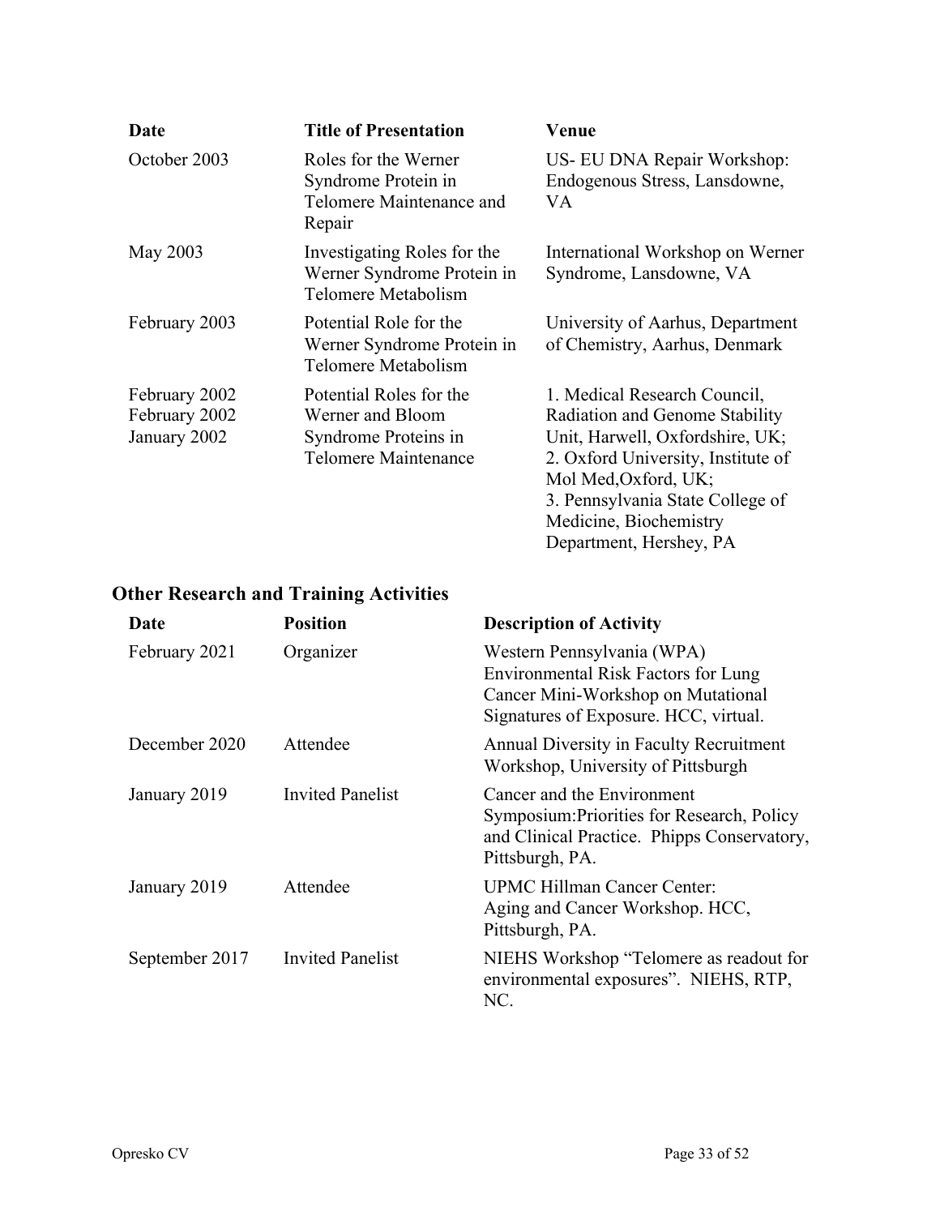| Date | Title of Presentation | Venue |
|---|---|---|
| October 2003 | Roles for the Werner Syndrome Protein in Telomere Maintenance and Repair | US- EU DNA Repair Workshop: Endogenous Stress, Lansdowne, VA |
| May 2003 | Investigating Roles for the Werner Syndrome Protein in Telomere Metabolism | International Workshop on Werner Syndrome, Lansdowne, VA |
| February 2003 | Potential Role for the Werner Syndrome Protein in Telomere Metabolism | University of Aarhus, Department of Chemistry, Aarhus, Denmark |
| February 2002<br>February 2002<br>January 2002 | Potential Roles for the Werner and Bloom Syndrome Proteins in Telomere Maintenance | 1. Medical Research Council, Radiation and Genome Stability Unit, Harwell, Oxfordshire, UK;<br>2. Oxford University, Institute of Mol Med,Oxford, UK;<br>3. Pennsylvania State College of Medicine, Biochemistry Department, Hershey, PA |

## Other Research and Training Activities

| Date | Position | Description of Activity |
|---|---|---|
| February 2021 | Organizer | Western Pennsylvania (WPA) Environmental Risk Factors for Lung Cancer Mini-Workshop on Mutational Signatures of Exposure. HCC, virtual. |
| December 2020 | Attendee | Annual Diversity in Faculty Recruitment Workshop, University of Pittsburgh |
| January 2019 | Invited Panelist | Cancer and the Environment Symposium:Priorities for Research, Policy and Clinical Practice. Phipps Conservatory, Pittsburgh, PA. |
| January 2019 | Attendee | UPMC Hillman Cancer Center: Aging and Cancer Workshop. HCC, Pittsburgh, PA. |
| September 2017 | Invited Panelist | NIEHS Workshop "Telomere as readout for environmental exposures". NIEHS, RTP, NC. |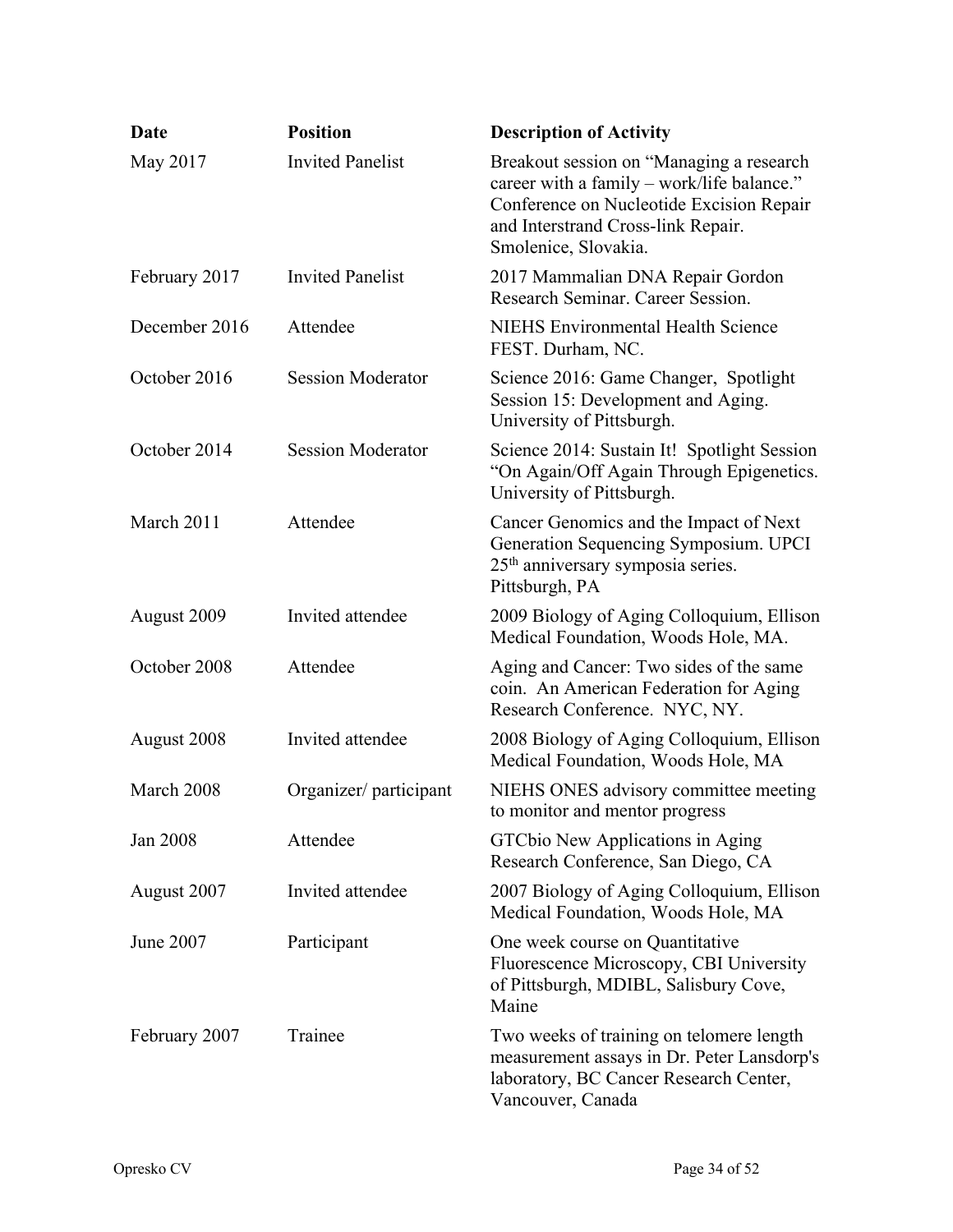| Date | Position | Description of Activity |
|---|---|---|
| May 2017 | Invited Panelist | Breakout session on "Managing a research career with a family – work/life balance." Conference on Nucleotide Excision Repair and Interstrand Cross-link Repair. Smolenice, Slovakia. |
| February 2017 | Invited Panelist | 2017 Mammalian DNA Repair Gordon Research Seminar. Career Session. |
| December 2016 | Attendee | NIEHS Environmental Health Science FEST. Durham, NC. |
| October 2016 | Session Moderator | Science 2016: Game Changer, Spotlight Session 15: Development and Aging. University of Pittsburgh. |
| October 2014 | Session Moderator | Science 2014: Sustain It! Spotlight Session "On Again/Off Again Through Epigenetics. University of Pittsburgh. |
| March 2011 | Attendee | Cancer Genomics and the Impact of Next Generation Sequencing Symposium. UPCI 25th anniversary symposia series. Pittsburgh, PA |
| August 2009 | Invited attendee | 2009 Biology of Aging Colloquium, Ellison Medical Foundation, Woods Hole, MA. |
| October 2008 | Attendee | Aging and Cancer: Two sides of the same coin. An American Federation for Aging Research Conference. NYC, NY. |
| August 2008 | Invited attendee | 2008 Biology of Aging Colloquium, Ellison Medical Foundation, Woods Hole, MA |
| March 2008 | Organizer/ participant | NIEHS ONES advisory committee meeting to monitor and mentor progress |
| Jan 2008 | Attendee | GTCbio New Applications in Aging Research Conference, San Diego, CA |
| August 2007 | Invited attendee | 2007 Biology of Aging Colloquium, Ellison Medical Foundation, Woods Hole, MA |
| June 2007 | Participant | One week course on Quantitative Fluorescence Microscopy, CBI University of Pittsburgh, MDIBL, Salisbury Cove, Maine |
| February 2007 | Trainee | Two weeks of training on telomere length measurement assays in Dr. Peter Lansdorp's laboratory, BC Cancer Research Center, Vancouver, Canada |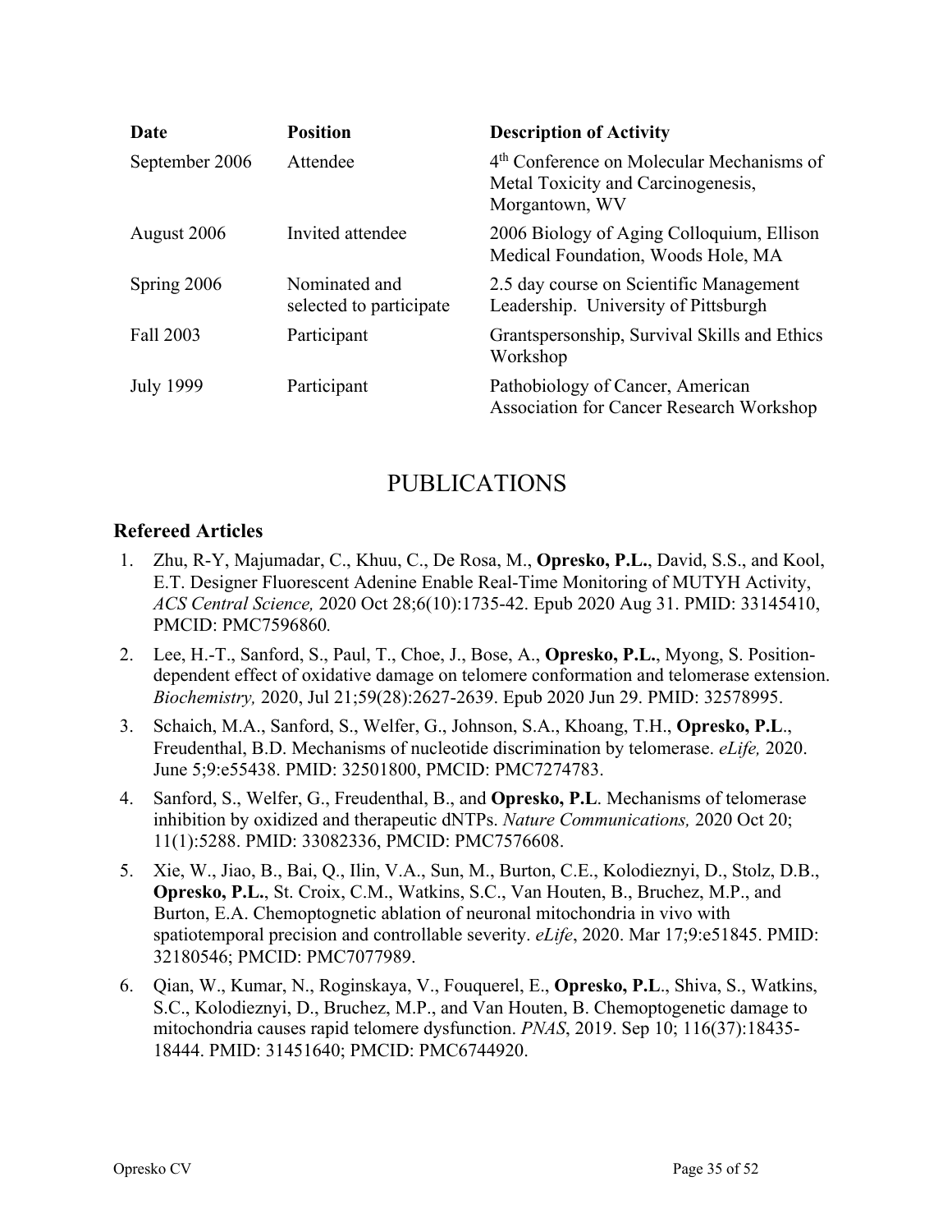| Date | Position | Description of Activity |
| --- | --- | --- |
| September 2006 | Attendee | 4th Conference on Molecular Mechanisms of Metal Toxicity and Carcinogenesis, Morgantown, WV |
| August 2006 | Invited attendee | 2006 Biology of Aging Colloquium, Ellison Medical Foundation, Woods Hole, MA |
| Spring 2006 | Nominated and selected to participate | 2.5 day course on Scientific Management Leadership. University of Pittsburgh |
| Fall 2003 | Participant | Grantspersonship, Survival Skills and Ethics Workshop |
| July 1999 | Participant | Pathobiology of Cancer, American Association for Cancer Research Workshop |

# PUBLICATIONS

### Refereed Articles

1. Zhu, R-Y, Majumadar, C., Khuu, C., De Rosa, M., **Opresko, P.L.**, David, S.S., and Kool, E.T. Designer Fluorescent Adenine Enable Real-Time Monitoring of MUTYH Activity, *ACS Central Science,* 2020 Oct 28;6(10):1735-42. Epub 2020 Aug 31. PMID: 33145410, PMCID: PMC7596860.
2. Lee, H.-T., Sanford, S., Paul, T., Choe, J., Bose, A., **Opresko, P.L.**, Myong, S. Position-dependent effect of oxidative damage on telomere conformation and telomerase extension. *Biochemistry,* 2020, Jul 21;59(28):2627-2639. Epub 2020 Jun 29. PMID: 32578995.
3. Schaich, M.A., Sanford, S., Welfer, G., Johnson, S.A., Khoang, T.H., **Opresko, P.L**., Freudenthal, B.D. Mechanisms of nucleotide discrimination by telomerase. *eLife,* 2020. June 5;9:e55438. PMID: 32501800, PMCID: PMC7274783.
4. Sanford, S., Welfer, G., Freudenthal, B., and **Opresko, P.L**. Mechanisms of telomerase inhibition by oxidized and therapeutic dNTPs. *Nature Communications,* 2020 Oct 20; 11(1):5288. PMID: 33082336, PMCID: PMC7576608.
5. Xie, W., Jiao, B., Bai, Q., Ilin, V.A., Sun, M., Burton, C.E., Kolodieznyi, D., Stolz, D.B., **Opresko, P.L.**, St. Croix, C.M., Watkins, S.C., Van Houten, B., Bruchez, M.P., and Burton, E.A. Chemoptognetic ablation of neuronal mitochondria in vivo with spatiotemporal precision and controllable severity. *eLife*, 2020. Mar 17;9:e51845. PMID: 32180546; PMCID: PMC7077989.
6. Qian, W., Kumar, N., Roginskaya, V., Fouquerel, E., **Opresko, P.L**., Shiva, S., Watkins, S.C., Kolodieznyi, D., Bruchez, M.P., and Van Houten, B. Chemoptogenetic damage to mitochondria causes rapid telomere dysfunction. *PNAS*, 2019. Sep 10; 116(37):18435-18444. PMID: 31451640; PMCID: PMC6744920.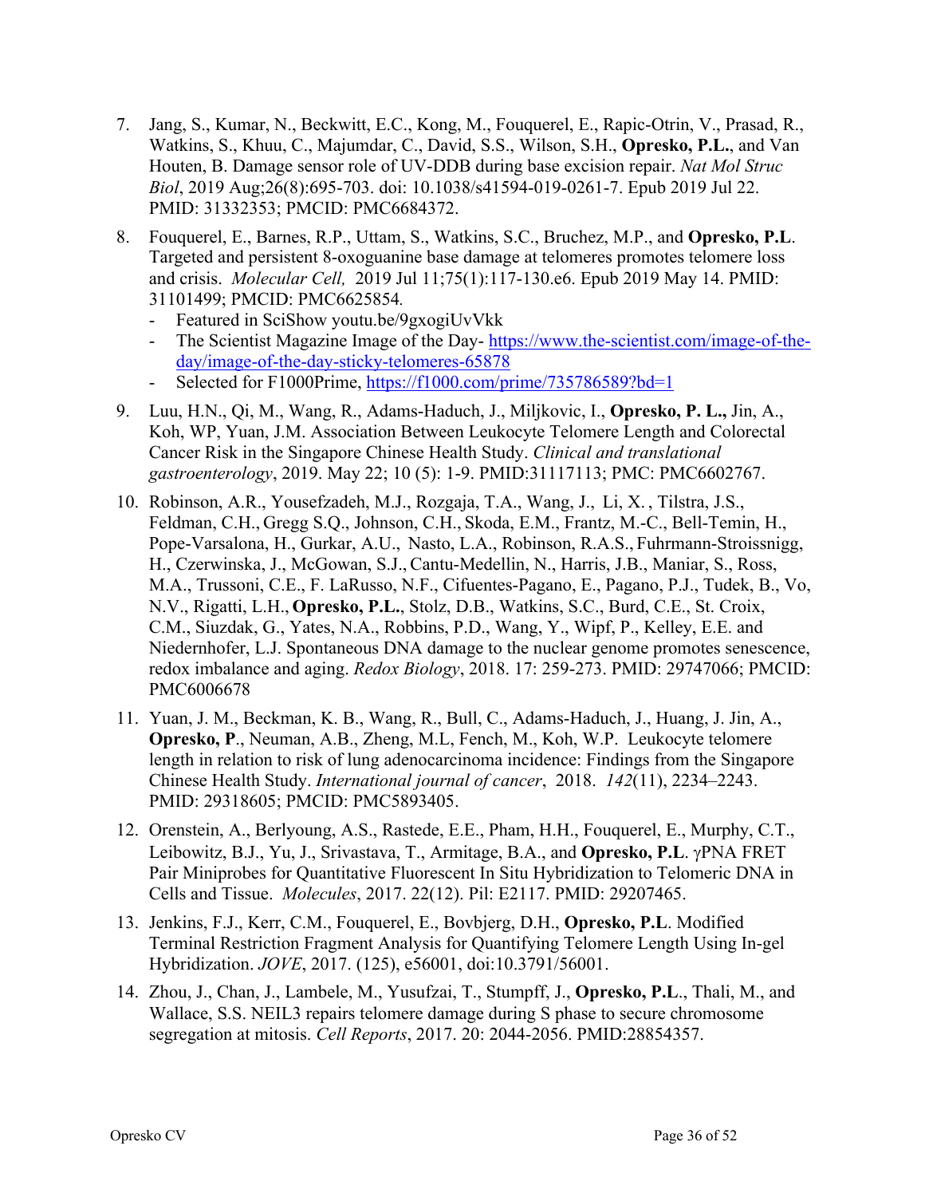7. Jang, S., Kumar, N., Beckwitt, E.C., Kong, M., Fouquerel, E., Rapic-Otrin, V., Prasad, R., Watkins, S., Khuu, C., Majumdar, C., David, S.S., Wilson, S.H., **Opresko, P.L.**, and Van Houten, B. Damage sensor role of UV-DDB during base excision repair. *Nat Mol Struc Biol*, 2019 Aug;26(8):695-703. doi: 10.1038/s41594-019-0261-7. Epub 2019 Jul 22. PMID: 31332353; PMCID: PMC6684372.

8. Fouquerel, E., Barnes, R.P., Uttam, S., Watkins, S.C., Bruchez, M.P., and **Opresko, P.L**. Targeted and persistent 8-oxoguanine base damage at telomeres promotes telomere loss and crisis. *Molecular Cell,* 2019 Jul 11;75(1):117-130.e6. Epub 2019 May 14. PMID: 31101499; PMCID: PMC6625854.
   - Featured in SciShow youtu.be/9gxogiUvVkk
   - The Scientist Magazine Image of the Day- https://www.the-scientist.com/image-of-the-day/image-of-the-day-sticky-telomeres-65878
   - Selected for F1000Prime, https://f1000.com/prime/735786589?bd=1

9. Luu, H.N., Qi, M., Wang, R., Adams-Haduch, J., Miljkovic, I., **Opresko, P. L.,** Jin, A., Koh, WP, Yuan, J.M. Association Between Leukocyte Telomere Length and Colorectal Cancer Risk in the Singapore Chinese Health Study. *Clinical and translational gastroenterology*, 2019. May 22; 10 (5): 1-9. PMID:31117113; PMC: PMC6602767.

10. Robinson, A.R., Yousefzadeh, M.J., Rozgaja, T.A., Wang, J., Li, X. , Tilstra, J.S., Feldman, C.H., Gregg S.Q., Johnson, C.H., Skoda, E.M., Frantz, M.-C., Bell-Temin, H., Pope-Varsalona, H., Gurkar, A.U., Nasto, L.A., Robinson, R.A.S., Fuhrmann-Stroissnigg, H., Czerwinska, J., McGowan, S.J., Cantu-Medellin, N., Harris, J.B., Maniar, S., Ross, M.A., Trussoni, C.E., F. LaRusso, N.F., Cifuentes-Pagano, E., Pagano, P.J., Tudek, B., Vo, N.V., Rigatti, L.H., **Opresko, P.L.**, Stolz, D.B., Watkins, S.C., Burd, C.E., St. Croix, C.M., Siuzdak, G., Yates, N.A., Robbins, P.D., Wang, Y., Wipf, P., Kelley, E.E. and Niedernhofer, L.J. Spontaneous DNA damage to the nuclear genome promotes senescence, redox imbalance and aging. *Redox Biology*, 2018. 17: 259-273. PMID: 29747066; PMCID: PMC6006678

11. Yuan, J. M., Beckman, K. B., Wang, R., Bull, C., Adams-Haduch, J., Huang, J. Jin, A., **Opresko, P**., Neuman, A.B., Zheng, M.L, Fench, M., Koh, W.P. Leukocyte telomere length in relation to risk of lung adenocarcinoma incidence: Findings from the Singapore Chinese Health Study. *International journal of cancer*, 2018. *142*(11), 2234–2243. PMID: 29318605; PMCID: PMC5893405.

12. Orenstein, A., Berlyoung, A.S., Rastede, E.E., Pham, H.H., Fouquerel, E., Murphy, C.T., Leibowitz, B.J., Yu, J., Srivastava, T., Armitage, B.A., and **Opresko, P.L**. γPNA FRET Pair Miniprobes for Quantitative Fluorescent In Situ Hybridization to Telomeric DNA in Cells and Tissue. *Molecules*, 2017. 22(12). PiI: E2117. PMID: 29207465.

13. Jenkins, F.J., Kerr, C.M., Fouquerel, E., Bovbjerg, D.H., **Opresko, P.L**. Modified Terminal Restriction Fragment Analysis for Quantifying Telomere Length Using In-gel Hybridization. *JOVE*, 2017. (125), e56001, doi:10.3791/56001.

14. Zhou, J., Chan, J., Lambele, M., Yusufzai, T., Stumpff, J., **Opresko, P.L**., Thali, M., and Wallace, S.S. NEIL3 repairs telomere damage during S phase to secure chromosome segregation at mitosis. *Cell Reports*, 2017. 20: 2044-2056. PMID:28854357.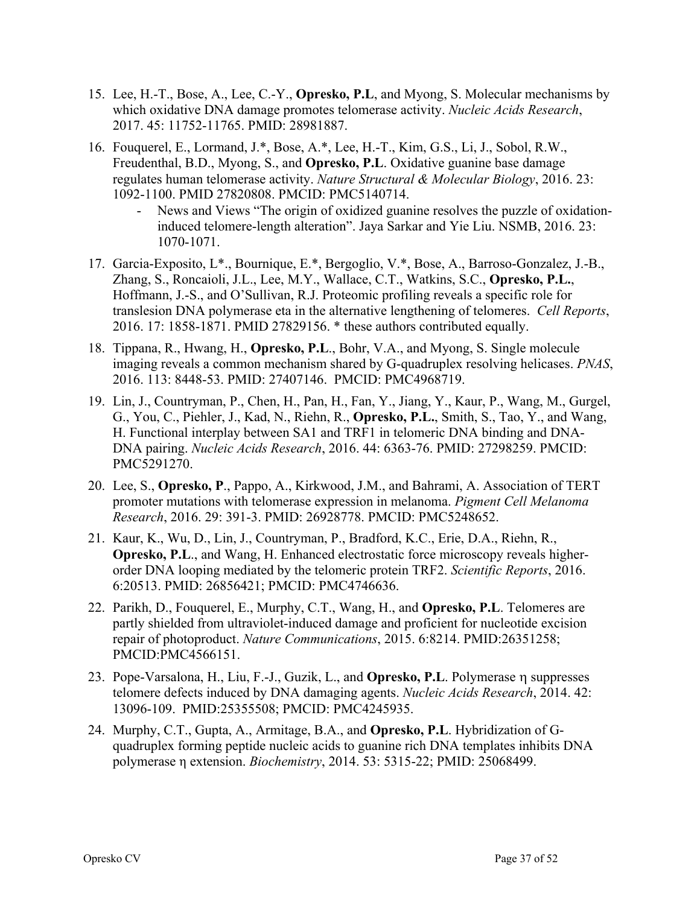15. Lee, H.-T., Bose, A., Lee, C.-Y., **Opresko, P.L**, and Myong, S. Molecular mechanisms by which oxidative DNA damage promotes telomerase activity. *Nucleic Acids Research*, 2017. 45: 11752-11765. PMID: 28981887.

16. Fouquerel, E., Lormand, J.*, Bose, A.*, Lee, H.-T., Kim, G.S., Li, J., Sobol, R.W., Freudenthal, B.D., Myong, S., and **Opresko, P.L**. Oxidative guanine base damage regulates human telomerase activity. *Nature Structural & Molecular Biology*, 2016. 23: 1092-1100. PMID 27820808. PMCID: PMC5140714.
    - News and Views "The origin of oxidized guanine resolves the puzzle of oxidation-induced telomere-length alteration". Jaya Sarkar and Yie Liu. NSMB, 2016. 23: 1070-1071.

17. Garcia-Exposito, L*., Bournique, E.*, Bergoglio, V.*, Bose, A., Barroso-Gonzalez, J.-B., Zhang, S., Roncaioli, J.L., Lee, M.Y., Wallace, C.T., Watkins, S.C., **Opresko, P.L.**, Hoffmann, J.-S., and O'Sullivan, R.J. Proteomic profiling reveals a specific role for translesion DNA polymerase eta in the alternative lengthening of telomeres. *Cell Reports*, 2016. 17: 1858-1871. PMID 27829156. * these authors contributed equally.

18. Tippana, R., Hwang, H., **Opresko, P.L**., Bohr, V.A., and Myong, S. Single molecule imaging reveals a common mechanism shared by G-quadruplex resolving helicases. *PNAS*, 2016. 113: 8448-53. PMID: 27407146. PMCID: PMC4968719.

19. Lin, J., Countryman, P., Chen, H., Pan, H., Fan, Y., Jiang, Y., Kaur, P., Wang, M., Gurgel, G., You, C., Piehler, J., Kad, N., Riehn, R., **Opresko, P.L.**, Smith, S., Tao, Y., and Wang, H. Functional interplay between SA1 and TRF1 in telomeric DNA binding and DNA-DNA pairing. *Nucleic Acids Research*, 2016. 44: 6363-76. PMID: 27298259. PMCID: PMC5291270.

20. Lee, S., **Opresko, P**., Pappo, A., Kirkwood, J.M., and Bahrami, A. Association of TERT promoter mutations with telomerase expression in melanoma. *Pigment Cell Melanoma Research*, 2016. 29: 391-3. PMID: 26928778. PMCID: PMC5248652.

21. Kaur, K., Wu, D., Lin, J., Countryman, P., Bradford, K.C., Erie, D.A., Riehn, R., **Opresko, P.L**., and Wang, H. Enhanced electrostatic force microscopy reveals higher-order DNA looping mediated by the telomeric protein TRF2. *Scientific Reports*, 2016. 6:20513. PMID: 26856421; PMCID: PMC4746636.

22. Parikh, D., Fouquerel, E., Murphy, C.T., Wang, H., and **Opresko, P.L**. Telomeres are partly shielded from ultraviolet-induced damage and proficient for nucleotide excision repair of photoproduct. *Nature Communications*, 2015. 6:8214. PMID:26351258; PMCID:PMC4566151.

23. Pope-Varsalona, H., Liu, F.-J., Guzik, L., and **Opresko, P.L**. Polymerase η suppresses telomere defects induced by DNA damaging agents. *Nucleic Acids Research*, 2014. 42: 13096-109. PMID:25355508; PMCID: PMC4245935.

24. Murphy, C.T., Gupta, A., Armitage, B.A., and **Opresko, P.L**. Hybridization of G-quadruplex forming peptide nucleic acids to guanine rich DNA templates inhibits DNA polymerase η extension. *Biochemistry*, 2014. 53: 5315-22; PMID: 25068499.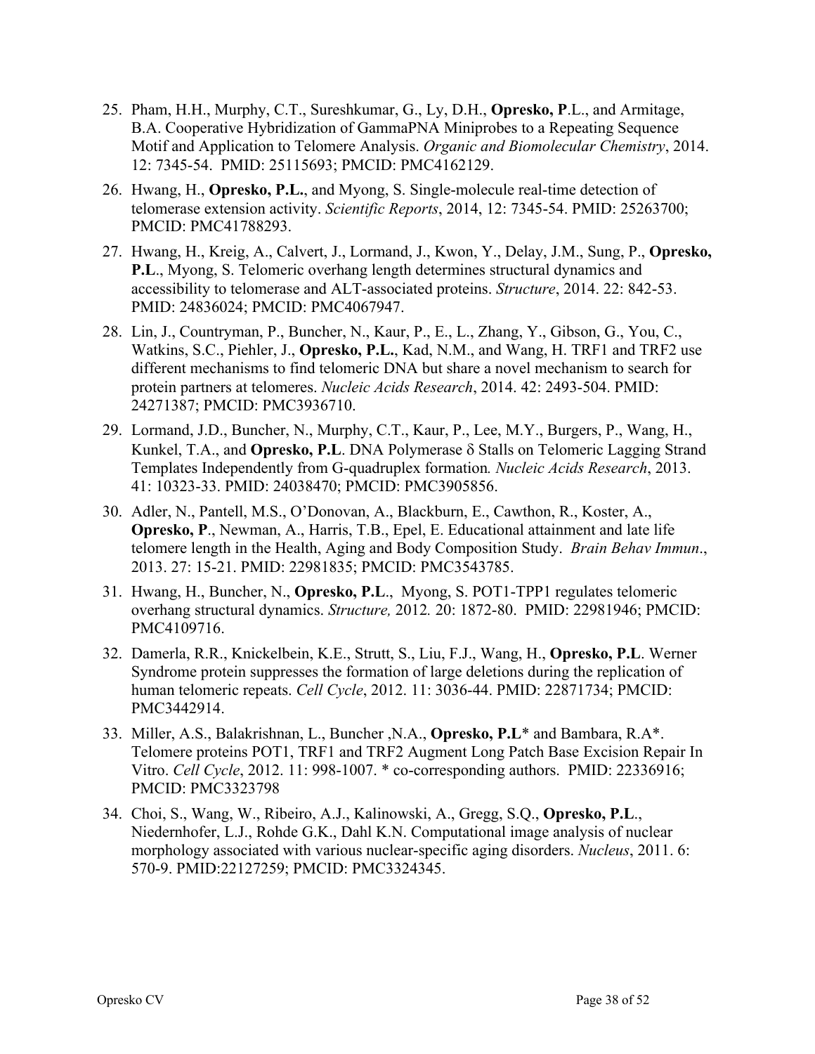25. Pham, H.H., Murphy, C.T., Sureshkumar, G., Ly, D.H., **Opresko, P**.L., and Armitage, B.A. Cooperative Hybridization of GammaPNA Miniprobes to a Repeating Sequence Motif and Application to Telomere Analysis. *Organic and Biomolecular Chemistry*, 2014. 12: 7345-54. PMID: 25115693; PMCID: PMC4162129.

26. Hwang, H., **Opresko, P.L.**, and Myong, S. Single-molecule real-time detection of telomerase extension activity. *Scientific Reports*, 2014, 12: 7345-54. PMID: 25263700; PMCID: PMC41788293.

27. Hwang, H., Kreig, A., Calvert, J., Lormand, J., Kwon, Y., Delay, J.M., Sung, P., **Opresko, P.L**., Myong, S. Telomeric overhang length determines structural dynamics and accessibility to telomerase and ALT-associated proteins. *Structure*, 2014. 22: 842-53. PMID: 24836024; PMCID: PMC4067947.

28. Lin, J., Countryman, P., Buncher, N., Kaur, P., E., L., Zhang, Y., Gibson, G., You, C., Watkins, S.C., Piehler, J., **Opresko, P.L.**, Kad, N.M., and Wang, H. TRF1 and TRF2 use different mechanisms to find telomeric DNA but share a novel mechanism to search for protein partners at telomeres. *Nucleic Acids Research*, 2014. 42: 2493-504. PMID: 24271387; PMCID: PMC3936710.

29. Lormand, J.D., Buncher, N., Murphy, C.T., Kaur, P., Lee, M.Y., Burgers, P., Wang, H., Kunkel, T.A., and **Opresko, P.L**. DNA Polymerase δ Stalls on Telomeric Lagging Strand Templates Independently from G-quadruplex formation*.* *Nucleic Acids Research*, 2013. 41: 10323-33. PMID: 24038470; PMCID: PMC3905856.

30. Adler, N., Pantell, M.S., O'Donovan, A., Blackburn, E., Cawthon, R., Koster, A., **Opresko, P**., Newman, A., Harris, T.B., Epel, E. Educational attainment and late life telomere length in the Health, Aging and Body Composition Study. *Brain Behav Immun*., 2013. 27: 15-21. PMID: 22981835; PMCID: PMC3543785.

31. Hwang, H., Buncher, N., **Opresko, P.L**., Myong, S. POT1-TPP1 regulates telomeric overhang structural dynamics. *Structure,* 2012*.* 20: 1872-80. PMID: 22981946; PMCID: PMC4109716.

32. Damerla, R.R., Knickelbein, K.E., Strutt, S., Liu, F.J., Wang, H., **Opresko, P.L**. Werner Syndrome protein suppresses the formation of large deletions during the replication of human telomeric repeats. *Cell Cycle*, 2012. 11: 3036-44. PMID: 22871734; PMCID: PMC3442914.

33. Miller, A.S., Balakrishnan, L., Buncher ,N.A., **Opresko, P.L**\* and Bambara, R.A\*. Telomere proteins POT1, TRF1 and TRF2 Augment Long Patch Base Excision Repair In Vitro. *Cell Cycle*, 2012. 11: 998-1007. * co-corresponding authors. PMID: 22336916; PMCID: PMC3323798

34. Choi, S., Wang, W., Ribeiro, A.J., Kalinowski, A., Gregg, S.Q., **Opresko, P.L**., Niedernhofer, L.J., Rohde G.K., Dahl K.N. Computational image analysis of nuclear morphology associated with various nuclear-specific aging disorders. *Nucleus*, 2011. 6: 570-9. PMID:22127259; PMCID: PMC3324345.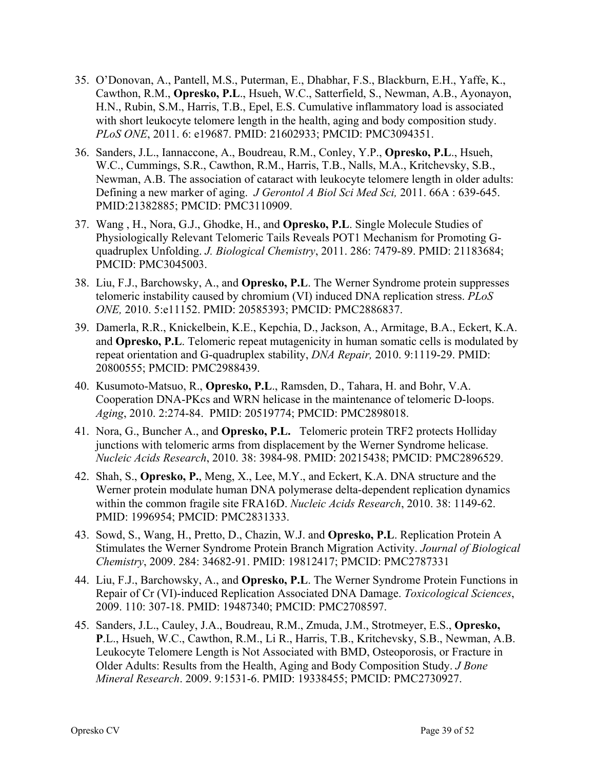35. O'Donovan, A., Pantell, M.S., Puterman, E., Dhabhar, F.S., Blackburn, E.H., Yaffe, K., Cawthon, R.M., **Opresko, P.L**., Hsueh, W.C., Satterfield, S., Newman, A.B., Ayonayon, H.N., Rubin, S.M., Harris, T.B., Epel, E.S. Cumulative inflammatory load is associated with short leukocyte telomere length in the health, aging and body composition study. *PLoS ONE*, 2011. 6: e19687. PMID: 21602933; PMCID: PMC3094351.

36. Sanders, J.L., Iannaccone, A., Boudreau, R.M., Conley, Y.P., **Opresko, P.L**., Hsueh, W.C., Cummings, S.R., Cawthon, R.M., Harris, T.B., Nalls, M.A., Kritchevsky, S.B., Newman, A.B. The association of cataract with leukocyte telomere length in older adults: Defining a new marker of aging. *J Gerontol A Biol Sci Med Sci,* 2011. 66A : 639-645. PMID:21382885; PMCID: PMC3110909.

37. Wang , H., Nora, G.J., Ghodke, H., and **Opresko, P.L**. Single Molecule Studies of Physiologically Relevant Telomeric Tails Reveals POT1 Mechanism for Promoting G-quadruplex Unfolding. *J. Biological Chemistry*, 2011. 286: 7479-89. PMID: 21183684; PMCID: PMC3045003.

38. Liu, F.J., Barchowsky, A., and **Opresko, P.L**. The Werner Syndrome protein suppresses telomeric instability caused by chromium (VI) induced DNA replication stress. *PLoS ONE,* 2010. 5:e11152. PMID: 20585393; PMCID: PMC2886837.

39. Damerla, R.R., Knickelbein, K.E., Kepchia, D., Jackson, A., Armitage, B.A., Eckert, K.A. and **Opresko, P.L**. Telomeric repeat mutagenicity in human somatic cells is modulated by repeat orientation and G-quadruplex stability, *DNA Repair,* 2010. 9:1119-29. PMID: 20800555; PMCID: PMC2988439.

40. Kusumoto-Matsuo, R., **Opresko, P.L**., Ramsden, D., Tahara, H. and Bohr, V.A. Cooperation DNA-PKcs and WRN helicase in the maintenance of telomeric D-loops. *Aging*, 2010. 2:274-84. PMID: 20519774; PMCID: PMC2898018.

41. Nora, G., Buncher A., and **Opresko, P.L.** Telomeric protein TRF2 protects Holliday junctions with telomeric arms from displacement by the Werner Syndrome helicase. *Nucleic Acids Research*, 2010. 38: 3984-98. PMID: 20215438; PMCID: PMC2896529.

42. Shah, S., **Opresko, P.**, Meng, X., Lee, M.Y., and Eckert, K.A. DNA structure and the Werner protein modulate human DNA polymerase delta-dependent replication dynamics within the common fragile site FRA16D. *Nucleic Acids Research*, 2010. 38: 1149-62. PMID: 1996954; PMCID: PMC2831333.

43. Sowd, S., Wang, H., Pretto, D., Chazin, W.J. and **Opresko, P.L**. Replication Protein A Stimulates the Werner Syndrome Protein Branch Migration Activity. *Journal of Biological Chemistry*, 2009. 284: 34682-91. PMID: 19812417; PMCID: PMC2787331

44. Liu, F.J., Barchowsky, A., and **Opresko, P.L**. The Werner Syndrome Protein Functions in Repair of Cr (VI)-induced Replication Associated DNA Damage. *Toxicological Sciences*, 2009. 110: 307-18. PMID: 19487340; PMCID: PMC2708597.

45. Sanders, J.L., Cauley, J.A., Boudreau, R.M., Zmuda, J.M., Strotmeyer, E.S., **Opresko, P**.L., Hsueh, W.C., Cawthon, R.M., Li R., Harris, T.B., Kritchevsky, S.B., Newman, A.B. Leukocyte Telomere Length is Not Associated with BMD, Osteoporosis, or Fracture in Older Adults: Results from the Health, Aging and Body Composition Study. *J Bone Mineral Research*. 2009. 9:1531-6. PMID: 19338455; PMCID: PMC2730927.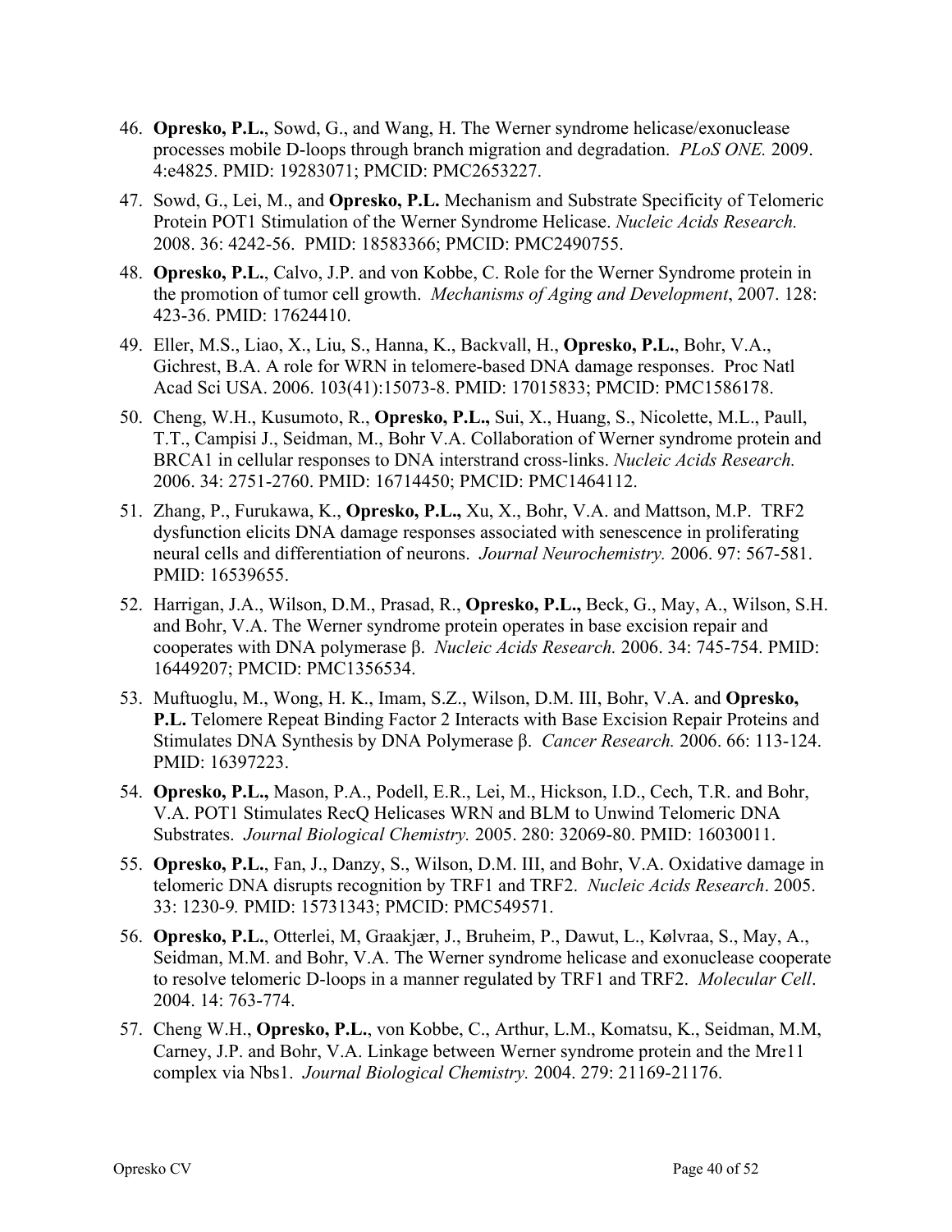46. **Opresko, P.L.**, Sowd, G., and Wang, H. The Werner syndrome helicase/exonuclease processes mobile D-loops through branch migration and degradation. *PLoS ONE.* 2009. 4:e4825. PMID: 19283071; PMCID: PMC2653227.

47. Sowd, G., Lei, M., and **Opresko, P.L.** Mechanism and Substrate Specificity of Telomeric Protein POT1 Stimulation of the Werner Syndrome Helicase. *Nucleic Acids Research.* 2008. 36: 4242-56. PMID: 18583366; PMCID: PMC2490755.

48. **Opresko, P.L.**, Calvo, J.P. and von Kobbe, C. Role for the Werner Syndrome protein in the promotion of tumor cell growth. *Mechanisms of Aging and Development*, 2007. 128: 423-36. PMID: 17624410.

49. Eller, M.S., Liao, X., Liu, S., Hanna, K., Backvall, H., **Opresko, P.L.**, Bohr, V.A., Gichrest, B.A. A role for WRN in telomere-based DNA damage responses. Proc Natl Acad Sci USA. 2006. 103(41):15073-8. PMID: 17015833; PMCID: PMC1586178.

50. Cheng, W.H., Kusumoto, R., **Opresko, P.L.,** Sui, X., Huang, S., Nicolette, M.L., Paull, T.T., Campisi J., Seidman, M., Bohr V.A. Collaboration of Werner syndrome protein and BRCA1 in cellular responses to DNA interstrand cross-links. *Nucleic Acids Research.* 2006. 34: 2751-2760. PMID: 16714450; PMCID: PMC1464112.

51. Zhang, P., Furukawa, K., **Opresko, P.L.,** Xu, X., Bohr, V.A. and Mattson, M.P. TRF2 dysfunction elicits DNA damage responses associated with senescence in proliferating neural cells and differentiation of neurons. *Journal Neurochemistry.* 2006. 97: 567-581. PMID: 16539655.

52. Harrigan, J.A., Wilson, D.M., Prasad, R., **Opresko, P.L.,** Beck, G., May, A., Wilson, S.H. and Bohr, V.A. The Werner syndrome protein operates in base excision repair and cooperates with DNA polymerase β. *Nucleic Acids Research.* 2006. 34: 745-754. PMID: 16449207; PMCID: PMC1356534.

53. Muftuoglu, M., Wong, H. K., Imam, S.Z., Wilson, D.M. III, Bohr, V.A. and **Opresko, P.L.** Telomere Repeat Binding Factor 2 Interacts with Base Excision Repair Proteins and Stimulates DNA Synthesis by DNA Polymerase β. *Cancer Research.* 2006. 66: 113-124. PMID: 16397223.

54. **Opresko, P.L.,** Mason, P.A., Podell, E.R., Lei, M., Hickson, I.D., Cech, T.R. and Bohr, V.A. POT1 Stimulates RecQ Helicases WRN and BLM to Unwind Telomeric DNA Substrates. *Journal Biological Chemistry.* 2005. 280: 32069-80. PMID: 16030011.

55. **Opresko, P.L.**, Fan, J., Danzy, S., Wilson, D.M. III, and Bohr, V.A. Oxidative damage in telomeric DNA disrupts recognition by TRF1 and TRF2. *Nucleic Acids Research*. 2005. 33: 1230-9*.* PMID: 15731343; PMCID: PMC549571.

56. **Opresko, P.L.**, Otterlei, M, Graakjær, J., Bruheim, P., Dawut, L., Kølvraa, S., May, A., Seidman, M.M. and Bohr, V.A. The Werner syndrome helicase and exonuclease cooperate to resolve telomeric D-loops in a manner regulated by TRF1 and TRF2. *Molecular Cell*. 2004. 14: 763-774.

57. Cheng W.H., **Opresko, P.L.**, von Kobbe, C., Arthur, L.M., Komatsu, K., Seidman, M.M, Carney, J.P. and Bohr, V.A. Linkage between Werner syndrome protein and the Mre11 complex via Nbs1. *Journal Biological Chemistry.* 2004. 279: 21169-21176.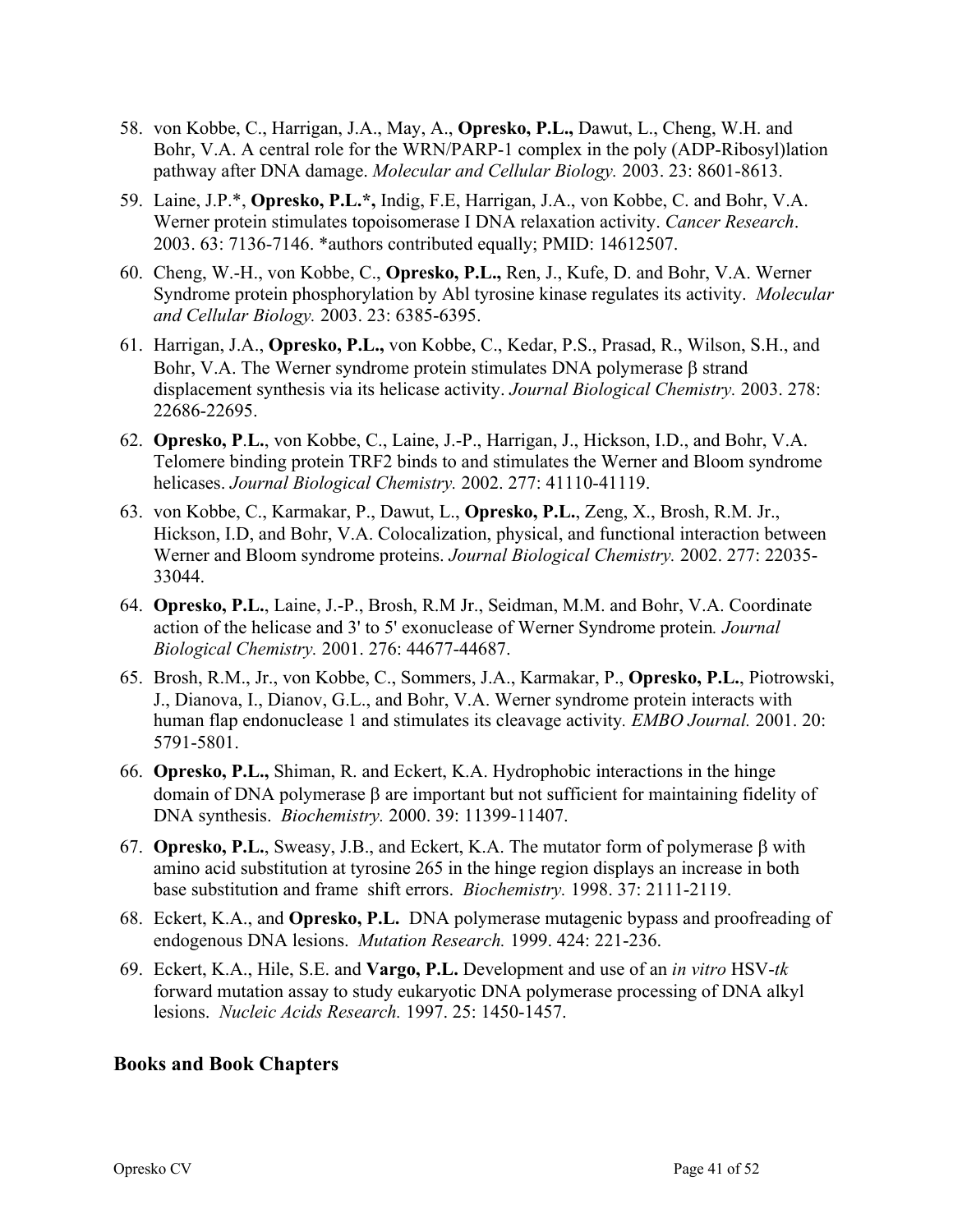58. von Kobbe, C., Harrigan, J.A., May, A., **Opresko, P.L.,** Dawut, L., Cheng, W.H. and Bohr, V.A. A central role for the WRN/PARP-1 complex in the poly (ADP-Ribosyl)lation pathway after DNA damage. *Molecular and Cellular Biology.* 2003. 23: 8601-8613.
59. Laine, J.P.*, **Opresko, P.L.*,** Indig, F.E, Harrigan, J.A., von Kobbe, C. and Bohr, V.A. Werner protein stimulates topoisomerase I DNA relaxation activity. *Cancer Research*. 2003. 63: 7136-7146. *authors contributed equally; PMID: 14612507.
60. Cheng, W.-H., von Kobbe, C., **Opresko, P.L.,** Ren, J., Kufe, D. and Bohr, V.A. Werner Syndrome protein phosphorylation by Abl tyrosine kinase regulates its activity. *Molecular and Cellular Biology.* 2003. 23: 6385-6395.
61. Harrigan, J.A., **Opresko, P.L.,** von Kobbe, C., Kedar, P.S., Prasad, R., Wilson, S.H., and Bohr, V.A. The Werner syndrome protein stimulates DNA polymerase β strand displacement synthesis via its helicase activity. *Journal Biological Chemistry.* 2003. 278: 22686-22695.
62. **Opresko, P.L.**, von Kobbe, C., Laine, J.-P., Harrigan, J., Hickson, I.D., and Bohr, V.A. Telomere binding protein TRF2 binds to and stimulates the Werner and Bloom syndrome helicases. *Journal Biological Chemistry.* 2002. 277: 41110-41119.
63. von Kobbe, C., Karmakar, P., Dawut, L., **Opresko, P.L.**, Zeng, X., Brosh, R.M. Jr., Hickson, I.D, and Bohr, V.A. Colocalization, physical, and functional interaction between Werner and Bloom syndrome proteins. *Journal Biological Chemistry.* 2002. 277: 22035-33044.
64. **Opresko, P.L.**, Laine, J.-P., Brosh, R.M Jr., Seidman, M.M. and Bohr, V.A. Coordinate action of the helicase and 3' to 5' exonuclease of Werner Syndrome protein*. Journal Biological Chemistry.* 2001. 276: 44677-44687.
65. Brosh, R.M., Jr., von Kobbe, C., Sommers, J.A., Karmakar, P., **Opresko, P.L.**, Piotrowski, J., Dianova, I., Dianov, G.L., and Bohr, V.A. Werner syndrome protein interacts with human flap endonuclease 1 and stimulates its cleavage activity*. EMBO Journal.* 2001. 20: 5791-5801.
66. **Opresko, P.L.,** Shiman, R. and Eckert, K.A. Hydrophobic interactions in the hinge domain of DNA polymerase β are important but not sufficient for maintaining fidelity of DNA synthesis. *Biochemistry.* 2000. 39: 11399-11407.
67. **Opresko, P.L.**, Sweasy, J.B., and Eckert, K.A. The mutator form of polymerase β with amino acid substitution at tyrosine 265 in the hinge region displays an increase in both base substitution and frame shift errors. *Biochemistry.* 1998. 37: 2111-2119.
68. Eckert, K.A., and **Opresko, P.L.** DNA polymerase mutagenic bypass and proofreading of endogenous DNA lesions. *Mutation Research.* 1999. 424: 221-236.
69. Eckert, K.A., Hile, S.E. and **Vargo, P.L.** Development and use of an *in vitro* HSV-*tk* forward mutation assay to study eukaryotic DNA polymerase processing of DNA alkyl lesions. *Nucleic Acids Research.* 1997. 25: 1450-1457.

## Books and Book Chapters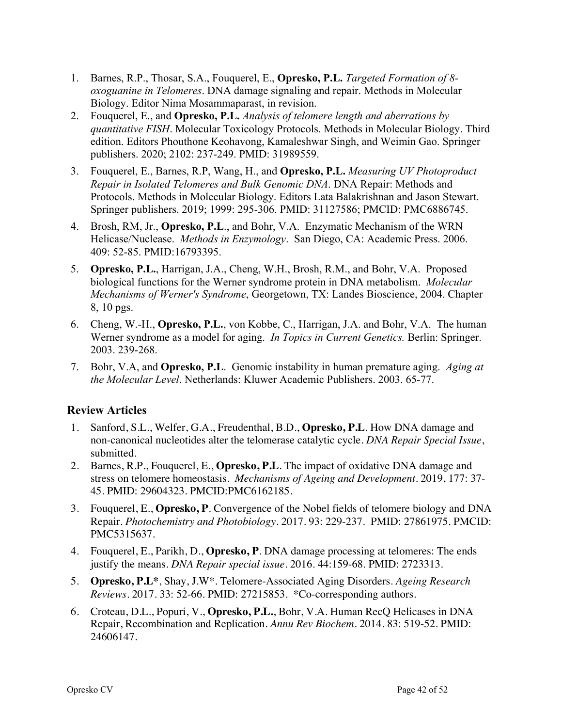1. Barnes, R.P., Thosar, S.A., Fouquerel, E., **Opresko, P.L.** *Targeted Formation of 8-oxoguanine in Telomeres*. DNA damage signaling and repair. Methods in Molecular Biology. Editor Nima Mosammaparast, in revision.
2. Fouquerel, E., and **Opresko, P.L.** *Analysis of telomere length and aberrations by quantitative FISH*. Molecular Toxicology Protocols. Methods in Molecular Biology. Third edition. Editors Phouthone Keohavong, Kamaleshwar Singh, and Weimin Gao. Springer publishers. 2020; 2102: 237-249. PMID: 31989559.
3. Fouquerel, E., Barnes, R.P, Wang, H., and **Opresko, P.L.** *Measuring UV Photoproduct Repair in Isolated Telomeres and Bulk Genomic DNA*. DNA Repair: Methods and Protocols. Methods in Molecular Biology. Editors Lata Balakrishnan and Jason Stewart. Springer publishers. 2019; 1999: 295-306. PMID: 31127586; PMCID: PMC6886745.
4. Brosh, RM, Jr., **Opresko, P.L**., and Bohr, V.A. Enzymatic Mechanism of the WRN Helicase/Nuclease. *Methods in Enzymology*. San Diego, CA: Academic Press. 2006. 409: 52-85. PMID:16793395.
5. **Opresko, P.L.**, Harrigan, J.A., Cheng, W.H., Brosh, R.M., and Bohr, V.A. Proposed biological functions for the Werner syndrome protein in DNA metabolism. *Molecular Mechanisms of Werner's Syndrome*, Georgetown, TX: Landes Bioscience, 2004. Chapter 8, 10 pgs.
6. Cheng, W.-H., **Opresko, P.L.**, von Kobbe, C., Harrigan, J.A. and Bohr, V.A. The human Werner syndrome as a model for aging. *In Topics in Current Genetics.* Berlin: Springer. 2003. 239-268.
7. Bohr, V.A, and **Opresko, P.L**. Genomic instability in human premature aging. *Aging at the Molecular Level*. Netherlands: Kluwer Academic Publishers. 2003. 65-77.

## Review Articles

1. Sanford, S.L., Welfer, G.A., Freudenthal, B.D., **Opresko, P.L**. How DNA damage and non-canonical nucleotides alter the telomerase catalytic cycle. *DNA Repair Special Issue*, submitted.
2. Barnes, R.P., Fouquerel, E., **Opresko, P.L**. The impact of oxidative DNA damage and stress on telomere homeostasis. *Mechanisms of Ageing and Development*. 2019, 177: 37-45. PMID: 29604323. PMCID:PMC6162185.
3. Fouquerel, E., **Opresko, P**. Convergence of the Nobel fields of telomere biology and DNA Repair. *Photochemistry and Photobiology*. 2017. 93: 229-237. PMID: 27861975. PMCID: PMC5315637.
4. Fouquerel, E., Parikh, D., **Opresko, P**. DNA damage processing at telomeres: The ends justify the means. *DNA Repair special issue*. 2016. 44:159-68. PMID: 2723313.
5. **Opresko, P.L***, Shay, J.W*. Telomere-Associated Aging Disorders. *Ageing Research Reviews*. 2017. 33: 52-66. PMID: 27215853. *Co-corresponding authors.
6. Croteau, D.L., Popuri, V., **Opresko, P.L.**, Bohr, V.A. Human RecQ Helicases in DNA Repair, Recombination and Replication. *Annu Rev Biochem*. 2014. 83: 519-52. PMID: 24606147.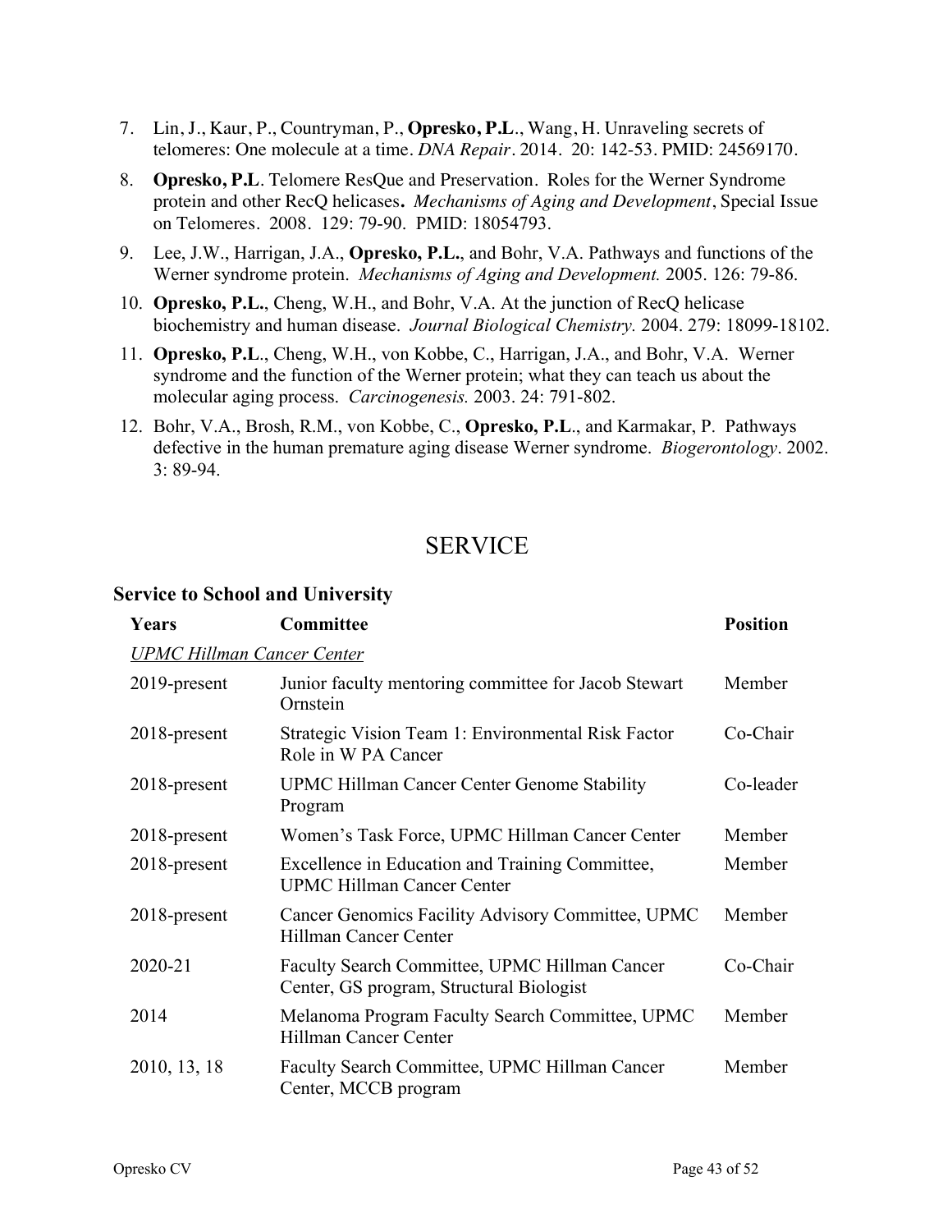7. Lin, J., Kaur, P., Countryman, P., **Opresko, P.L**., Wang, H. Unraveling secrets of telomeres: One molecule at a time. *DNA Repair*. 2014. 20: 142-53. PMID: 24569170.
8. **Opresko, P.L**. Telomere ResQue and Preservation. Roles for the Werner Syndrome protein and other RecQ helicases**.** *Mechanisms of Aging and Development*, Special Issue on Telomeres. 2008. 129: 79-90. PMID: 18054793.
9. Lee, J.W., Harrigan, J.A., **Opresko, P.L.**, and Bohr, V.A. Pathways and functions of the Werner syndrome protein. *Mechanisms of Aging and Development.* 2005. 126: 79-86.
10. **Opresko, P.L.**, Cheng, W.H., and Bohr, V.A. At the junction of RecQ helicase biochemistry and human disease. *Journal Biological Chemistry.* 2004. 279: 18099-18102.
11. **Opresko, P.L**., Cheng, W.H., von Kobbe, C., Harrigan, J.A., and Bohr, V.A. Werner syndrome and the function of the Werner protein; what they can teach us about the molecular aging process. *Carcinogenesis.* 2003. 24: 791-802.
12. Bohr, V.A., Brosh, R.M., von Kobbe, C., **Opresko, P.L**., and Karmakar, P. Pathways defective in the human premature aging disease Werner syndrome. *Biogerontology*. 2002. 3: 89-94.

# SERVICE

### Service to School and University

| Years | Committee | Position |
|---|---|---|
| *UPMC Hillman Cancer Center* | | |
| 2019-present | Junior faculty mentoring committee for Jacob Stewart Ornstein | Member |
| 2018-present | Strategic Vision Team 1: Environmental Risk Factor Role in W PA Cancer | Co-Chair |
| 2018-present | UPMC Hillman Cancer Center Genome Stability Program | Co-leader |
| 2018-present | Women's Task Force, UPMC Hillman Cancer Center | Member |
| 2018-present | Excellence in Education and Training Committee, UPMC Hillman Cancer Center | Member |
| 2018-present | Cancer Genomics Facility Advisory Committee, UPMC Hillman Cancer Center | Member |
| 2020-21 | Faculty Search Committee, UPMC Hillman Cancer Center, GS program, Structural Biologist | Co-Chair |
| 2014 | Melanoma Program Faculty Search Committee, UPMC Hillman Cancer Center | Member |
| 2010, 13, 18 | Faculty Search Committee, UPMC Hillman Cancer Center, MCCB program | Member |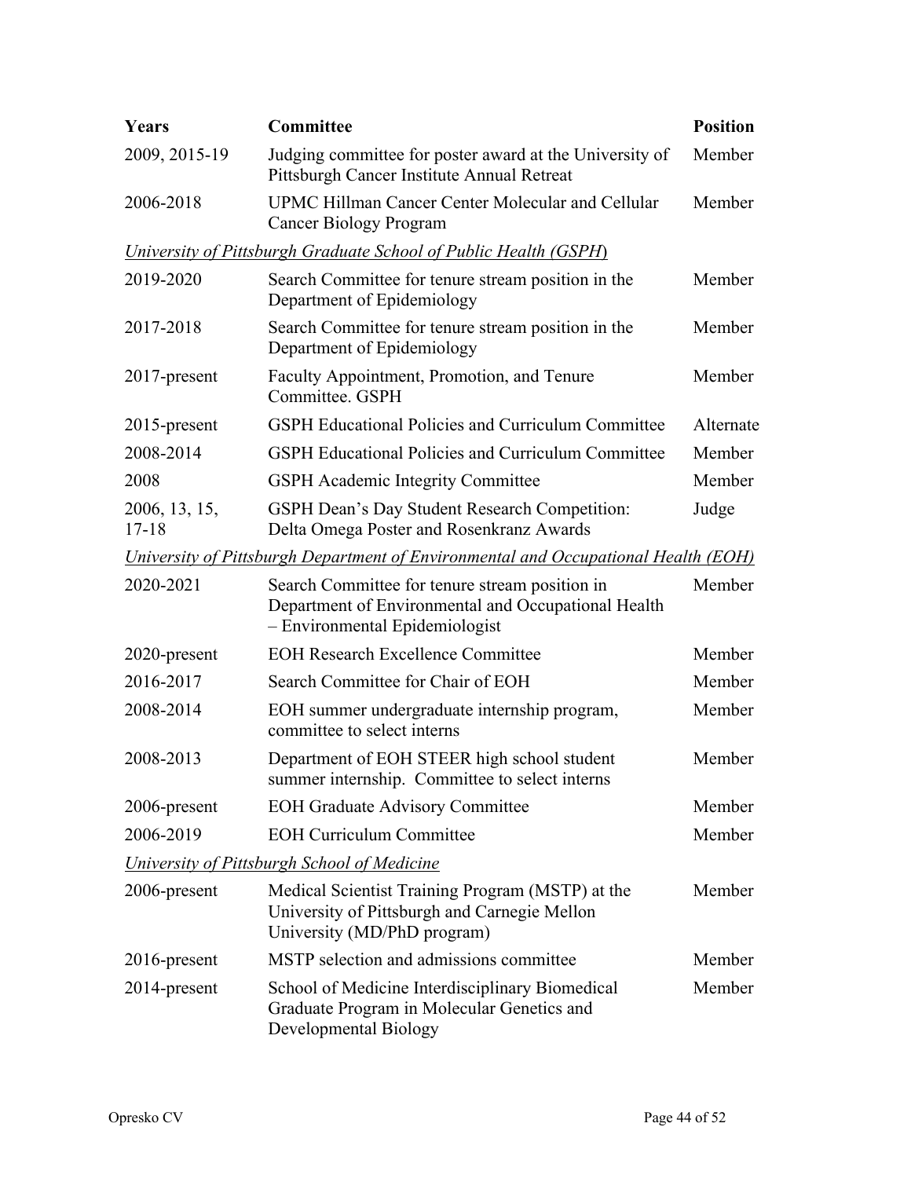| Years | Committee | Position |
|---|---|---|
| 2009, 2015-19 | Judging committee for poster award at the University of Pittsburgh Cancer Institute Annual Retreat | Member |
| 2006-2018 | UPMC Hillman Cancer Center Molecular and Cellular Cancer Biology Program | Member |
| *University of Pittsburgh Graduate School of Public Health (GSPH)* | | |
| 2019-2020 | Search Committee for tenure stream position in the Department of Epidemiology | Member |
| 2017-2018 | Search Committee for tenure stream position in the Department of Epidemiology | Member |
| 2017-present | Faculty Appointment, Promotion, and Tenure Committee. GSPH | Member |
| 2015-present | GSPH Educational Policies and Curriculum Committee | Alternate |
| 2008-2014 | GSPH Educational Policies and Curriculum Committee | Member |
| 2008 | GSPH Academic Integrity Committee | Member |
| 2006, 13, 15, 17-18 | GSPH Dean's Day Student Research Competition: Delta Omega Poster and Rosenkranz Awards | Judge |
| *University of Pittsburgh Department of Environmental and Occupational Health (EOH)* | | |
| 2020-2021 | Search Committee for tenure stream position in Department of Environmental and Occupational Health – Environmental Epidemiologist | Member |
| 2020-present | EOH Research Excellence Committee | Member |
| 2016-2017 | Search Committee for Chair of EOH | Member |
| 2008-2014 | EOH summer undergraduate internship program, committee to select interns | Member |
| 2008-2013 | Department of EOH STEER high school student summer internship. Committee to select interns | Member |
| 2006-present | EOH Graduate Advisory Committee | Member |
| 2006-2019 | EOH Curriculum Committee | Member |
| *University of Pittsburgh School of Medicine* | | |
| 2006-present | Medical Scientist Training Program (MSTP) at the University of Pittsburgh and Carnegie Mellon University (MD/PhD program) | Member |
| 2016-present | MSTP selection and admissions committee | Member |
| 2014-present | School of Medicine Interdisciplinary Biomedical Graduate Program in Molecular Genetics and Developmental Biology | Member |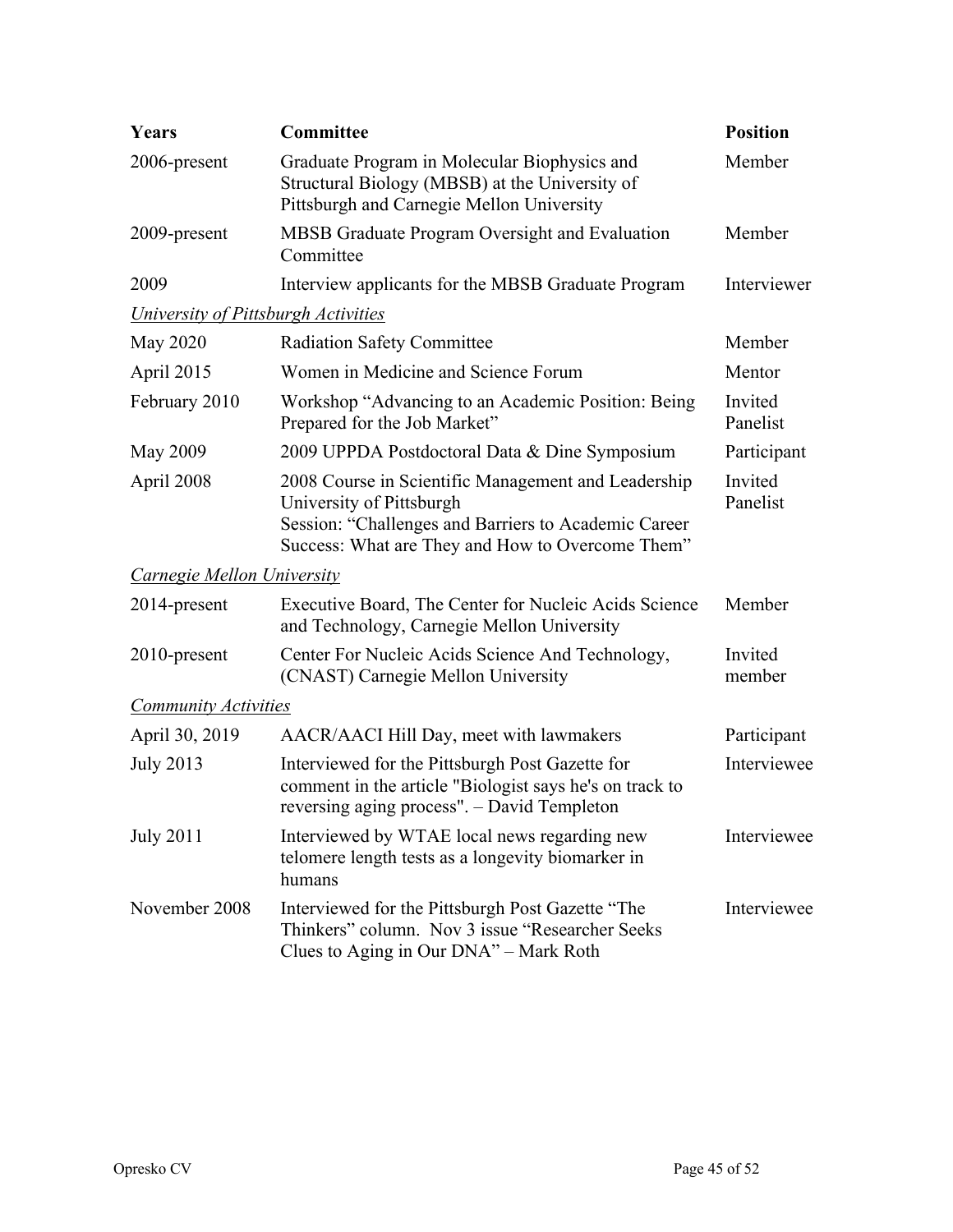| Years | Committee | Position |
| --- | --- | --- |
| 2006-present | Graduate Program in Molecular Biophysics and Structural Biology (MBSB) at the University of Pittsburgh and Carnegie Mellon University | Member |
| 2009-present | MBSB Graduate Program Oversight and Evaluation Committee | Member |
| 2009 | Interview applicants for the MBSB Graduate Program | Interviewer |
| *University of Pittsburgh Activities* | | |
| May 2020 | Radiation Safety Committee | Member |
| April 2015 | Women in Medicine and Science Forum | Mentor |
| February 2010 | Workshop "Advancing to an Academic Position: Being Prepared for the Job Market" | Invited Panelist |
| May 2009 | 2009 UPPDA Postdoctoral Data & Dine Symposium | Participant |
| April 2008 | 2008 Course in Scientific Management and Leadership University of Pittsburgh Session: "Challenges and Barriers to Academic Career Success: What are They and How to Overcome Them" | Invited Panelist |
| *Carnegie Mellon University* | | |
| 2014-present | Executive Board, The Center for Nucleic Acids Science and Technology, Carnegie Mellon University | Member |
| 2010-present | Center For Nucleic Acids Science And Technology, (CNAST) Carnegie Mellon University | Invited member |
| *Community Activities* | | |
| April 30, 2019 | AACR/AACI Hill Day, meet with lawmakers | Participant |
| July 2013 | Interviewed for the Pittsburgh Post Gazette for comment in the article "Biologist says he's on track to reversing aging process". – David Templeton | Interviewee |
| July 2011 | Interviewed by WTAE local news regarding new telomere length tests as a longevity biomarker in humans | Interviewee |
| November 2008 | Interviewed for the Pittsburgh Post Gazette "The Thinkers" column. Nov 3 issue "Researcher Seeks Clues to Aging in Our DNA" – Mark Roth | Interviewee |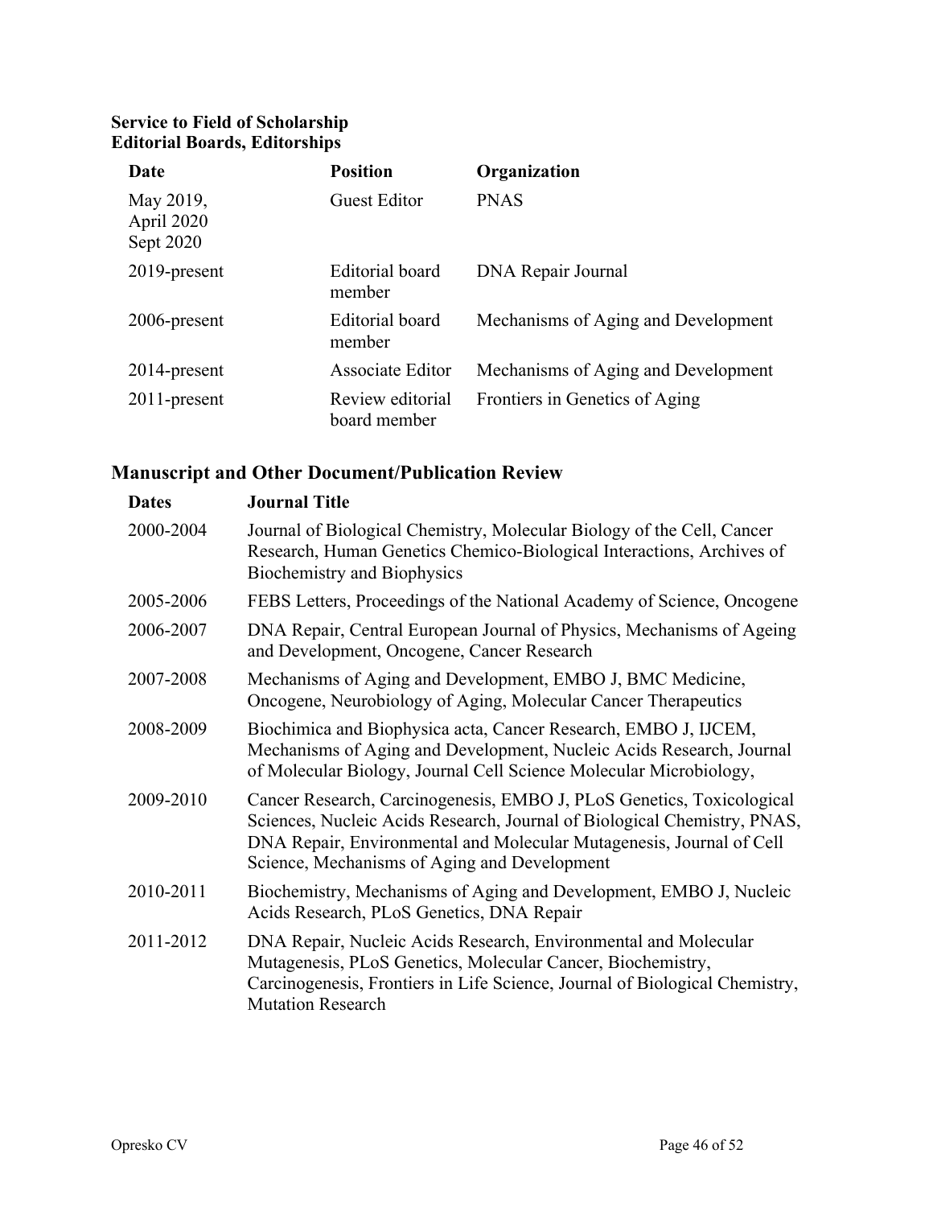**Service to Field of Scholarship**
**Editorial Boards, Editorships**

| Date | Position | Organization |
|---|---|---|
| May 2019, April 2020 Sept 2020 | Guest Editor | PNAS |
| 2019-present | Editorial board member | DNA Repair Journal |
| 2006-present | Editorial board member | Mechanisms of Aging and Development |
| 2014-present | Associate Editor | Mechanisms of Aging and Development |
| 2011-present | Review editorial board member | Frontiers in Genetics of Aging |

## Manuscript and Other Document/Publication Review

| Dates | Journal Title |
|---|---|
| 2000-2004 | Journal of Biological Chemistry, Molecular Biology of the Cell, Cancer Research, Human Genetics Chemico-Biological Interactions, Archives of Biochemistry and Biophysics |
| 2005-2006 | FEBS Letters, Proceedings of the National Academy of Science, Oncogene |
| 2006-2007 | DNA Repair, Central European Journal of Physics, Mechanisms of Ageing and Development, Oncogene, Cancer Research |
| 2007-2008 | Mechanisms of Aging and Development, EMBO J, BMC Medicine, Oncogene, Neurobiology of Aging, Molecular Cancer Therapeutics |
| 2008-2009 | Biochimica and Biophysica acta, Cancer Research, EMBO J, IJCEM, Mechanisms of Aging and Development, Nucleic Acids Research, Journal of Molecular Biology, Journal Cell Science Molecular Microbiology, |
| 2009-2010 | Cancer Research, Carcinogenesis, EMBO J, PLoS Genetics, Toxicological Sciences, Nucleic Acids Research, Journal of Biological Chemistry, PNAS, DNA Repair, Environmental and Molecular Mutagenesis, Journal of Cell Science, Mechanisms of Aging and Development |
| 2010-2011 | Biochemistry, Mechanisms of Aging and Development, EMBO J, Nucleic Acids Research, PLoS Genetics, DNA Repair |
| 2011-2012 | DNA Repair, Nucleic Acids Research, Environmental and Molecular Mutagenesis, PLoS Genetics, Molecular Cancer, Biochemistry, Carcinogenesis, Frontiers in Life Science, Journal of Biological Chemistry, Mutation Research |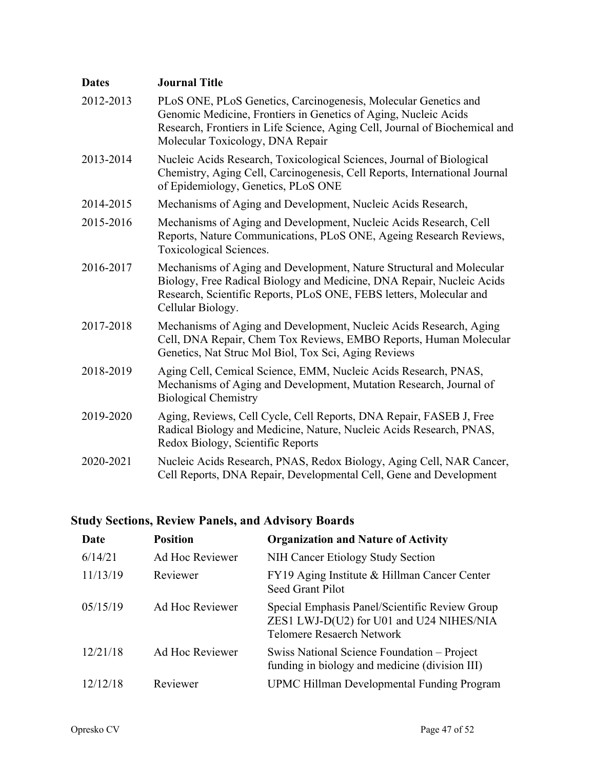| Dates | Journal Title |
|---|---|
| 2012-2013 | PLoS ONE, PLoS Genetics, Carcinogenesis, Molecular Genetics and Genomic Medicine, Frontiers in Genetics of Aging, Nucleic Acids Research, Frontiers in Life Science, Aging Cell, Journal of Biochemical and Molecular Toxicology, DNA Repair |
| 2013-2014 | Nucleic Acids Research, Toxicological Sciences, Journal of Biological Chemistry, Aging Cell, Carcinogenesis, Cell Reports, International Journal of Epidemiology, Genetics, PLoS ONE |
| 2014-2015 | Mechanisms of Aging and Development, Nucleic Acids Research, |
| 2015-2016 | Mechanisms of Aging and Development, Nucleic Acids Research, Cell Reports, Nature Communications, PLoS ONE, Ageing Research Reviews, Toxicological Sciences. |
| 2016-2017 | Mechanisms of Aging and Development, Nature Structural and Molecular Biology, Free Radical Biology and Medicine, DNA Repair, Nucleic Acids Research, Scientific Reports, PLoS ONE, FEBS letters, Molecular and Cellular Biology. |
| 2017-2018 | Mechanisms of Aging and Development, Nucleic Acids Research, Aging Cell, DNA Repair, Chem Tox Reviews, EMBO Reports, Human Molecular Genetics, Nat Struc Mol Biol, Tox Sci, Aging Reviews |
| 2018-2019 | Aging Cell, Cemical Science, EMM, Nucleic Acids Research, PNAS, Mechanisms of Aging and Development, Mutation Research, Journal of Biological Chemistry |
| 2019-2020 | Aging, Reviews, Cell Cycle, Cell Reports, DNA Repair, FASEB J, Free Radical Biology and Medicine, Nature, Nucleic Acids Research, PNAS, Redox Biology, Scientific Reports |
| 2020-2021 | Nucleic Acids Research, PNAS, Redox Biology, Aging Cell, NAR Cancer, Cell Reports, DNA Repair, Developmental Cell, Gene and Development |

## Study Sections, Review Panels, and Advisory Boards

| Date | Position | Organization and Nature of Activity |
|---|---|---|
| 6/14/21 | Ad Hoc Reviewer | NIH Cancer Etiology Study Section |
| 11/13/19 | Reviewer | FY19 Aging Institute & Hillman Cancer Center Seed Grant Pilot |
| 05/15/19 | Ad Hoc Reviewer | Special Emphasis Panel/Scientific Review Group ZES1 LWJ-D(U2) for U01 and U24 NIHES/NIA Telomere Resaerch Network |
| 12/21/18 | Ad Hoc Reviewer | Swiss National Science Foundation – Project funding in biology and medicine (division III) |
| 12/12/18 | Reviewer | UPMC Hillman Developmental Funding Program |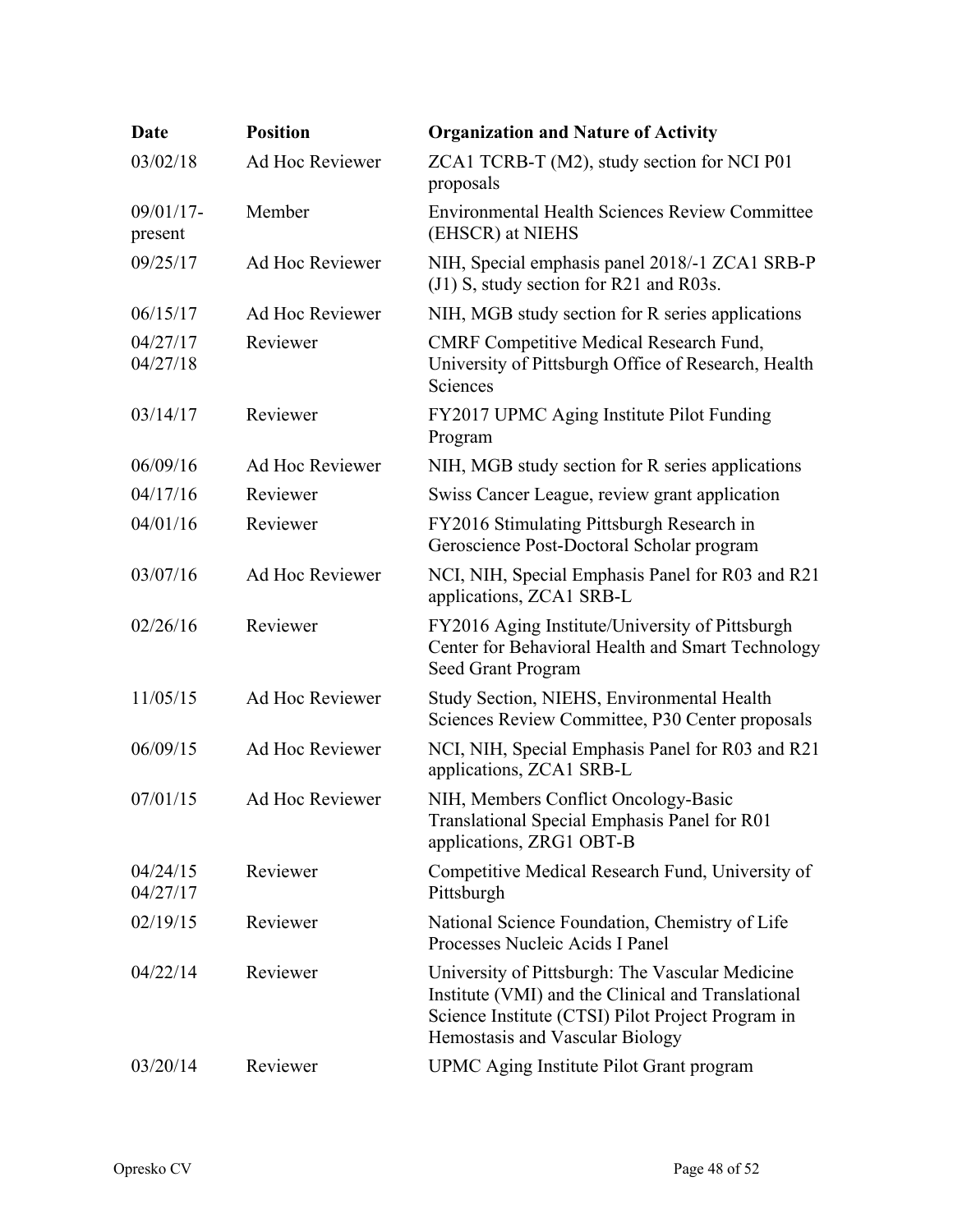| Date | Position | Organization and Nature of Activity |
|---|---|---|
| 03/02/18 | Ad Hoc Reviewer | ZCA1 TCRB-T (M2), study section for NCI P01 proposals |
| 09/01/17-present | Member | Environmental Health Sciences Review Committee (EHSCR) at NIEHS |
| 09/25/17 | Ad Hoc Reviewer | NIH, Special emphasis panel 2018/-1 ZCA1 SRB-P (J1) S, study section for R21 and R03s. |
| 06/15/17 | Ad Hoc Reviewer | NIH, MGB study section for R series applications |
| 04/27/17 04/27/18 | Reviewer | CMRF Competitive Medical Research Fund, University of Pittsburgh Office of Research, Health Sciences |
| 03/14/17 | Reviewer | FY2017 UPMC Aging Institute Pilot Funding Program |
| 06/09/16 | Ad Hoc Reviewer | NIH, MGB study section for R series applications |
| 04/17/16 | Reviewer | Swiss Cancer League, review grant application |
| 04/01/16 | Reviewer | FY2016 Stimulating Pittsburgh Research in Geroscience Post-Doctoral Scholar program |
| 03/07/16 | Ad Hoc Reviewer | NCI, NIH, Special Emphasis Panel for R03 and R21 applications, ZCA1 SRB-L |
| 02/26/16 | Reviewer | FY2016 Aging Institute/University of Pittsburgh Center for Behavioral Health and Smart Technology Seed Grant Program |
| 11/05/15 | Ad Hoc Reviewer | Study Section, NIEHS, Environmental Health Sciences Review Committee, P30 Center proposals |
| 06/09/15 | Ad Hoc Reviewer | NCI, NIH, Special Emphasis Panel for R03 and R21 applications, ZCA1 SRB-L |
| 07/01/15 | Ad Hoc Reviewer | NIH, Members Conflict Oncology-Basic Translational Special Emphasis Panel for R01 applications, ZRG1 OBT-B |
| 04/24/15 04/27/17 | Reviewer | Competitive Medical Research Fund, University of Pittsburgh |
| 02/19/15 | Reviewer | National Science Foundation, Chemistry of Life Processes Nucleic Acids I Panel |
| 04/22/14 | Reviewer | University of Pittsburgh: The Vascular Medicine Institute (VMI) and the Clinical and Translational Science Institute (CTSI) Pilot Project Program in Hemostasis and Vascular Biology |
| 03/20/14 | Reviewer | UPMC Aging Institute Pilot Grant program |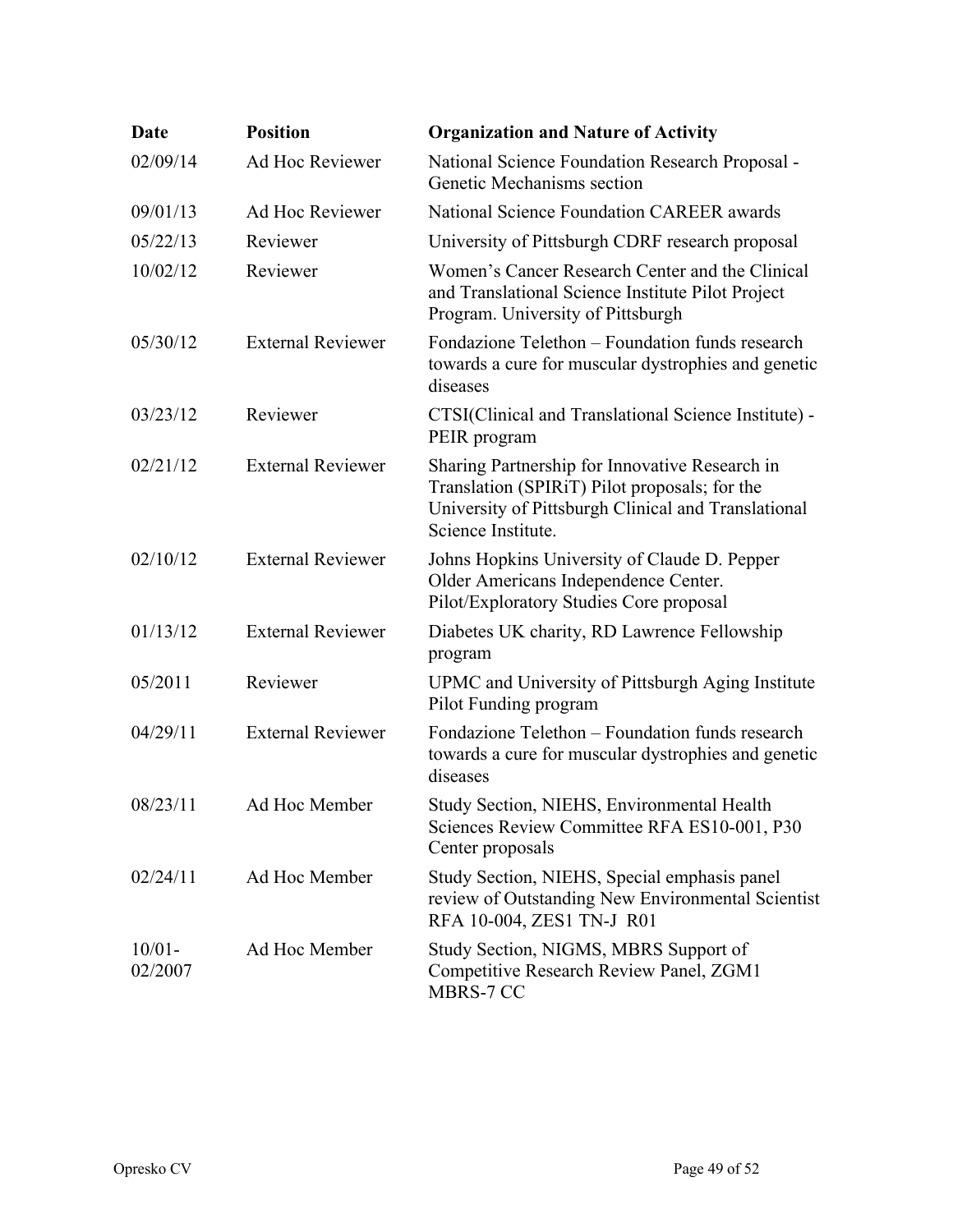| Date | Position | Organization and Nature of Activity |
|---|---|---|
| 02/09/14 | Ad Hoc Reviewer | National Science Foundation Research Proposal - Genetic Mechanisms section |
| 09/01/13 | Ad Hoc Reviewer | National Science Foundation CAREER awards |
| 05/22/13 | Reviewer | University of Pittsburgh CDRF research proposal |
| 10/02/12 | Reviewer | Women's Cancer Research Center and the Clinical and Translational Science Institute Pilot Project Program. University of Pittsburgh |
| 05/30/12 | External Reviewer | Fondazione Telethon – Foundation funds research towards a cure for muscular dystrophies and genetic diseases |
| 03/23/12 | Reviewer | CTSI(Clinical and Translational Science Institute) - PEIR program |
| 02/21/12 | External Reviewer | Sharing Partnership for Innovative Research in Translation (SPIRiT) Pilot proposals; for the University of Pittsburgh Clinical and Translational Science Institute. |
| 02/10/12 | External Reviewer | Johns Hopkins University of Claude D. Pepper Older Americans Independence Center. Pilot/Exploratory Studies Core proposal |
| 01/13/12 | External Reviewer | Diabetes UK charity, RD Lawrence Fellowship program |
| 05/2011 | Reviewer | UPMC and University of Pittsburgh Aging Institute Pilot Funding program |
| 04/29/11 | External Reviewer | Fondazione Telethon – Foundation funds research towards a cure for muscular dystrophies and genetic diseases |
| 08/23/11 | Ad Hoc Member | Study Section, NIEHS, Environmental Health Sciences Review Committee RFA ES10-001, P30 Center proposals |
| 02/24/11 | Ad Hoc Member | Study Section, NIEHS, Special emphasis panel review of Outstanding New Environmental Scientist RFA 10-004, ZES1 TN-J R01 |
| 10/01-02/2007 | Ad Hoc Member | Study Section, NIGMS, MBRS Support of Competitive Research Review Panel, ZGM1 MBRS-7 CC |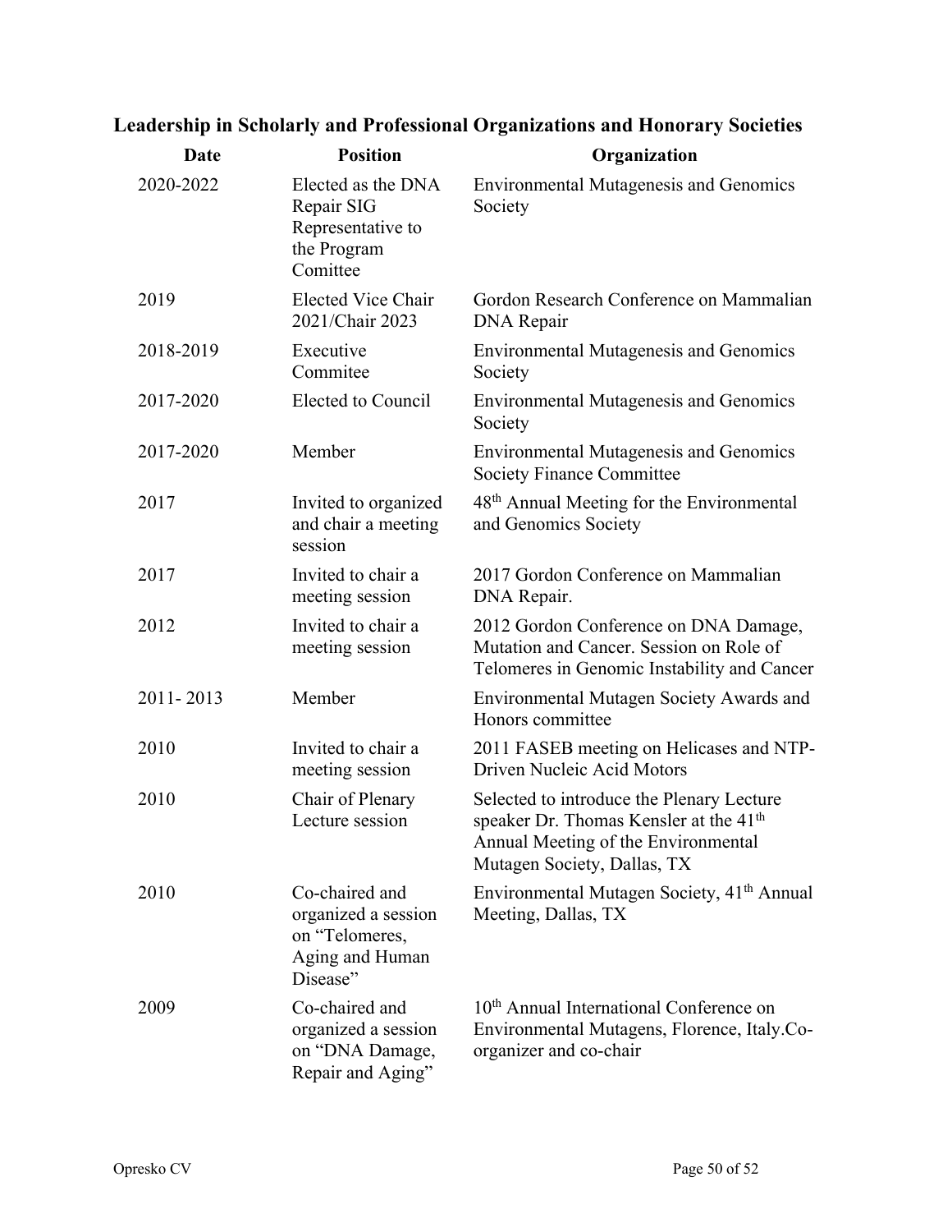## Leadership in Scholarly and Professional Organizations and Honorary Societies

| Date | Position | Organization |
|---|---|---|
| 2020-2022 | Elected as the DNA Repair SIG Representative to the Program Comittee | Environmental Mutagenesis and Genomics Society |
| 2019 | Elected Vice Chair 2021/Chair 2023 | Gordon Research Conference on Mammalian DNA Repair |
| 2018-2019 | Executive Commitee | Environmental Mutagenesis and Genomics Society |
| 2017-2020 | Elected to Council | Environmental Mutagenesis and Genomics Society |
| 2017-2020 | Member | Environmental Mutagenesis and Genomics Society Finance Committee |
| 2017 | Invited to organized and chair a meeting session | 48th Annual Meeting for the Environmental and Genomics Society |
| 2017 | Invited to chair a meeting session | 2017 Gordon Conference on Mammalian DNA Repair. |
| 2012 | Invited to chair a meeting session | 2012 Gordon Conference on DNA Damage, Mutation and Cancer. Session on Role of Telomeres in Genomic Instability and Cancer |
| 2011- 2013 | Member | Environmental Mutagen Society Awards and Honors committee |
| 2010 | Invited to chair a meeting session | 2011 FASEB meeting on Helicases and NTP-Driven Nucleic Acid Motors |
| 2010 | Chair of Plenary Lecture session | Selected to introduce the Plenary Lecture speaker Dr. Thomas Kensler at the 41th Annual Meeting of the Environmental Mutagen Society, Dallas, TX |
| 2010 | Co-chaired and organized a session on "Telomeres, Aging and Human Disease" | Environmental Mutagen Society, 41th Annual Meeting, Dallas, TX |
| 2009 | Co-chaired and organized a session on "DNA Damage, Repair and Aging" | 10th Annual International Conference on Environmental Mutagens, Florence, Italy.Co-organizer and co-chair |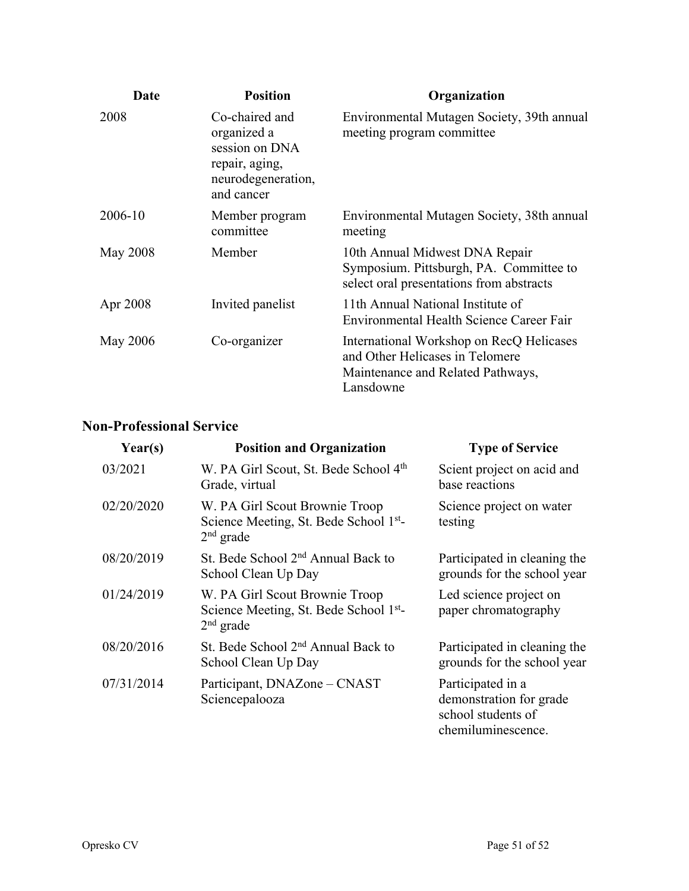| Date | Position | Organization |
|---|---|---|
| 2008 | Co-chaired and organized a session on DNA repair, aging, neurodegeneration, and cancer | Environmental Mutagen Society, 39th annual meeting program committee |
| 2006-10 | Member program committee | Environmental Mutagen Society, 38th annual meeting |
| May 2008 | Member | 10th Annual Midwest DNA Repair Symposium. Pittsburgh, PA. Committee to select oral presentations from abstracts |
| Apr 2008 | Invited panelist | 11th Annual National Institute of Environmental Health Science Career Fair |
| May 2006 | Co-organizer | International Workshop on RecQ Helicases and Other Helicases in Telomere Maintenance and Related Pathways, Lansdowne |

## Non-Professional Service

| Year(s) | Position and Organization | Type of Service |
|---|---|---|
| 03/2021 | W. PA Girl Scout, St. Bede School 4th Grade, virtual | Scient project on acid and base reactions |
| 02/20/2020 | W. PA Girl Scout Brownie Troop Science Meeting, St. Bede School 1st-2nd grade | Science project on water testing |
| 08/20/2019 | St. Bede School 2nd Annual Back to School Clean Up Day | Participated in cleaning the grounds for the school year |
| 01/24/2019 | W. PA Girl Scout Brownie Troop Science Meeting, St. Bede School 1st-2nd grade | Led science project on paper chromatography |
| 08/20/2016 | St. Bede School 2nd Annual Back to School Clean Up Day | Participated in cleaning the grounds for the school year |
| 07/31/2014 | Participant, DNAZone – CNAST Sciencepalooza | Participated in a demonstration for grade school students of chemiluminescence. |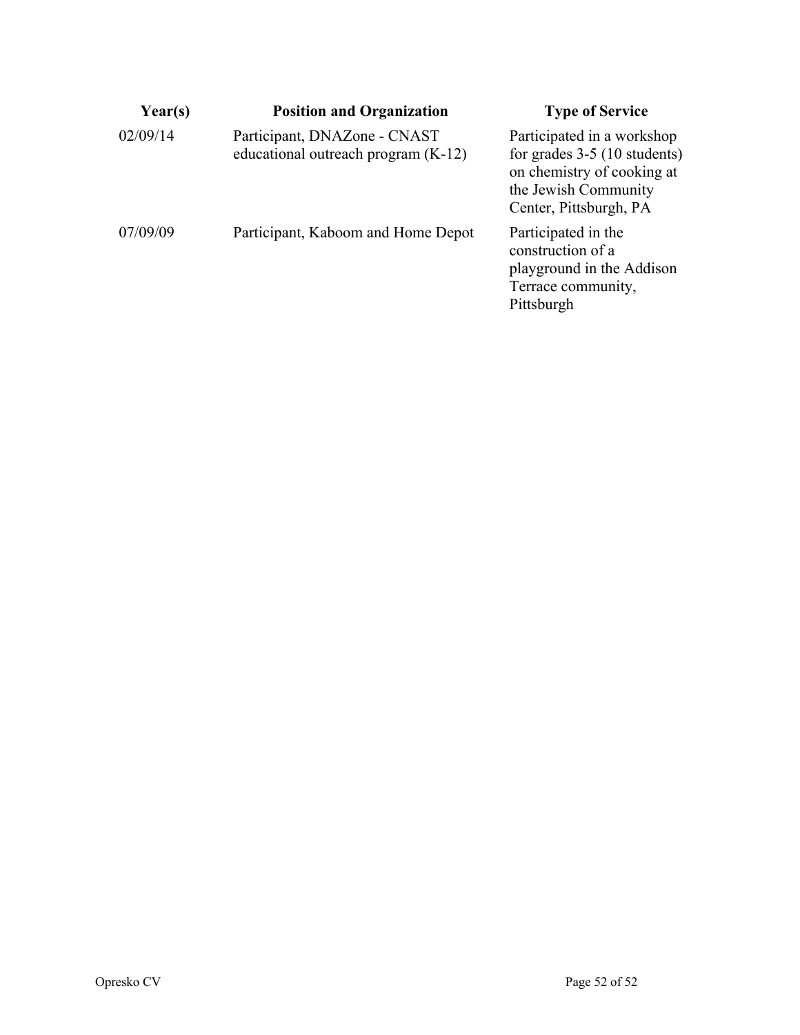| Year(s) | Position and Organization | Type of Service |
|---|---|---|
| 02/09/14 | Participant, DNAZone - CNAST educational outreach program (K-12) | Participated in a workshop for grades 3-5 (10 students) on chemistry of cooking at the Jewish Community Center, Pittsburgh, PA |
| 07/09/09 | Participant, Kaboom and Home Depot | Participated in the construction of a playground in the Addison Terrace community, Pittsburgh |